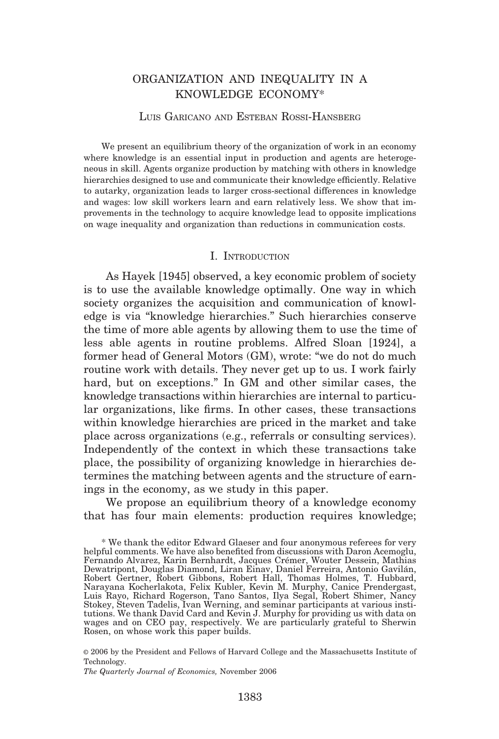# ORGANIZATION AND INEQUALITY IN A KNOWLEDGE ECONOMY*

LUIS GARICANO AND ESTEBAN ROSSI-HANSBERG

We present an equilibrium theory of the organization of work in an economy where knowledge is an essential input in production and agents are heterogeneous in skill. Agents organize production by matching with others in knowledge hierarchies designed to use and communicate their knowledge efficiently. Relative to autarky, organization leads to larger cross-sectional differences in knowledge and wages: low skill workers learn and earn relatively less. We show that improvements in the technology to acquire knowledge lead to opposite implications on wage inequality and organization than reductions in communication costs.

## I. INTRODUCTION

As Hayek [1945] observed, a key economic problem of society is to use the available knowledge optimally. One way in which society organizes the acquisition and communication of knowledge is via "knowledge hierarchies." Such hierarchies conserve the time of more able agents by allowing them to use the time of less able agents in routine problems. Alfred Sloan [1924], a former head of General Motors (GM), wrote: "we do not do much routine work with details. They never get up to us. I work fairly hard, but on exceptions." In GM and other similar cases, the knowledge transactions within hierarchies are internal to particular organizations, like firms. In other cases, these transactions within knowledge hierarchies are priced in the market and take place across organizations (e.g., referrals or consulting services). Independently of the context in which these transactions take place, the possibility of organizing knowledge in hierarchies determines the matching between agents and the structure of earnings in the economy, as we study in this paper.

We propose an equilibrium theory of a knowledge economy that has four main elements: production requires knowledge;

* We thank the editor Edward Glaeser and four anonymous referees for very helpful comments. We have also benefited from discussions with Daron Acemoglu, Fernando Alvarez, Karin Bernhardt, Jacques Crémer, Wouter Dessein, Mathias Dewatripont, Douglas Diamond, Liran Einav, Daniel Ferreira, Antonio Gavilán, Robert Gertner, Robert Gibbons, Robert Hall, Thomas Holmes, T. Hubbard, Narayana Kocherlakota, Felix Kubler, Kevin M. Murphy, Canice Prendergast, Luis Rayo, Richard Rogerson, Tano Santos, Ilya Segal, Robert Shimer, Nancy Stokey, Steven Tadelis, Ivan Werning, and seminar participants at various institutions. We thank David Card and Kevin J. Murphy for providing us with data on wages and on CEO pay, respectively. We are particularly grateful to Sherwin Rosen, on whose work this paper builds.

© 2006 by the President and Fellows of Harvard College and the Massachusetts Institute of Technology.
*The Quarterly Journal of Economics,* November 2006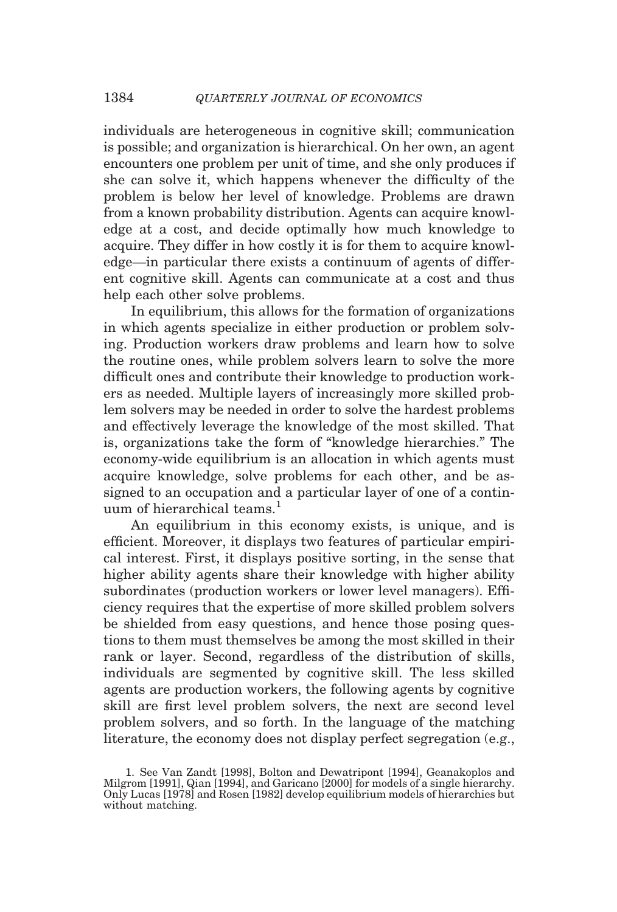individuals are heterogeneous in cognitive skill; communication is possible; and organization is hierarchical. On her own, an agent encounters one problem per unit of time, and she only produces if she can solve it, which happens whenever the difficulty of the problem is below her level of knowledge. Problems are drawn from a known probability distribution. Agents can acquire knowledge at a cost, and decide optimally how much knowledge to acquire. They differ in how costly it is for them to acquire knowledge—in particular there exists a continuum of agents of different cognitive skill. Agents can communicate at a cost and thus help each other solve problems.

In equilibrium, this allows for the formation of organizations in which agents specialize in either production or problem solving. Production workers draw problems and learn how to solve the routine ones, while problem solvers learn to solve the more difficult ones and contribute their knowledge to production workers as needed. Multiple layers of increasingly more skilled problem solvers may be needed in order to solve the hardest problems and effectively leverage the knowledge of the most skilled. That is, organizations take the form of "knowledge hierarchies." The economy-wide equilibrium is an allocation in which agents must acquire knowledge, solve problems for each other, and be assigned to an occupation and a particular layer of one of a continuum of hierarchical teams.[1]

An equilibrium in this economy exists, is unique, and is efficient. Moreover, it displays two features of particular empirical interest. First, it displays positive sorting, in the sense that higher ability agents share their knowledge with higher ability subordinates (production workers or lower level managers). Efficiency requires that the expertise of more skilled problem solvers be shielded from easy questions, and hence those posing questions to them must themselves be among the most skilled in their rank or layer. Second, regardless of the distribution of skills, individuals are segmented by cognitive skill. The less skilled agents are production workers, the following agents by cognitive skill are first level problem solvers, the next are second level problem solvers, and so forth. In the language of the matching literature, the economy does not display perfect segregation (e.g.,

1. See Van Zandt [1998], Bolton and Dewatripont [1994], Geanakoplos and Milgrom [1991], Qian [1994], and Garicano [2000] for models of a single hierarchy. Only Lucas [1978] and Rosen [1982] develop equilibrium models of hierarchies but without matching.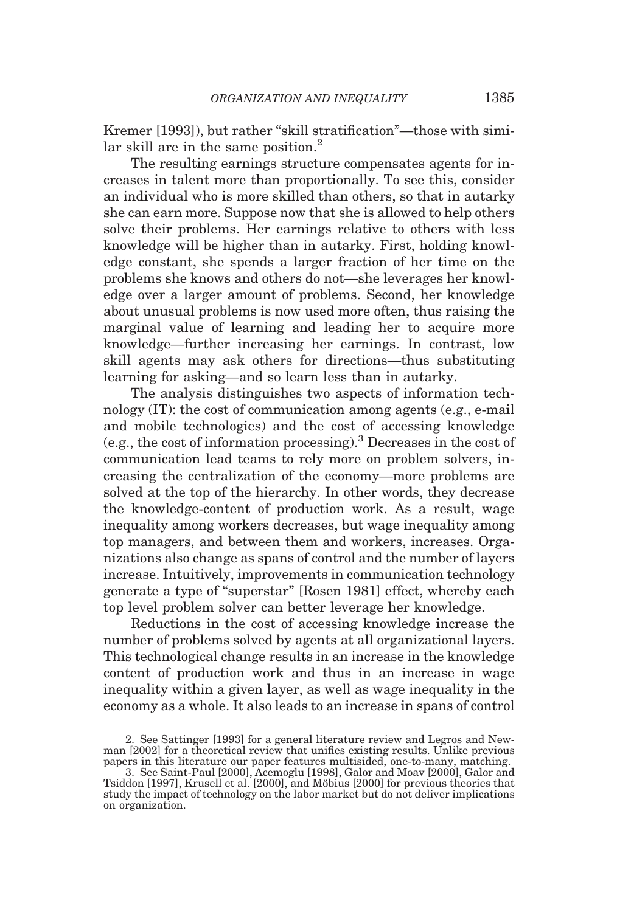Kremer [1993]), but rather "skill stratification"—those with similar skill are in the same position.[2]

The resulting earnings structure compensates agents for increases in talent more than proportionally. To see this, consider an individual who is more skilled than others, so that in autarky she can earn more. Suppose now that she is allowed to help others solve their problems. Her earnings relative to others with less knowledge will be higher than in autarky. First, holding knowledge constant, she spends a larger fraction of her time on the problems she knows and others do not—she leverages her knowledge over a larger amount of problems. Second, her knowledge about unusual problems is now used more often, thus raising the marginal value of learning and leading her to acquire more knowledge—further increasing her earnings. In contrast, low skill agents may ask others for directions—thus substituting learning for asking—and so learn less than in autarky.

The analysis distinguishes two aspects of information technology (IT): the cost of communication among agents (e.g., e-mail and mobile technologies) and the cost of accessing knowledge (e.g., the cost of information processing).[3] Decreases in the cost of communication lead teams to rely more on problem solvers, increasing the centralization of the economy—more problems are solved at the top of the hierarchy. In other words, they decrease the knowledge-content of production work. As a result, wage inequality among workers decreases, but wage inequality among top managers, and between them and workers, increases. Organizations also change as spans of control and the number of layers increase. Intuitively, improvements in communication technology generate a type of "superstar" [Rosen 1981] effect, whereby each top level problem solver can better leverage her knowledge.

Reductions in the cost of accessing knowledge increase the number of problems solved by agents at all organizational layers. This technological change results in an increase in the knowledge content of production work and thus in an increase in wage inequality within a given layer, as well as wage inequality in the economy as a whole. It also leads to an increase in spans of control

2. See Sattinger [1993] for a general literature review and Legros and Newman [2002] for a theoretical review that unifies existing results. Unlike previous papers in this literature our paper features multisided, one-to-many, matching.

3. See Saint-Paul [2000], Acemoglu [1998], Galor and Moav [2000], Galor and Tsiddon [1997], Krusell et al. [2000], and Möbius [2000] for previous theories that study the impact of technology on the labor market but do not deliver implications on organization.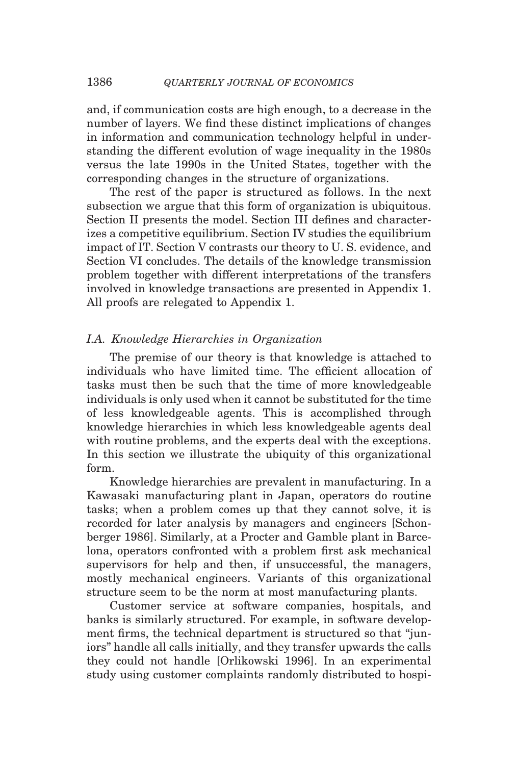and, if communication costs are high enough, to a decrease in the number of layers. We find these distinct implications of changes in information and communication technology helpful in understanding the different evolution of wage inequality in the 1980s versus the late 1990s in the United States, together with the corresponding changes in the structure of organizations.

The rest of the paper is structured as follows. In the next subsection we argue that this form of organization is ubiquitous. Section II presents the model. Section III defines and characterizes a competitive equilibrium. Section IV studies the equilibrium impact of IT. Section V contrasts our theory to U. S. evidence, and Section VI concludes. The details of the knowledge transmission problem together with different interpretations of the transfers involved in knowledge transactions are presented in Appendix 1. All proofs are relegated to Appendix 1.

### *I.A. Knowledge Hierarchies in Organization*

The premise of our theory is that knowledge is attached to individuals who have limited time. The efficient allocation of tasks must then be such that the time of more knowledgeable individuals is only used when it cannot be substituted for the time of less knowledgeable agents. This is accomplished through knowledge hierarchies in which less knowledgeable agents deal with routine problems, and the experts deal with the exceptions. In this section we illustrate the ubiquity of this organizational form.

Knowledge hierarchies are prevalent in manufacturing. In a Kawasaki manufacturing plant in Japan, operators do routine tasks; when a problem comes up that they cannot solve, it is recorded for later analysis by managers and engineers [Schonberger 1986]. Similarly, at a Procter and Gamble plant in Barcelona, operators confronted with a problem first ask mechanical supervisors for help and then, if unsuccessful, the managers, mostly mechanical engineers. Variants of this organizational structure seem to be the norm at most manufacturing plants.

Customer service at software companies, hospitals, and banks is similarly structured. For example, in software development firms, the technical department is structured so that "juniors" handle all calls initially, and they transfer upwards the calls they could not handle [Orlikowski 1996]. In an experimental study using customer complaints randomly distributed to hospi-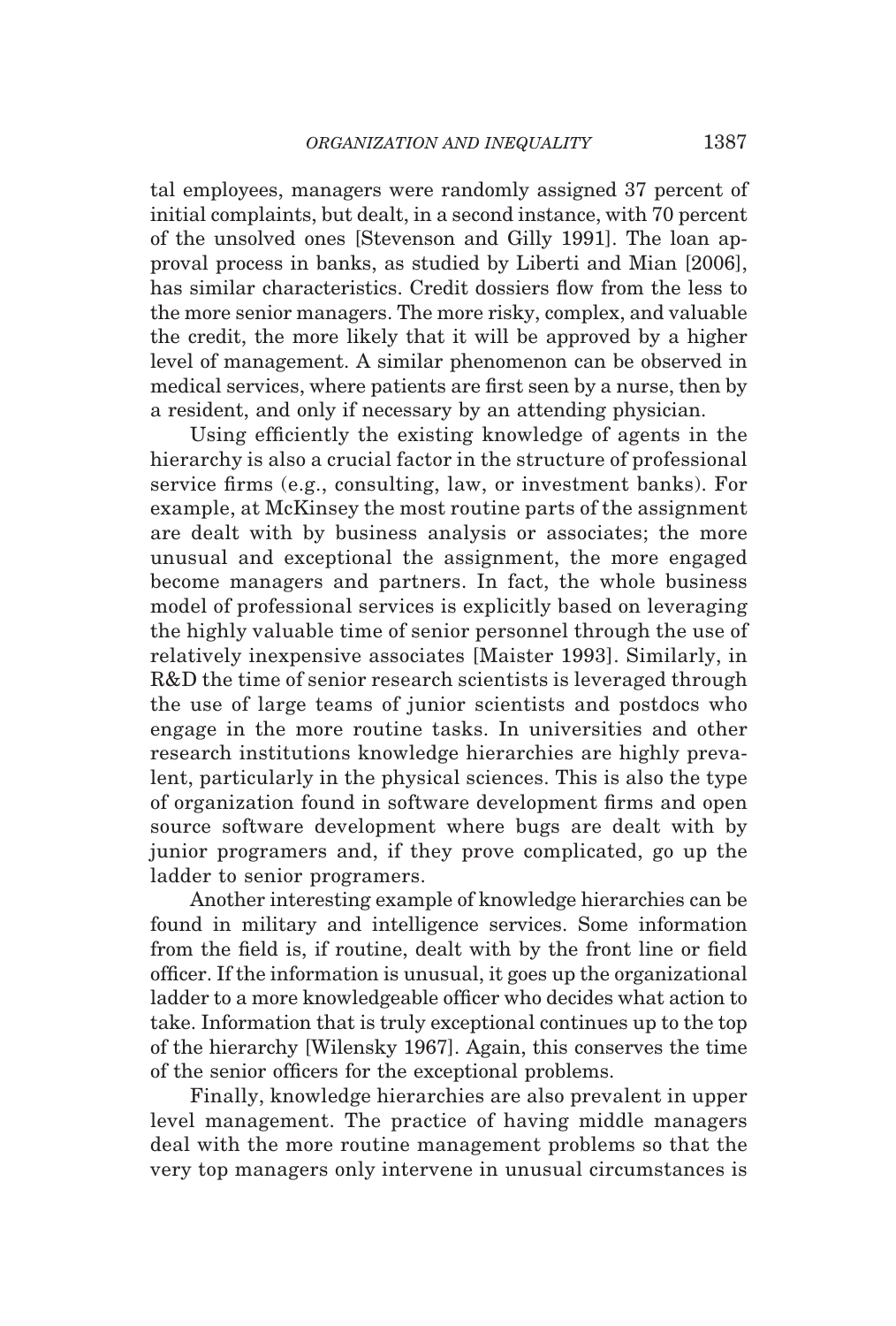tal employees, managers were randomly assigned 37 percent of initial complaints, but dealt, in a second instance, with 70 percent of the unsolved ones [Stevenson and Gilly 1991]. The loan approval process in banks, as studied by Liberti and Mian [2006], has similar characteristics. Credit dossiers flow from the less to the more senior managers. The more risky, complex, and valuable the credit, the more likely that it will be approved by a higher level of management. A similar phenomenon can be observed in medical services, where patients are first seen by a nurse, then by a resident, and only if necessary by an attending physician.

Using efficiently the existing knowledge of agents in the hierarchy is also a crucial factor in the structure of professional service firms (e.g., consulting, law, or investment banks). For example, at McKinsey the most routine parts of the assignment are dealt with by business analysis or associates; the more unusual and exceptional the assignment, the more engaged become managers and partners. In fact, the whole business model of professional services is explicitly based on leveraging the highly valuable time of senior personnel through the use of relatively inexpensive associates [Maister 1993]. Similarly, in R&D the time of senior research scientists is leveraged through the use of large teams of junior scientists and postdocs who engage in the more routine tasks. In universities and other research institutions knowledge hierarchies are highly prevalent, particularly in the physical sciences. This is also the type of organization found in software development firms and open source software development where bugs are dealt with by junior programers and, if they prove complicated, go up the ladder to senior programers.

Another interesting example of knowledge hierarchies can be found in military and intelligence services. Some information from the field is, if routine, dealt with by the front line or field officer. If the information is unusual, it goes up the organizational ladder to a more knowledgeable officer who decides what action to take. Information that is truly exceptional continues up to the top of the hierarchy [Wilensky 1967]. Again, this conserves the time of the senior officers for the exceptional problems.

Finally, knowledge hierarchies are also prevalent in upper level management. The practice of having middle managers deal with the more routine management problems so that the very top managers only intervene in unusual circumstances is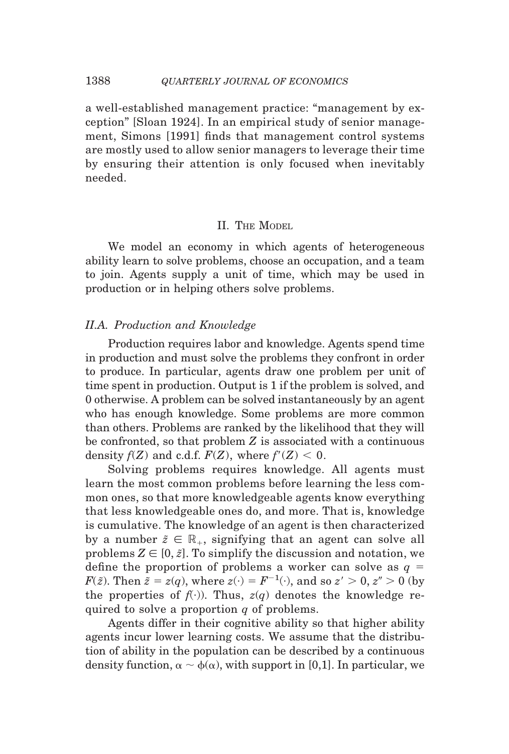a well-established management practice: "management by exception" [Sloan 1924]. In an empirical study of senior management, Simons [1991] finds that management control systems are mostly used to allow senior managers to leverage their time by ensuring their attention is only focused when inevitably needed.

## II. The Model

We model an economy in which agents of heterogeneous ability learn to solve problems, choose an occupation, and a team to join. Agents supply a unit of time, which may be used in production or in helping others solve problems.

### *II.A. Production and Knowledge*

Production requires labor and knowledge. Agents spend time in production and must solve the problems they confront in order to produce. In particular, agents draw one problem per unit of time spent in production. Output is 1 if the problem is solved, and 0 otherwise. A problem can be solved instantaneously by an agent who has enough knowledge. Some problems are more common than others. Problems are ranked by the likelihood that they will be confronted, so that problem $Z$ is associated with a continuous density $f(Z)$ and c.d.f. $F(Z)$, where $f'(Z) < 0$.

Solving problems requires knowledge. All agents must learn the most common problems before learning the less common ones, so that more knowledgeable agents know everything that less knowledgeable ones do, and more. That is, knowledge is cumulative. The knowledge of an agent is then characterized by a number $\tilde{z} \in \mathbb{R}_{+}$, signifying that an agent can solve all problems $Z \in [0, \tilde{z}]$. To simplify the discussion and notation, we define the proportion of problems a worker can solve as $q = F(\tilde{z})$. Then $\tilde{z} = z(q)$, where $z(\cdot) = F^{-1}(\cdot)$, and so $z' > 0$, $z'' > 0$ (by the properties of $f(\cdot)$). Thus, $z(q)$ denotes the knowledge required to solve a proportion $q$ of problems.

Agents differ in their cognitive ability so that higher ability agents incur lower learning costs. We assume that the distribution of ability in the population can be described by a continuous density function, $\alpha \sim \phi(\alpha)$, with support in [0,1]. In particular, we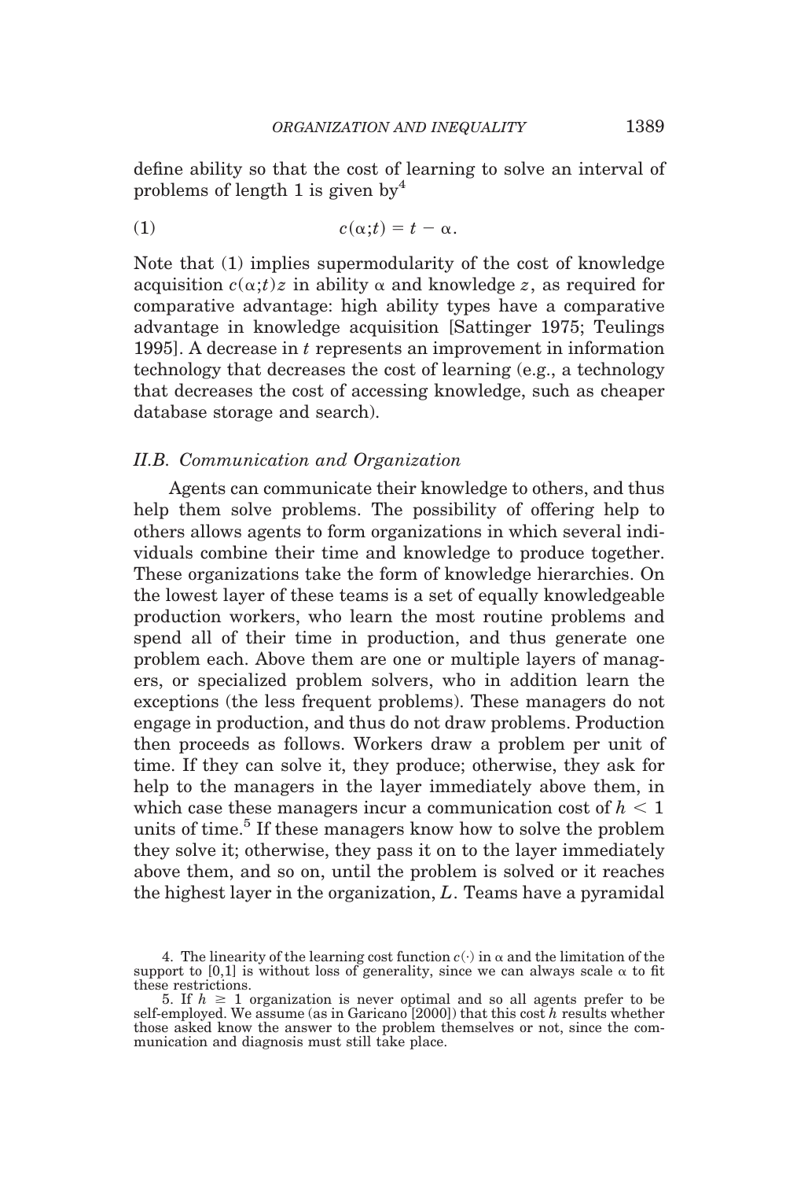define ability so that the cost of learning to solve an interval of problems of length 1 is given by[4]

$$c(\alpha;t) = t - \alpha. \tag{1}$$

Note that (1) implies supermodularity of the cost of knowledge acquisition $c(\alpha;t)z$ in ability $\alpha$ and knowledge $z$, as required for comparative advantage: high ability types have a comparative advantage in knowledge acquisition [Sattinger 1975; Teulings 1995]. A decrease in $t$ represents an improvement in information technology that decreases the cost of learning (e.g., a technology that decreases the cost of accessing knowledge, such as cheaper database storage and search).

### *II.B. Communication and Organization*

Agents can communicate their knowledge to others, and thus help them solve problems. The possibility of offering help to others allows agents to form organizations in which several individuals combine their time and knowledge to produce together. These organizations take the form of knowledge hierarchies. On the lowest layer of these teams is a set of equally knowledgeable production workers, who learn the most routine problems and spend all of their time in production, and thus generate one problem each. Above them are one or multiple layers of managers, or specialized problem solvers, who in addition learn the exceptions (the less frequent problems). These managers do not engage in production, and thus do not draw problems. Production then proceeds as follows. Workers draw a problem per unit of time. If they can solve it, they produce; otherwise, they ask for help to the managers in the layer immediately above them, in which case these managers incur a communication cost of $h < 1$ units of time.[5] If these managers know how to solve the problem they solve it; otherwise, they pass it on to the layer immediately above them, and so on, until the problem is solved or it reaches the highest layer in the organization, $L$. Teams have a pyramidal

4. The linearity of the learning cost function $c(\cdot)$ in $\alpha$ and the limitation of the support to [0,1] is without loss of generality, since we can always scale $\alpha$ to fit these restrictions.

5. If $h \geq 1$ organization is never optimal and so all agents prefer to be self-employed. We assume (as in Garicano [2000]) that this cost $h$ results whether those asked know the answer to the problem themselves or not, since the communication and diagnosis must still take place.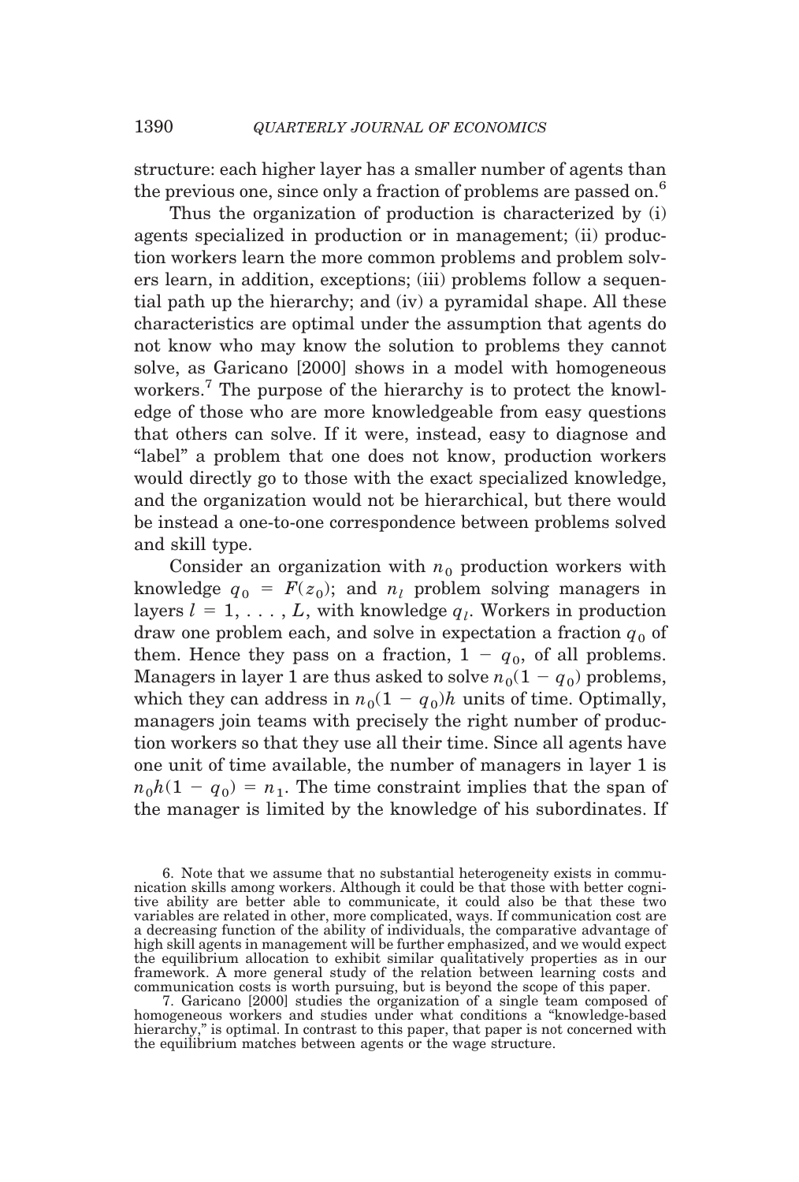structure: each higher layer has a smaller number of agents than the previous one, since only a fraction of problems are passed on.[6]

Thus the organization of production is characterized by (i) agents specialized in production or in management; (ii) production workers learn the more common problems and problem solvers learn, in addition, exceptions; (iii) problems follow a sequential path up the hierarchy; and (iv) a pyramidal shape. All these characteristics are optimal under the assumption that agents do not know who may know the solution to problems they cannot solve, as Garicano [2000] shows in a model with homogeneous workers.[7] The purpose of the hierarchy is to protect the knowledge of those who are more knowledgeable from easy questions that others can solve. If it were, instead, easy to diagnose and "label" a problem that one does not know, production workers would directly go to those with the exact specialized knowledge, and the organization would not be hierarchical, but there would be instead a one-to-one correspondence between problems solved and skill type.

Consider an organization with $n_0$ production workers with knowledge $q_0 = F(z_0)$; and $n_l$ problem solving managers in layers $l = 1, \ldots, L$, with knowledge $q_l$. Workers in production draw one problem each, and solve in expectation a fraction $q_0$ of them. Hence they pass on a fraction, $1 - q_0$, of all problems. Managers in layer 1 are thus asked to solve $n_0(1 - q_0)$ problems, which they can address in $n_0(1 - q_0)h$ units of time. Optimally, managers join teams with precisely the right number of production workers so that they use all their time. Since all agents have one unit of time available, the number of managers in layer 1 is $n_0 h(1 - q_0) = n_1$. The time constraint implies that the span of the manager is limited by the knowledge of his subordinates. If

6. Note that we assume that no substantial heterogeneity exists in communication skills among workers. Although it could be that those with better cognitive ability are better able to communicate, it could also be that these two variables are related in other, more complicated, ways. If communication cost are a decreasing function of the ability of individuals, the comparative advantage of high skill agents in management will be further emphasized, and we would expect the equilibrium allocation to exhibit similar qualitatively properties as in our framework. A more general study of the relation between learning costs and communication costs is worth pursuing, but is beyond the scope of this paper.

7. Garicano [2000] studies the organization of a single team composed of homogeneous workers and studies under what conditions a "knowledge-based hierarchy," is optimal. In contrast to this paper, that paper is not concerned with the equilibrium matches between agents or the wage structure.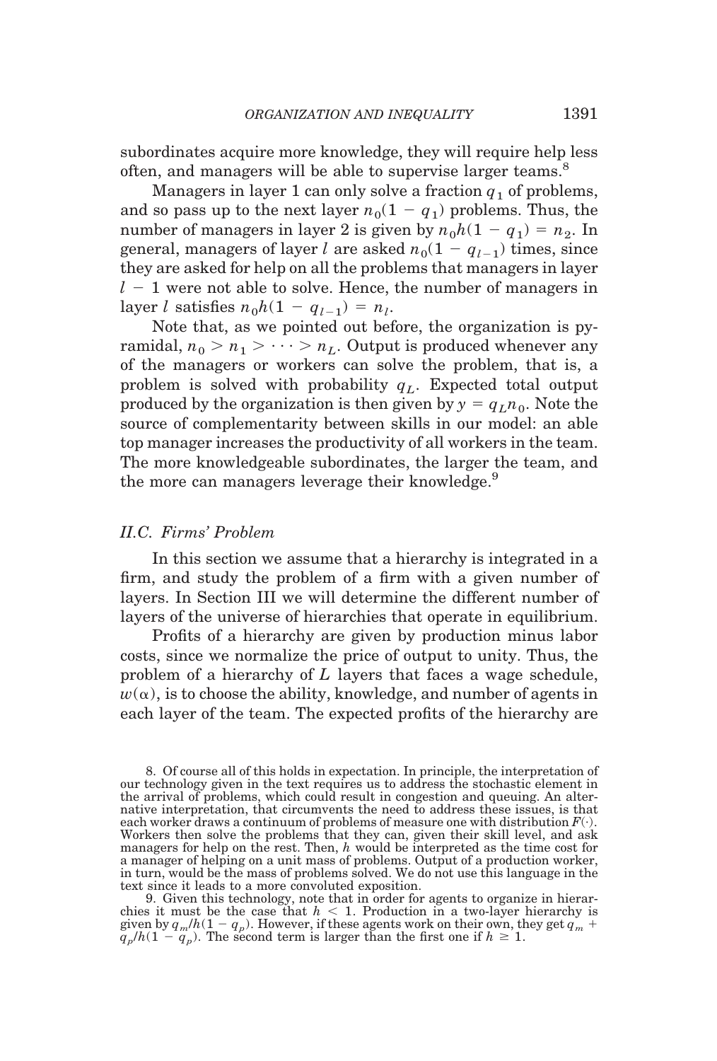subordinates acquire more knowledge, they will require help less often, and managers will be able to supervise larger teams.[8]

Managers in layer 1 can only solve a fraction $q_1$ of problems, and so pass up to the next layer $n_0(1 - q_1)$ problems. Thus, the number of managers in layer 2 is given by $n_0 h(1 - q_1) = n_2$. In general, managers of layer $l$ are asked $n_0(1 - q_{l-1})$ times, since they are asked for help on all the problems that managers in layer $l - 1$ were not able to solve. Hence, the number of managers in layer $l$ satisfies $n_0 h(1 - q_{l-1}) = n_l$.

Note that, as we pointed out before, the organization is pyramidal, $n_0 > n_1 > \cdots > n_L$. Output is produced whenever any of the managers or workers can solve the problem, that is, a problem is solved with probability $q_L$. Expected total output produced by the organization is then given by $y = q_L n_0$. Note the source of complementarity between skills in our model: an able top manager increases the productivity of all workers in the team. The more knowledgeable subordinates, the larger the team, and the more can managers leverage their knowledge.[9]

### *II.C. Firms' Problem*

In this section we assume that a hierarchy is integrated in a firm, and study the problem of a firm with a given number of layers. In Section III we will determine the different number of layers of the universe of hierarchies that operate in equilibrium.

Profits of a hierarchy are given by production minus labor costs, since we normalize the price of output to unity. Thus, the problem of a hierarchy of $L$ layers that faces a wage schedule, $w(\alpha)$, is to choose the ability, knowledge, and number of agents in each layer of the team. The expected profits of the hierarchy are

---

8. Of course all of this holds in expectation. In principle, the interpretation of our technology given in the text requires us to address the stochastic element in the arrival of problems, which could result in congestion and queuing. An alternative interpretation, that circumvents the need to address these issues, is that each worker draws a continuum of problems of measure one with distribution $F(\cdot)$. Workers then solve the problems that they can, given their skill level, and ask managers for help on the rest. Then, $h$ would be interpreted as the time cost for a manager of helping on a unit mass of problems. Output of a production worker, in turn, would be the mass of problems solved. We do not use this language in the text since it leads to a more convoluted exposition.

9. Given this technology, note that in order for agents to organize in hierarchies it must be the case that $h < 1$. Production in a two-layer hierarchy is given by $q_m/h(1 - q_p)$. However, if these agents work on their own, they get $q_m + q_p/h(1 - q_p)$. The second term is larger than the first one if $h \geq 1$.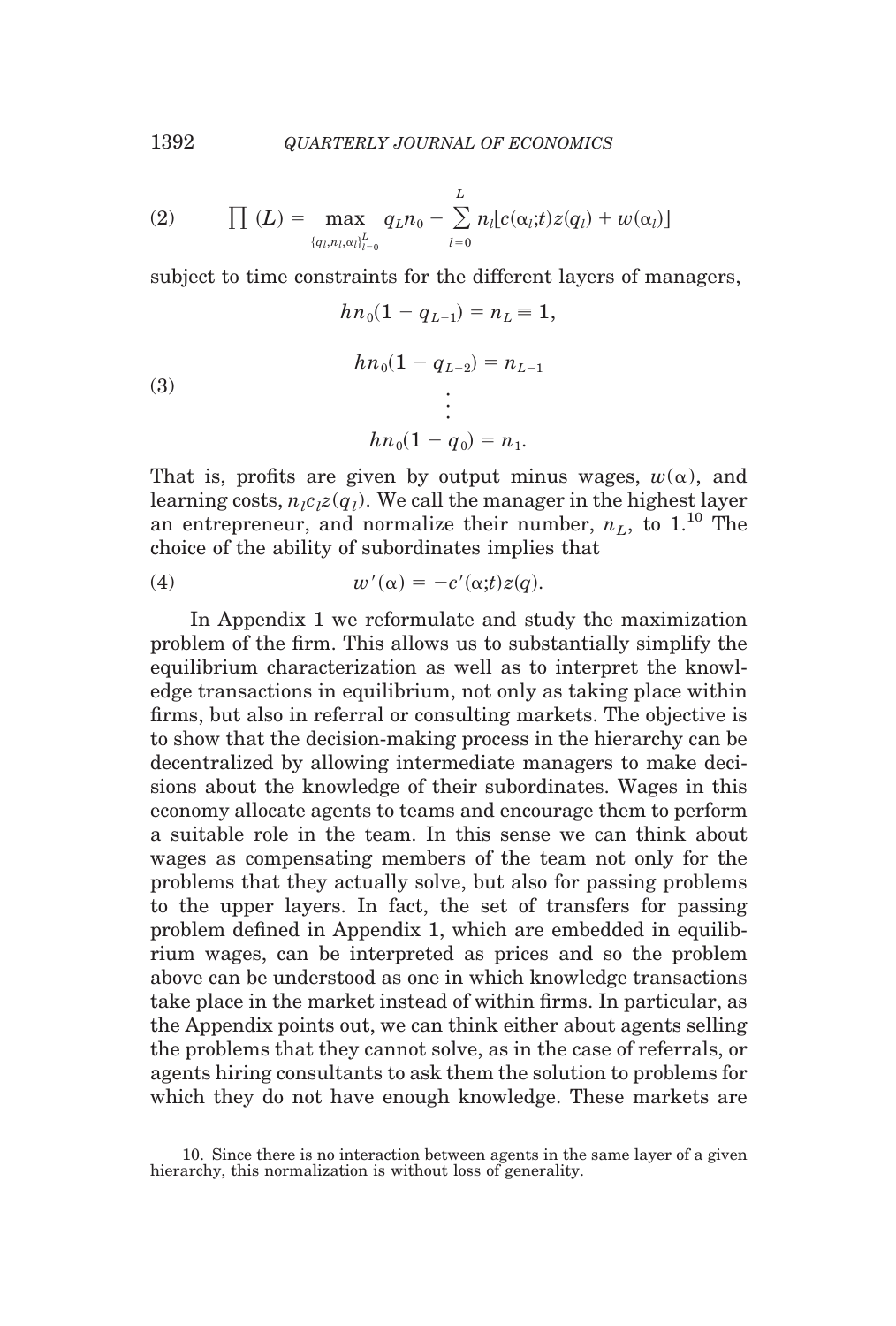$$(2) \qquad \prod(L) = \max_{\{q_l, n_l, \alpha_l\}_{l=0}^{L}} q_L n_0 - \sum_{l=0}^{L} n_l [c(\alpha_l;t) z(q_l) + w(\alpha_l)]$$

subject to time constraints for the different layers of managers,

$$(3) \qquad \begin{aligned} hn_0(1 - q_{L-1}) &= n_L \equiv 1, \\ hn_0(1 - q_{L-2}) &= n_{L-1} \\ &\vdots \\ hn_0(1 - q_0) &= n_1. \end{aligned}$$

That is, profits are given by output minus wages, $w(\alpha)$, and learning costs, $n_l c_l z(q_l)$. We call the manager in the highest layer an entrepreneur, and normalize their number, $n_L$, to 1.[10] The choice of the ability of subordinates implies that

$$(4) \qquad w'(\alpha) = -c'(\alpha;t) z(q).$$

In Appendix 1 we reformulate and study the maximization problem of the firm. This allows us to substantially simplify the equilibrium characterization as well as to interpret the knowledge transactions in equilibrium, not only as taking place within firms, but also in referral or consulting markets. The objective is to show that the decision-making process in the hierarchy can be decentralized by allowing intermediate managers to make decisions about the knowledge of their subordinates. Wages in this economy allocate agents to teams and encourage them to perform a suitable role in the team. In this sense we can think about wages as compensating members of the team not only for the problems that they actually solve, but also for passing problems to the upper layers. In fact, the set of transfers for passing problem defined in Appendix 1, which are embedded in equilibrium wages, can be interpreted as prices and so the problem above can be understood as one in which knowledge transactions take place in the market instead of within firms. In particular, as the Appendix points out, we can think either about agents selling the problems that they cannot solve, as in the case of referrals, or agents hiring consultants to ask them the solution to problems for which they do not have enough knowledge. These markets are

10. Since there is no interaction between agents in the same layer of a given hierarchy, this normalization is without loss of generality.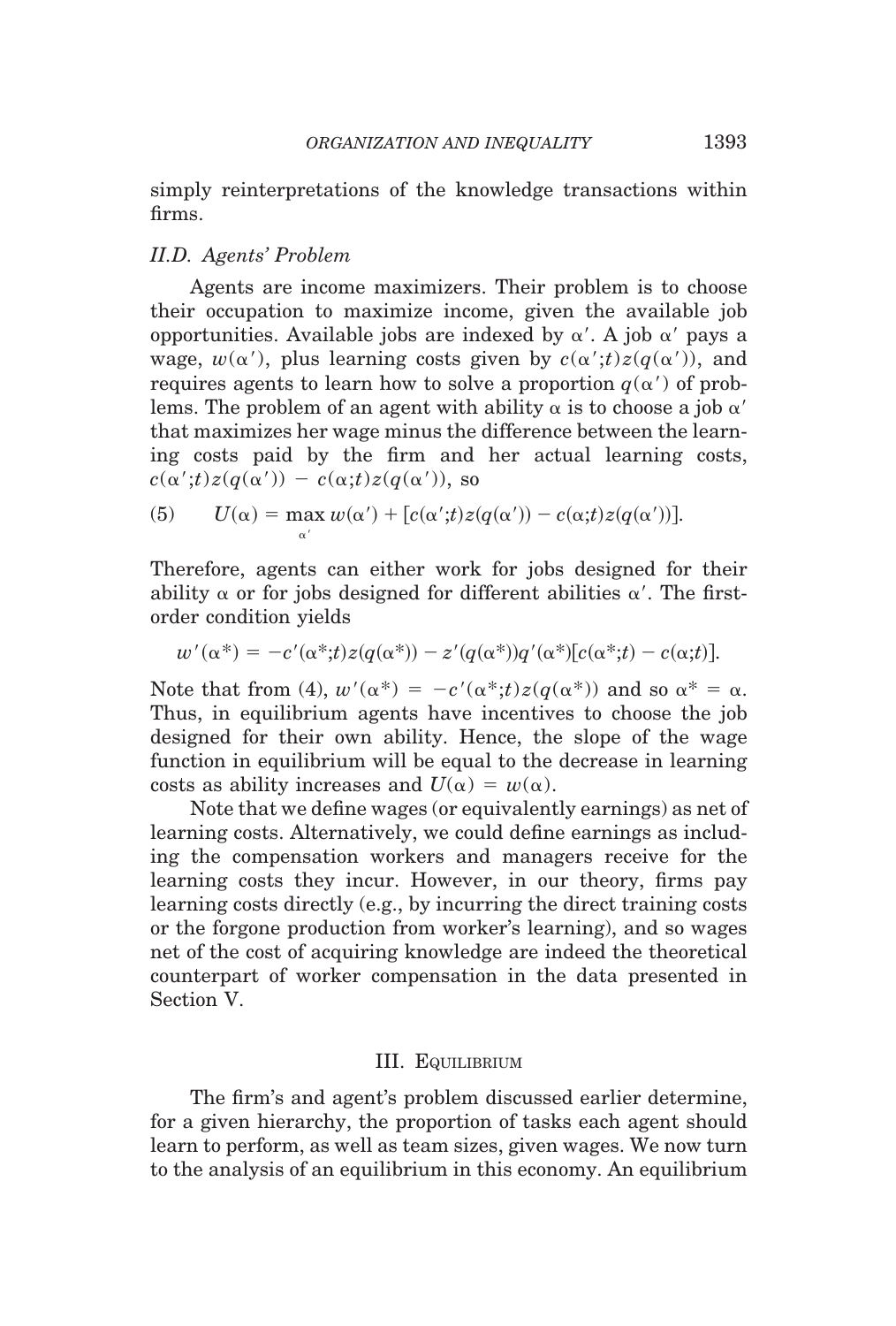simply reinterpretations of the knowledge transactions within firms.

### II.D. Agents' Problem

Agents are income maximizers. Their problem is to choose their occupation to maximize income, given the available job opportunities. Available jobs are indexed by $\alpha'$. A job $\alpha'$ pays a wage, $w(\alpha')$, plus learning costs given by $c(\alpha';t)z(q(\alpha'))$, and requires agents to learn how to solve a proportion $q(\alpha')$ of problems. The problem of an agent with ability $\alpha$ is to choose a job $\alpha'$ that maximizes her wage minus the difference between the learning costs paid by the firm and her actual learning costs, $c(\alpha';t)z(q(\alpha')) - c(\alpha;t)z(q(\alpha'))$, so

$$U(\alpha) = \max_{\alpha'} w(\alpha') + [c(\alpha';t)z(q(\alpha')) - c(\alpha;t)z(q(\alpha'))]. \tag{5}$$

Therefore, agents can either work for jobs designed for their ability $\alpha$ or for jobs designed for different abilities $\alpha'$. The first-order condition yields

$$w'(\alpha^*) = -c'(\alpha^*;t)z(q(\alpha^*)) - z'(q(\alpha^*))q'(\alpha^*)[c(\alpha^*;t) - c(\alpha;t)].$$

Note that from (4), $w'(\alpha^*) = -c'(\alpha^*;t)z(q(\alpha^*))$ and so $\alpha^* = \alpha$. Thus, in equilibrium agents have incentives to choose the job designed for their own ability. Hence, the slope of the wage function in equilibrium will be equal to the decrease in learning costs as ability increases and $U(\alpha) = w(\alpha)$.

Note that we define wages (or equivalently earnings) as net of learning costs. Alternatively, we could define earnings as including the compensation workers and managers receive for the learning costs they incur. However, in our theory, firms pay learning costs directly (e.g., by incurring the direct training costs or the forgone production from worker's learning), and so wages net of the cost of acquiring knowledge are indeed the theoretical counterpart of worker compensation in the data presented in Section V.

## III. Equilibrium

The firm's and agent's problem discussed earlier determine, for a given hierarchy, the proportion of tasks each agent should learn to perform, as well as team sizes, given wages. We now turn to the analysis of an equilibrium in this economy. An equilibrium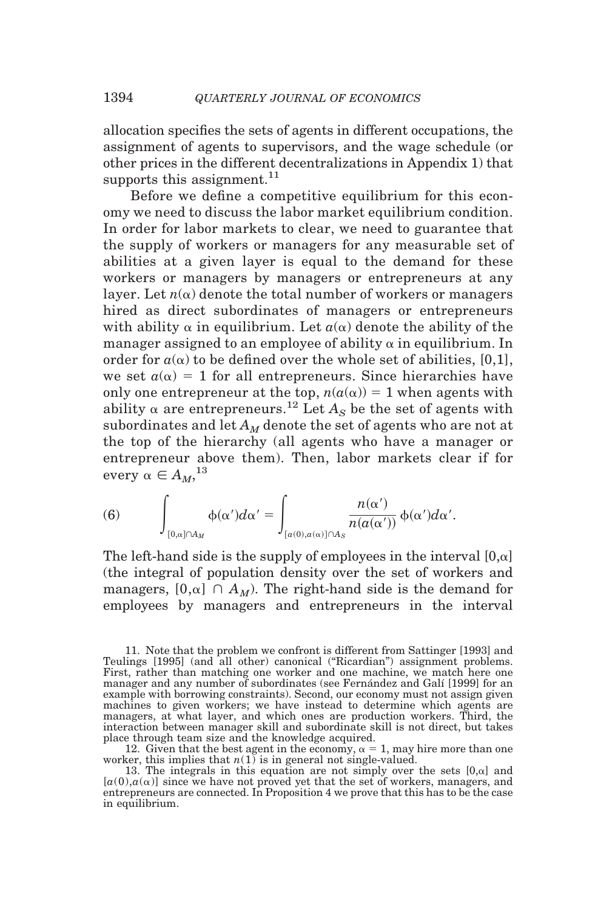allocation specifies the sets of agents in different occupations, the assignment of agents to supervisors, and the wage schedule (or other prices in the different decentralizations in Appendix 1) that supports this assignment.[11]

Before we define a competitive equilibrium for this economy we need to discuss the labor market equilibrium condition. In order for labor markets to clear, we need to guarantee that the supply of workers or managers for any measurable set of abilities at a given layer is equal to the demand for these workers or managers by managers or entrepreneurs at any layer. Let $n(\alpha)$ denote the total number of workers or managers hired as direct subordinates of managers or entrepreneurs with ability $\alpha$ in equilibrium. Let $a(\alpha)$ denote the ability of the manager assigned to an employee of ability $\alpha$ in equilibrium. In order for $a(\alpha)$ to be defined over the whole set of abilities, [0,1], we set $a(\alpha) = 1$ for all entrepreneurs. Since hierarchies have only one entrepreneur at the top, $n(a(\alpha)) = 1$ when agents with ability $\alpha$ are entrepreneurs.[12] Let $A_S$ be the set of agents with subordinates and let $A_M$ denote the set of agents who are not at the top of the hierarchy (all agents who have a manager or entrepreneur above them). Then, labor markets clear if for every $\alpha \in A_M$,[13]

$$(6) \qquad \int_{[0,\alpha]\cap A_M} \phi(\alpha')d\alpha' = \int_{[a(0),a(\alpha)]\cap A_S} \frac{n(\alpha')}{n(a(\alpha'))}\,\phi(\alpha')d\alpha'.$$

The left-hand side is the supply of employees in the interval $[0,\alpha]$ (the integral of population density over the set of workers and managers, $[0,\alpha] \cap A_M$). The right-hand side is the demand for employees by managers and entrepreneurs in the interval

11. Note that the problem we confront is different from Sattinger [1993] and Teulings [1995] (and all other) canonical ("Ricardian") assignment problems. First, rather than matching one worker and one machine, we match here one manager and any number of subordinates (see Fernández and Galí [1999] for an example with borrowing constraints). Second, our economy must not assign given machines to given workers; we have instead to determine which agents are managers, at what layer, and which ones are production workers. Third, the interaction between manager skill and subordinate skill is not direct, but takes place through team size and the knowledge acquired.

12. Given that the best agent in the economy, $\alpha = 1$, may hire more than one worker, this implies that $n(1)$ is in general not single-valued.

13. The integrals in this equation are not simply over the sets $[0,\alpha]$ and $[a(0),a(\alpha)]$ since we have not proved yet that the set of workers, managers, and entrepreneurs are connected. In Proposition 4 we prove that this has to be the case in equilibrium.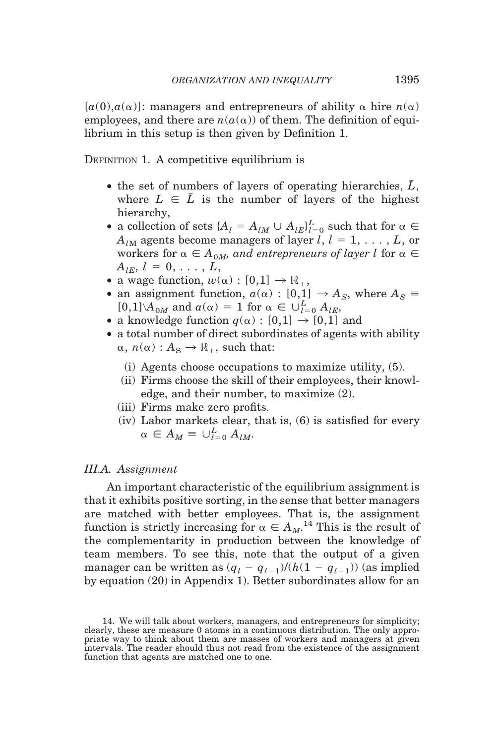$[a(0),a(\alpha)]$: managers and entrepreneurs of ability $\alpha$ hire $n(\alpha)$ employees, and there are $n(a(\alpha))$ of them. The definition of equilibrium in this setup is then given by Definition 1.

DEFINITION 1. A competitive equilibrium is

- the set of numbers of layers of operating hierarchies, $\bar{L}$, where $L \in \bar{L}$ is the number of layers of the highest hierarchy,
- a collection of sets $\{A_l = A_{lM} \cup A_{lE}\}_{l=0}^{L}$ such that for $\alpha \in A_{lM}$ agents become managers of layer $l$, $l = 1, \ldots, L$, or workers for $\alpha \in A_{0M}$, *and entrepreneurs of layer* $l$ for $\alpha \in A_{lE}$, $l = 0, \ldots, L$,
- a wage function, $w(\alpha) : [0,1] \to \mathbb{R}_+$,
- an assignment function, $a(\alpha) : [0,1] \to A_S$, where $A_S \equiv [0,1] \backslash A_{0M}$ and $a(\alpha) = 1$ for $\alpha \in \cup_{l=0}^{L} A_{lE}$,
- a knowledge function $q(\alpha) : [0,1] \to [0,1]$ and
- a total number of direct subordinates of agents with ability $\alpha$, $n(\alpha) : A_S \to \mathbb{R}_+$, such that:
  - (i) Agents choose occupations to maximize utility, (5).
  - (ii) Firms choose the skill of their employees, their knowledge, and their number, to maximize (2).
  - (iii) Firms make zero profits.
  - (iv) Labor markets clear, that is, (6) is satisfied for every $\alpha \in A_M \equiv \cup_{l=0}^{L} A_{lM}$.

### III.A. Assignment

An important characteristic of the equilibrium assignment is that it exhibits positive sorting, in the sense that better managers are matched with better employees. That is, the assignment function is strictly increasing for $\alpha \in A_M$.[14] This is the result of the complementarity in production between the knowledge of team members. To see this, note that the output of a given manager can be written as $(q_l - q_{l-1})/(h(1 - q_{l-1}))$ (as implied by equation (20) in Appendix 1). Better subordinates allow for an

14. We will talk about workers, managers, and entrepreneurs for simplicity; clearly, these are measure 0 atoms in a continuous distribution. The only appropriate way to think about them are masses of workers and managers at given intervals. The reader should thus not read from the existence of the assignment function that agents are matched one to one.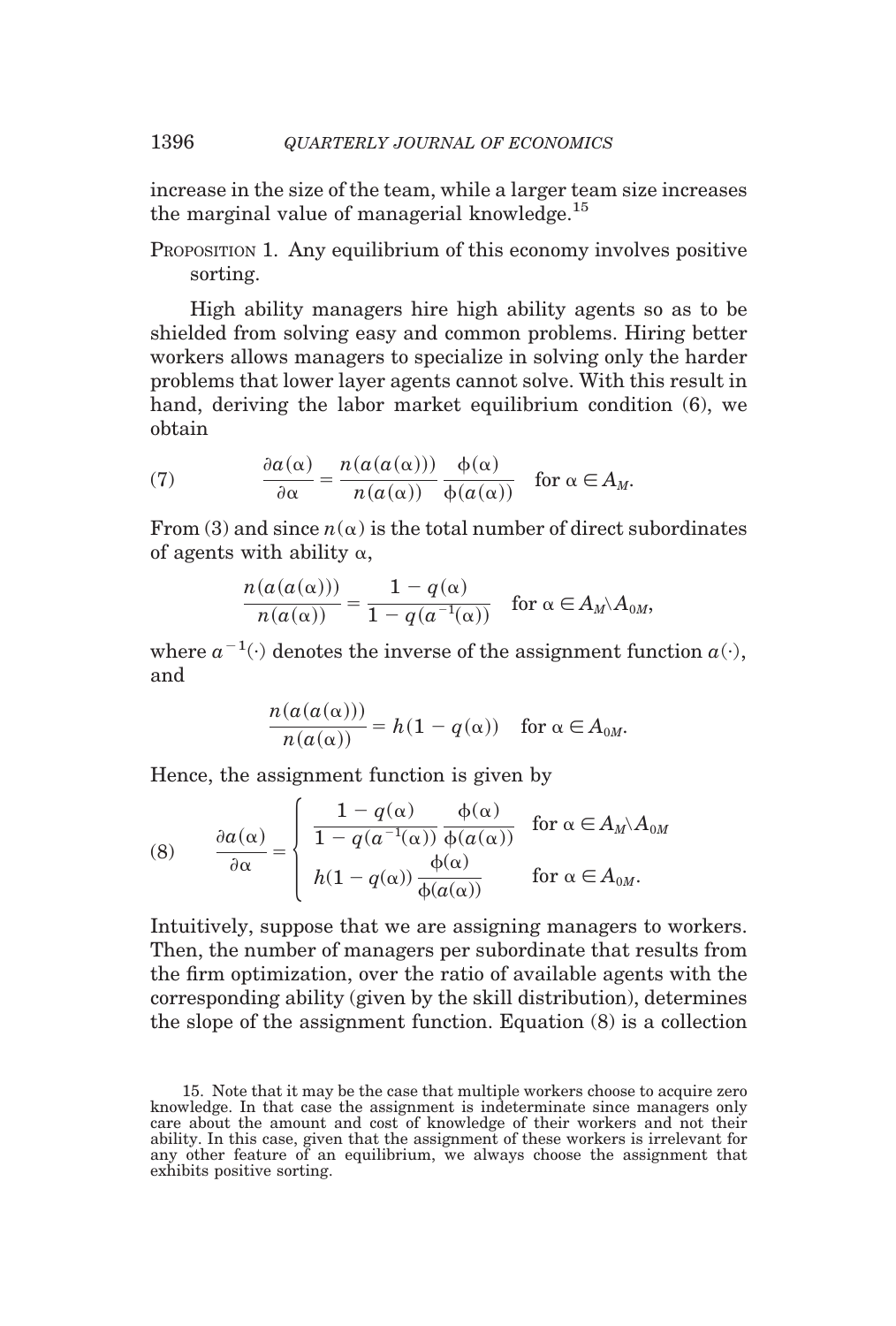increase in the size of the team, while a larger team size increases the marginal value of managerial knowledge.[15]

PROPOSITION 1. Any equilibrium of this economy involves positive sorting.

High ability managers hire high ability agents so as to be shielded from solving easy and common problems. Hiring better workers allows managers to specialize in solving only the harder problems that lower layer agents cannot solve. With this result in hand, deriving the labor market equilibrium condition (6), we obtain

$$\frac{\partial a(\alpha)}{\partial \alpha} = \frac{n(a(a(\alpha)))}{n(a(\alpha))} \frac{\phi(\alpha)}{\phi(a(\alpha))} \quad \text{for } \alpha \in A_M. \tag{7}$$

From (3) and since $n(\alpha)$ is the total number of direct subordinates of agents with ability $\alpha$,

$$\frac{n(a(a(\alpha)))}{n(a(\alpha))} = \frac{1 - q(\alpha)}{1 - q(a^{-1}(\alpha))} \quad \text{for } \alpha \in A_M \backslash A_{0M},$$

where $a^{-1}(\cdot)$ denotes the inverse of the assignment function $a(\cdot)$, and

$$\frac{n(a(a(\alpha)))}{n(a(\alpha))} = h(1 - q(\alpha)) \quad \text{for } \alpha \in A_{0M}.$$

Hence, the assignment function is given by

$$\frac{\partial a(\alpha)}{\partial \alpha} = \begin{cases} \dfrac{1 - q(\alpha)}{1 - q(a^{-1}(\alpha))} \dfrac{\phi(\alpha)}{\phi(a(\alpha))} & \text{for } \alpha \in A_M \backslash A_{0M} \\ h(1 - q(\alpha)) \dfrac{\phi(\alpha)}{\phi(a(\alpha))} & \text{for } \alpha \in A_{0M}. \end{cases} \tag{8}$$

Intuitively, suppose that we are assigning managers to workers. Then, the number of managers per subordinate that results from the firm optimization, over the ratio of available agents with the corresponding ability (given by the skill distribution), determines the slope of the assignment function. Equation (8) is a collection

15. Note that it may be the case that multiple workers choose to acquire zero knowledge. In that case the assignment is indeterminate since managers only care about the amount and cost of knowledge of their workers and not their ability. In this case, given that the assignment of these workers is irrelevant for any other feature of an equilibrium, we always choose the assignment that exhibits positive sorting.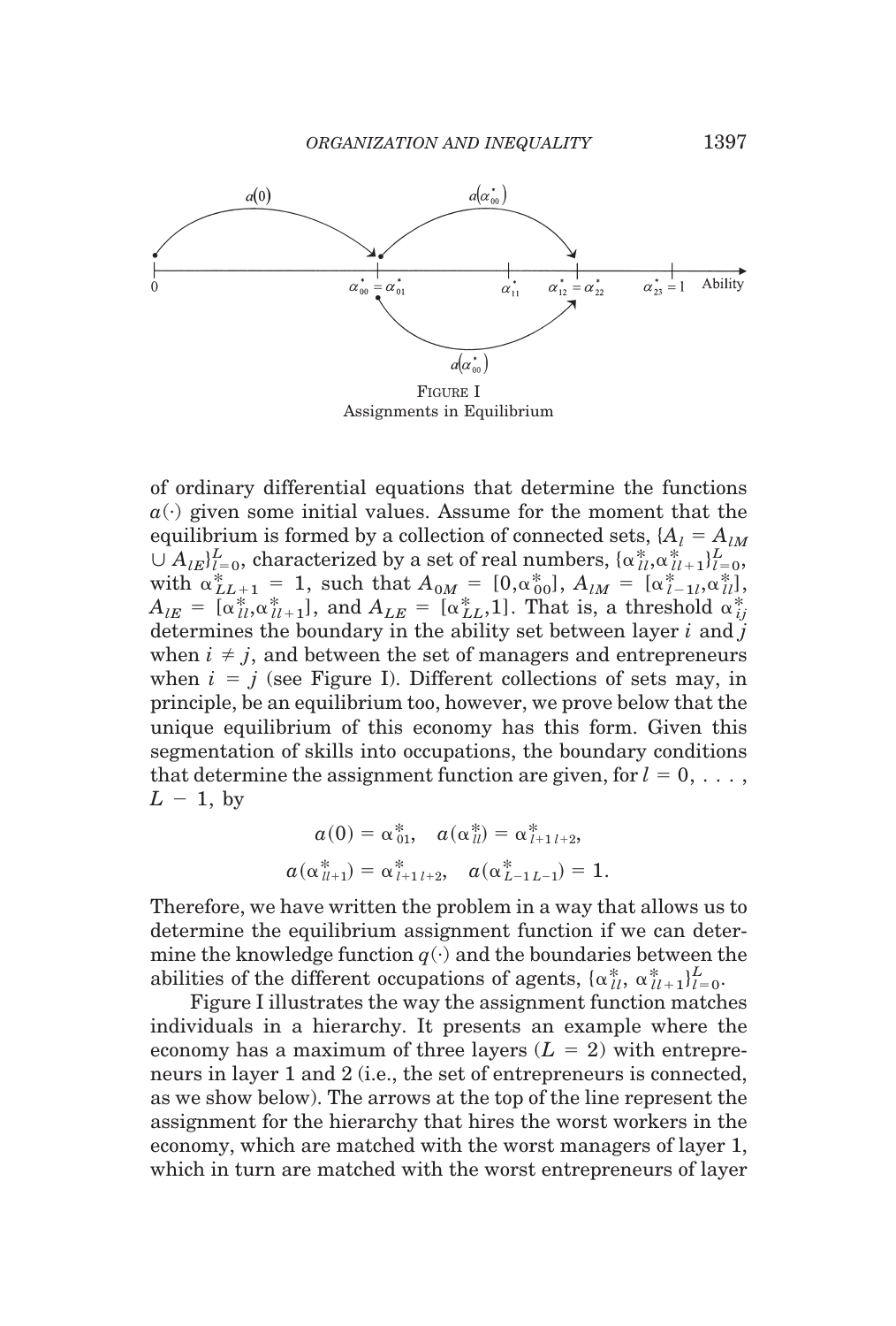FIGURE I
Assignments in Equilibrium

of ordinary differential equations that determine the functions $a(\cdot)$ given some initial values. Assume for the moment that the equilibrium is formed by a collection of connected sets, $\{A_l = A_{lM} \cup A_{lE}\}_{l=0}^{L}$, characterized by a set of real numbers, $\{\alpha^*_{ll}, \alpha^*_{ll+1}\}_{l=0}^{L}$, with $\alpha^*_{LL+1} = 1$, such that $A_{0M} = [0, \alpha^*_{00}]$, $A_{lM} = [\alpha^*_{l-1l}, \alpha^*_{ll}]$, $A_{lE} = [\alpha^*_{ll}, \alpha^*_{ll+1}]$, and $A_{LE} = [\alpha^*_{LL}, 1]$. That is, a threshold $\alpha^*_{ij}$ determines the boundary in the ability set between layer $i$ and $j$ when $i \neq j$, and between the set of managers and entrepreneurs when $i = j$ (see Figure I). Different collections of sets may, in principle, be an equilibrium too, however, we prove below that the unique equilibrium of this economy has this form. Given this segmentation of skills into occupations, the boundary conditions that determine the assignment function are given, for $l = 0, \ldots, L - 1$, by

$$a(0) = \alpha^*_{01}, \quad a(\alpha^*_{ll}) = \alpha^*_{l+1\,l+2},$$

$$a(\alpha^*_{ll+1}) = \alpha^*_{l+1\,l+2}, \quad a(\alpha^*_{L-1\,L-1}) = 1.$$

Therefore, we have written the problem in a way that allows us to determine the equilibrium assignment function if we can determine the knowledge function $q(\cdot)$ and the boundaries between the abilities of the different occupations of agents, $\{\alpha^*_{ll}, \alpha^*_{ll+1}\}_{l=0}^{L}$.

Figure I illustrates the way the assignment function matches individuals in a hierarchy. It presents an example where the economy has a maximum of three layers ($L = 2$) with entrepreneurs in layer 1 and 2 (i.e., the set of entrepreneurs is connected, as we show below). The arrows at the top of the line represent the assignment for the hierarchy that hires the worst workers in the economy, which are matched with the worst managers of layer 1, which in turn are matched with the worst entrepreneurs of layer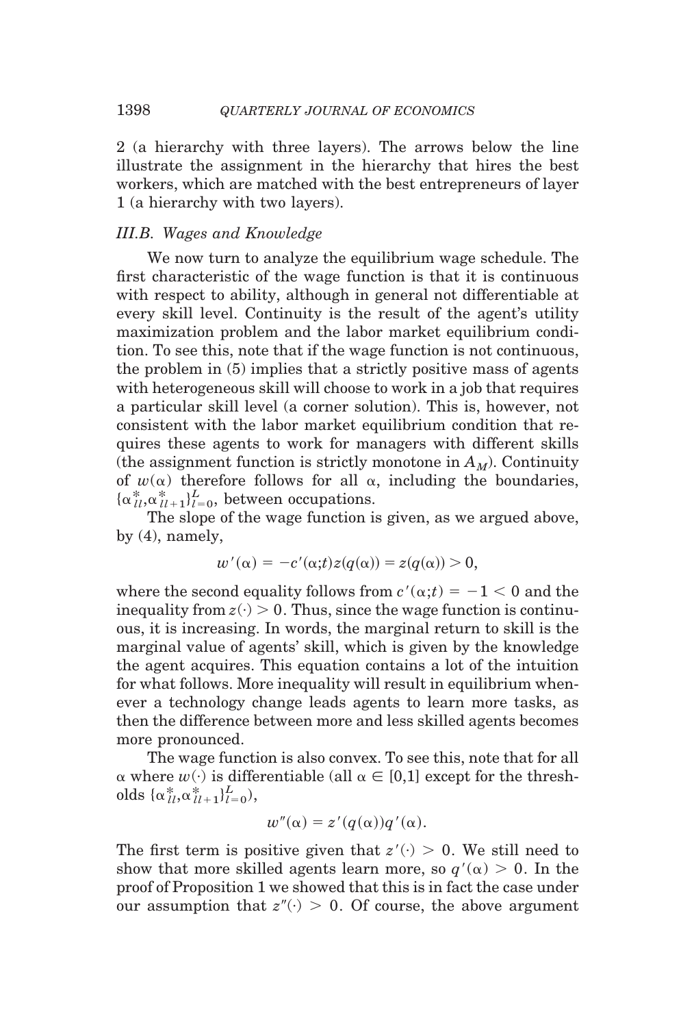2 (a hierarchy with three layers). The arrows below the line illustrate the assignment in the hierarchy that hires the best workers, which are matched with the best entrepreneurs of layer 1 (a hierarchy with two layers).

### *III.B. Wages and Knowledge*

We now turn to analyze the equilibrium wage schedule. The first characteristic of the wage function is that it is continuous with respect to ability, although in general not differentiable at every skill level. Continuity is the result of the agent's utility maximization problem and the labor market equilibrium condition. To see this, note that if the wage function is not continuous, the problem in (5) implies that a strictly positive mass of agents with heterogeneous skill will choose to work in a job that requires a particular skill level (a corner solution). This is, however, not consistent with the labor market equilibrium condition that requires these agents to work for managers with different skills (the assignment function is strictly monotone in $A_M$). Continuity of $w(\alpha)$ therefore follows for all $\alpha$, including the boundaries, $\{\alpha^*_{ll}, \alpha^*_{ll+1}\}_{l=0}^{L}$, between occupations.

The slope of the wage function is given, as we argued above, by (4), namely,

$$w'(\alpha) = -c'(\alpha;t)z(q(\alpha)) = z(q(\alpha)) > 0,$$

where the second equality follows from $c'(\alpha;t) = -1 < 0$ and the inequality from $z(\cdot) > 0$. Thus, since the wage function is continuous, it is increasing. In words, the marginal return to skill is the marginal value of agents' skill, which is given by the knowledge the agent acquires. This equation contains a lot of the intuition for what follows. More inequality will result in equilibrium whenever a technology change leads agents to learn more tasks, as then the difference between more and less skilled agents becomes more pronounced.

The wage function is also convex. To see this, note that for all $\alpha$ where $w(\cdot)$ is differentiable (all $\alpha \in [0,1]$ except for the thresholds $\{\alpha^*_{ll}, \alpha^*_{ll+1}\}_{l=0}^{L}$),

$$w''(\alpha) = z'(q(\alpha))q'(\alpha).$$

The first term is positive given that $z'(\cdot) > 0$. We still need to show that more skilled agents learn more, so $q'(\alpha) > 0$. In the proof of Proposition 1 we showed that this is in fact the case under our assumption that $z''(\cdot) > 0$. Of course, the above argument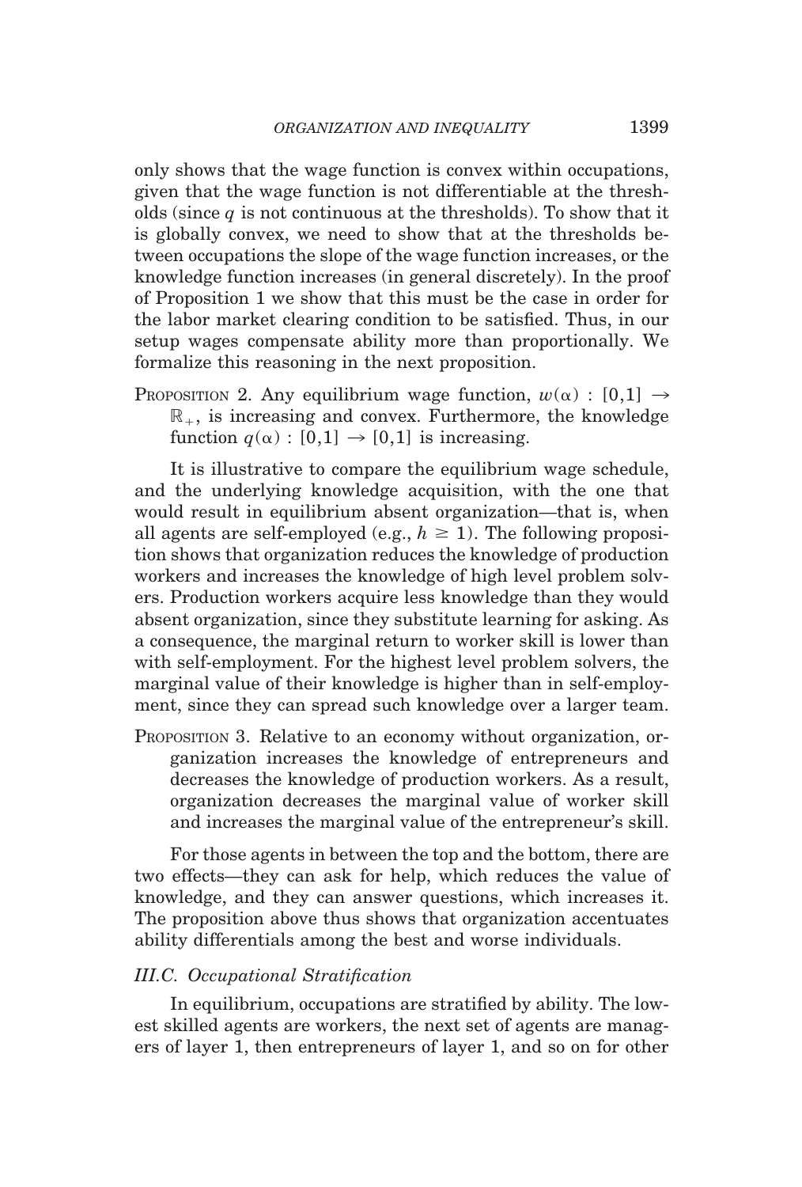only shows that the wage function is convex within occupations, given that the wage function is not differentiable at the thresholds (since $q$ is not continuous at the thresholds). To show that it is globally convex, we need to show that at the thresholds between occupations the slope of the wage function increases, or the knowledge function increases (in general discretely). In the proof of Proposition 1 we show that this must be the case in order for the labor market clearing condition to be satisfied. Thus, in our setup wages compensate ability more than proportionally. We formalize this reasoning in the next proposition.

PROPOSITION 2. Any equilibrium wage function, $w(\alpha) : [0,1] \rightarrow \mathbb{R}_{+}$, is increasing and convex. Furthermore, the knowledge function $q(\alpha) : [0,1] \rightarrow [0,1]$ is increasing.

It is illustrative to compare the equilibrium wage schedule, and the underlying knowledge acquisition, with the one that would result in equilibrium absent organization—that is, when all agents are self-employed (e.g., $h \geq 1$). The following proposition shows that organization reduces the knowledge of production workers and increases the knowledge of high level problem solvers. Production workers acquire less knowledge than they would absent organization, since they substitute learning for asking. As a consequence, the marginal return to worker skill is lower than with self-employment. For the highest level problem solvers, the marginal value of their knowledge is higher than in self-employment, since they can spread such knowledge over a larger team.

PROPOSITION 3. Relative to an economy without organization, organization increases the knowledge of entrepreneurs and decreases the knowledge of production workers. As a result, organization decreases the marginal value of worker skill and increases the marginal value of the entrepreneur's skill.

For those agents in between the top and the bottom, there are two effects—they can ask for help, which reduces the value of knowledge, and they can answer questions, which increases it. The proposition above thus shows that organization accentuates ability differentials among the best and worse individuals.

### *III.C. Occupational Stratification*

In equilibrium, occupations are stratified by ability. The lowest skilled agents are workers, the next set of agents are managers of layer 1, then entrepreneurs of layer 1, and so on for other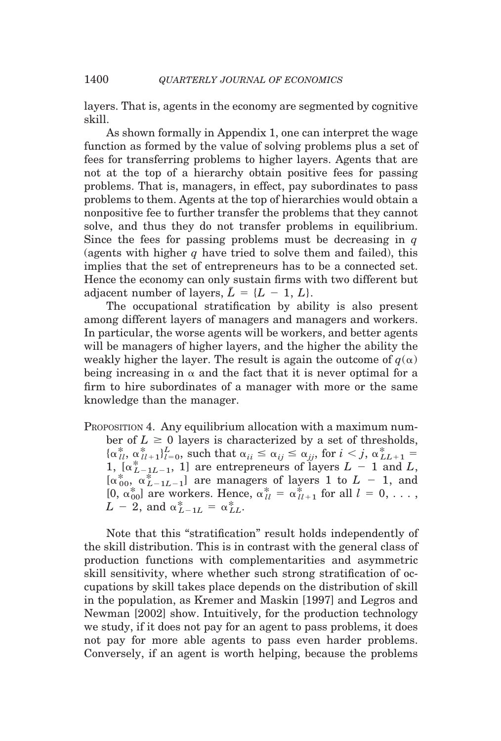layers. That is, agents in the economy are segmented by cognitive skill.

As shown formally in Appendix 1, one can interpret the wage function as formed by the value of solving problems plus a set of fees for transferring problems to higher layers. Agents that are not at the top of a hierarchy obtain positive fees for passing problems. That is, managers, in effect, pay subordinates to pass problems to them. Agents at the top of hierarchies would obtain a nonpositive fee to further transfer the problems that they cannot solve, and thus they do not transfer problems in equilibrium. Since the fees for passing problems must be decreasing in $q$ (agents with higher $q$ have tried to solve them and failed), this implies that the set of entrepreneurs has to be a connected set. Hence the economy can only sustain firms with two different but adjacent number of layers, $\bar{L} = \{L - 1, L\}$.

The occupational stratification by ability is also present among different layers of managers and managers and workers. In particular, the worse agents will be workers, and better agents will be managers of higher layers, and the higher the ability the weakly higher the layer. The result is again the outcome of $q(\alpha)$ being increasing in $\alpha$ and the fact that it is never optimal for a firm to hire subordinates of a manager with more or the same knowledge than the manager.

PROPOSITION 4. Any equilibrium allocation with a maximum number of $L \geq 0$ layers is characterized by a set of thresholds, $\{\alpha^*_{ll}, \alpha^*_{ll+1}\}_{l=0}^{L}$, such that $\alpha_{ii} \leq \alpha_{ij} \leq \alpha_{jj}$, for $i < j$, $\alpha^*_{LL+1} = 1$, $[\alpha^*_{L-1L-1}, 1]$ are entrepreneurs of layers $L - 1$ and $L$, $[\alpha^*_{00}, \alpha^*_{L-1L-1}]$ are managers of layers 1 to $L - 1$, and $[0, \alpha^*_{00}]$ are workers. Hence, $\alpha^*_{ll} = \alpha^*_{ll+1}$ for all $l = 0, \ldots, L - 2$, and $\alpha^*_{L-1L} = \alpha^*_{LL}$.

Note that this "stratification" result holds independently of the skill distribution. This is in contrast with the general class of production functions with complementarities and asymmetric skill sensitivity, where whether such strong stratification of occupations by skill takes place depends on the distribution of skill in the population, as Kremer and Maskin [1997] and Legros and Newman [2002] show. Intuitively, for the production technology we study, if it does not pay for an agent to pass problems, it does not pay for more able agents to pass even harder problems. Conversely, if an agent is worth helping, because the problems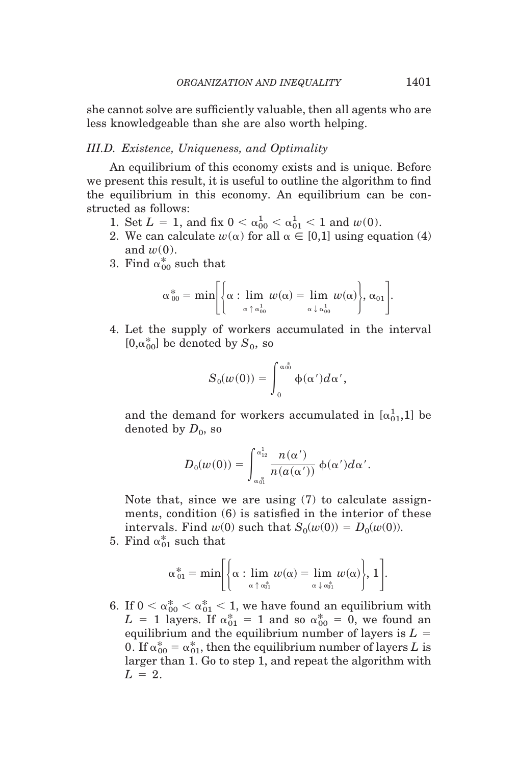she cannot solve are sufficiently valuable, then all agents who are less knowledgeable than she are also worth helping.

### III.D. Existence, Uniqueness, and Optimality

An equilibrium of this economy exists and is unique. Before we present this result, it is useful to outline the algorithm to find the equilibrium in this economy. An equilibrium can be constructed as follows:

1. Set $L = 1$, and fix $0 < \alpha_{00}^1 < \alpha_{01}^1 < 1$ and $w(0)$.
2. We can calculate $w(\alpha)$ for all $\alpha \in [0,1]$ using equation (4) and $w(0)$.
3. Find $\alpha_{00}^*$ such that

$$\alpha_{00}^* = \min\left[\left\{\alpha : \lim_{\alpha \uparrow \alpha_{00}^1} w(\alpha) = \lim_{\alpha \downarrow \alpha_{00}^1} w(\alpha)\right\}, \alpha_{01}\right].$$

4. Let the supply of workers accumulated in the interval $[0,\alpha_{00}^*]$ be denoted by $S_0$, so

$$S_0(w(0)) = \int_0^{\alpha_{00}^*} \phi(\alpha')d\alpha',$$

and the demand for workers accumulated in $[\alpha_{01}^1,1]$ be denoted by $D_0$, so

$$D_0(w(0)) = \int_{\alpha_{01}^*}^{\alpha_{12}^1} \frac{n(\alpha')}{n(a(\alpha'))}\, \phi(\alpha')d\alpha'.$$

Note that, since we are using (7) to calculate assignments, condition (6) is satisfied in the interior of these intervals. Find $w(0)$ such that $S_0(w(0)) = D_0(w(0))$.

5. Find $\alpha_{01}^*$ such that

$$\alpha_{01}^* = \min\left[\left\{\alpha : \lim_{\alpha \uparrow \alpha_{01}^*} w(\alpha) = \lim_{\alpha \downarrow \alpha_{01}^*} w(\alpha)\right\}, 1\right].$$

6. If $0 < \alpha_{00}^* < \alpha_{01}^* < 1$, we have found an equilibrium with $L = 1$ layers. If $\alpha_{01}^* = 1$ and so $\alpha_{00}^* = 0$, we found an equilibrium and the equilibrium number of layers is $L = 0$. If $\alpha_{00}^* = \alpha_{01}^*$, then the equilibrium number of layers $L$ is larger than 1. Go to step 1, and repeat the algorithm with $L = 2$.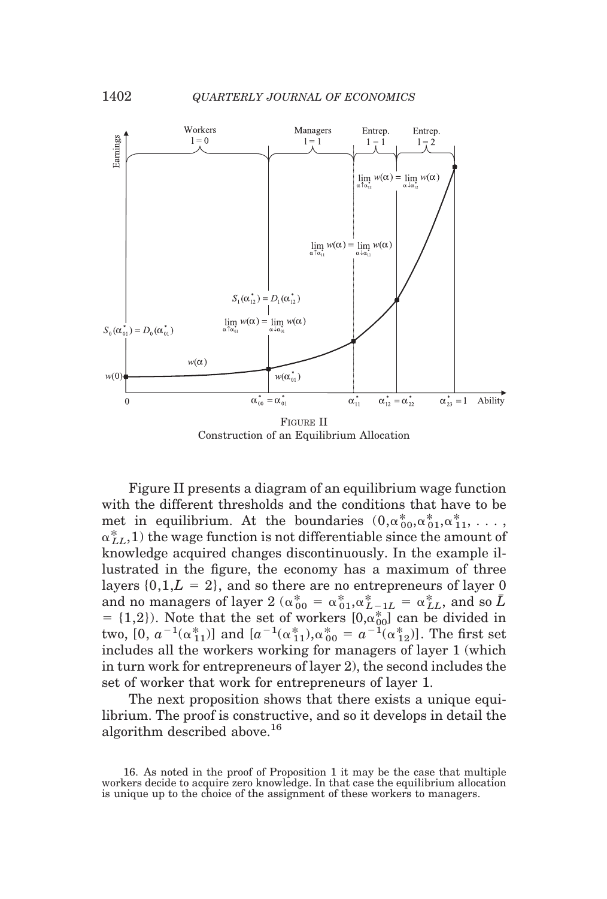FIGURE II
Construction of an Equilibrium Allocation

Figure II presents a diagram of an equilibrium wage function with the different thresholds and the conditions that have to be met in equilibrium. At the boundaries $(0, \alpha^*_{00}, \alpha^*_{01}, \alpha^*_{11}, \ldots, \alpha^*_{LL}, 1)$ the wage function is not differentiable since the amount of knowledge acquired changes discontinuously. In the example illustrated in the figure, the economy has a maximum of three layers $\{0, 1, L = 2\}$, and so there are no entrepreneurs of layer 0 and no managers of layer 2 ($\alpha^*_{00} = \alpha^*_{01}, \alpha^*_{L-1L} = \alpha^*_{LL}$, and so $\bar{L} = \{1,2\}$). Note that the set of workers $[0, \alpha^*_{00}]$ can be divided in two, $[0, a^{-1}(\alpha^*_{11})]$ and $[a^{-1}(\alpha^*_{11}), \alpha^*_{00} = a^{-1}(\alpha^*_{12})]$. The first set includes all the workers working for managers of layer 1 (which in turn work for entrepreneurs of layer 2), the second includes the set of worker that work for entrepreneurs of layer 1.

The next proposition shows that there exists a unique equilibrium. The proof is constructive, and so it develops in detail the algorithm described above.[16]

16. As noted in the proof of Proposition 1 it may be the case that multiple workers decide to acquire zero knowledge. In that case the equilibrium allocation is unique up to the choice of the assignment of these workers to managers.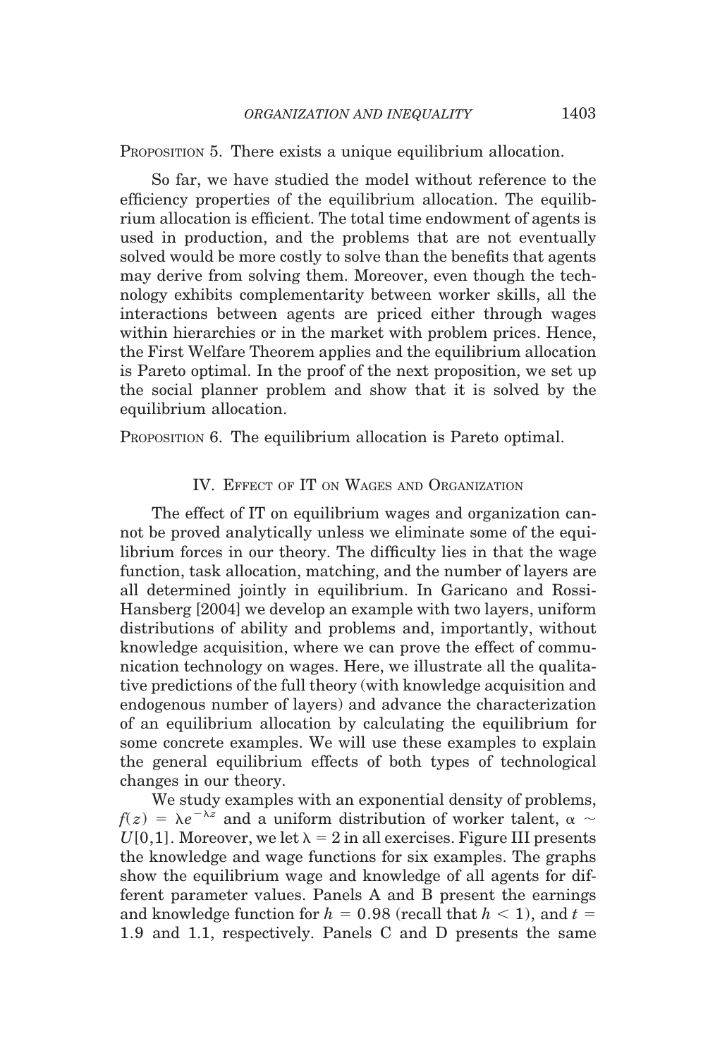PROPOSITION 5. There exists a unique equilibrium allocation.

So far, we have studied the model without reference to the efficiency properties of the equilibrium allocation. The equilibrium allocation is efficient. The total time endowment of agents is used in production, and the problems that are not eventually solved would be more costly to solve than the benefits that agents may derive from solving them. Moreover, even though the technology exhibits complementarity between worker skills, all the interactions between agents are priced either through wages within hierarchies or in the market with problem prices. Hence, the First Welfare Theorem applies and the equilibrium allocation is Pareto optimal. In the proof of the next proposition, we set up the social planner problem and show that it is solved by the equilibrium allocation.

PROPOSITION 6. The equilibrium allocation is Pareto optimal.

## IV. EFFECT OF IT ON WAGES AND ORGANIZATION

The effect of IT on equilibrium wages and organization cannot be proved analytically unless we eliminate some of the equilibrium forces in our theory. The difficulty lies in that the wage function, task allocation, matching, and the number of layers are all determined jointly in equilibrium. In Garicano and Rossi-Hansberg [2004] we develop an example with two layers, uniform distributions of ability and problems and, importantly, without knowledge acquisition, where we can prove the effect of communication technology on wages. Here, we illustrate all the qualitative predictions of the full theory (with knowledge acquisition and endogenous number of layers) and advance the characterization of an equilibrium allocation by calculating the equilibrium for some concrete examples. We will use these examples to explain the general equilibrium effects of both types of technological changes in our theory.

We study examples with an exponential density of problems, $f(z) = \lambda e^{-\lambda z}$ and a uniform distribution of worker talent, $\alpha \sim U[0,1]$. Moreover, we let $\lambda = 2$ in all exercises. Figure III presents the knowledge and wage functions for six examples. The graphs show the equilibrium wage and knowledge of all agents for different parameter values. Panels A and B present the earnings and knowledge function for $h = 0.98$ (recall that $h < 1$), and $t = 1.9$ and $1.1$, respectively. Panels C and D presents the same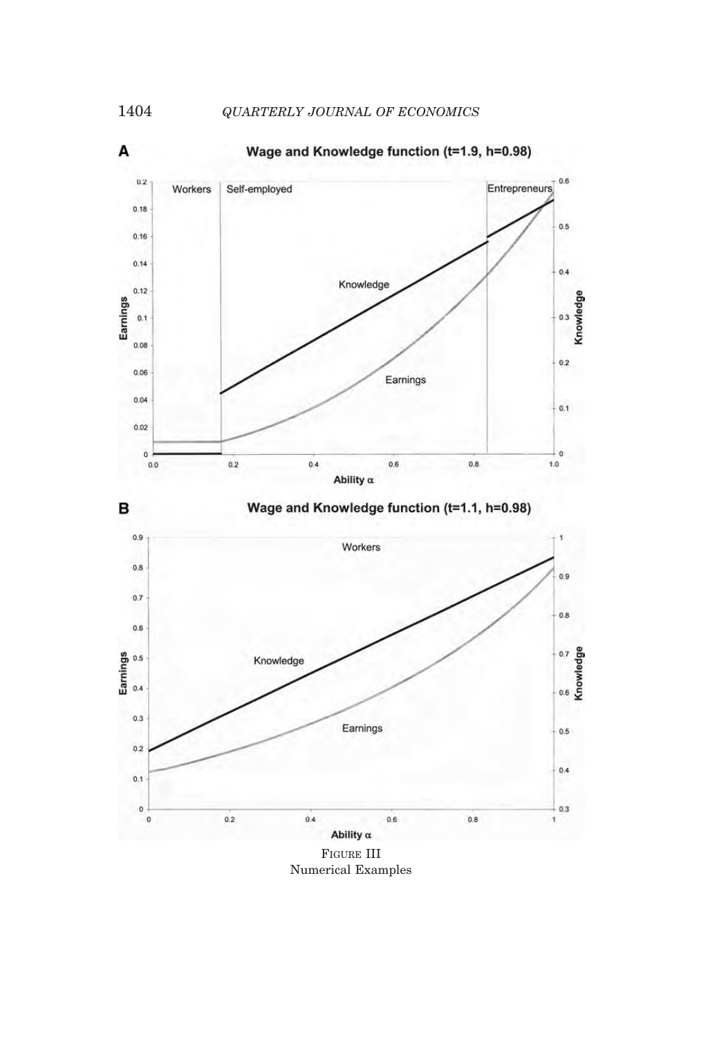FIGURE III
Numerical Examples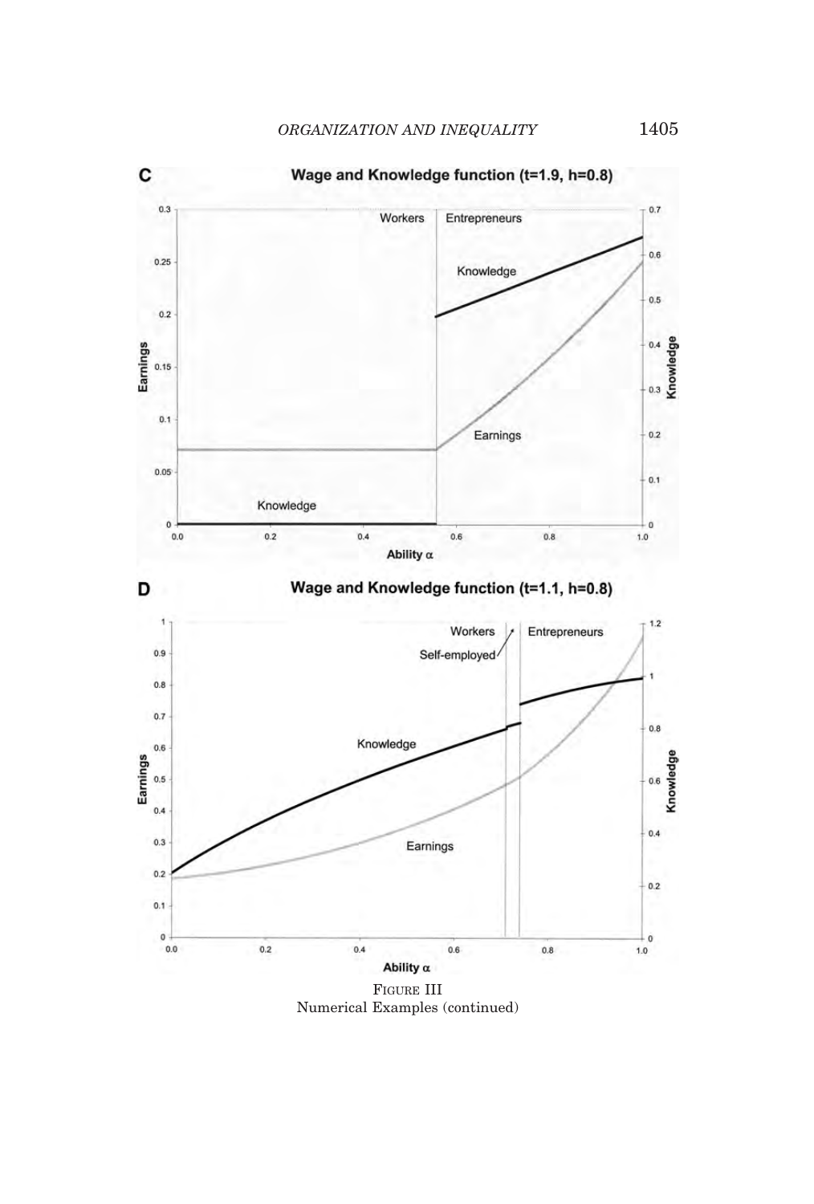**C** Wage and Knowledge function (t=1.9, h=0.8)

**D** Wage and Knowledge function (t=1.1, h=0.8)

FIGURE III
Numerical Examples (continued)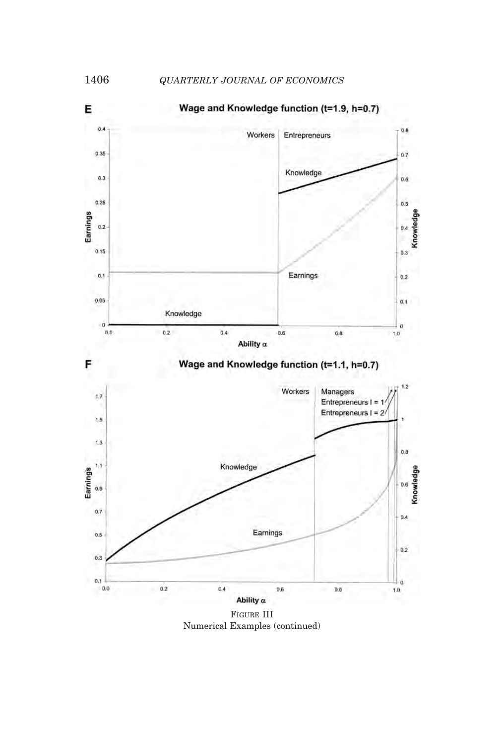FIGURE III
Numerical Examples (continued)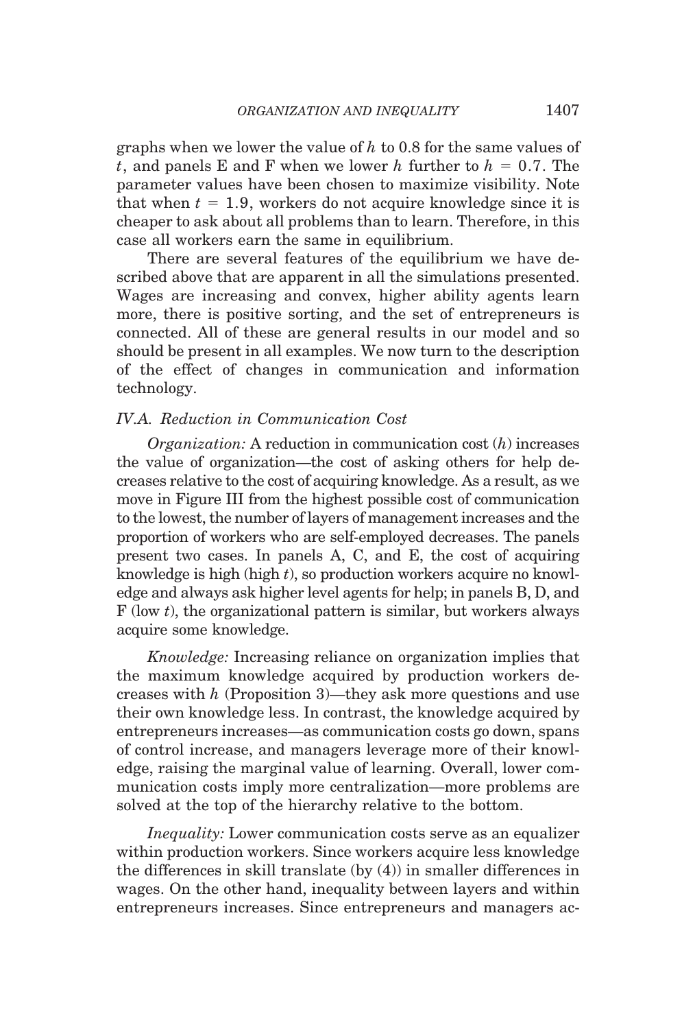graphs when we lower the value of $h$ to 0.8 for the same values of $t$, and panels E and F when we lower $h$ further to $h = 0.7$. The parameter values have been chosen to maximize visibility. Note that when $t = 1.9$, workers do not acquire knowledge since it is cheaper to ask about all problems than to learn. Therefore, in this case all workers earn the same in equilibrium.

There are several features of the equilibrium we have described above that are apparent in all the simulations presented. Wages are increasing and convex, higher ability agents learn more, there is positive sorting, and the set of entrepreneurs is connected. All of these are general results in our model and so should be present in all examples. We now turn to the description of the effect of changes in communication and information technology.

### *IV.A. Reduction in Communication Cost*

*Organization:* A reduction in communication cost ($h$) increases the value of organization—the cost of asking others for help decreases relative to the cost of acquiring knowledge. As a result, as we move in Figure III from the highest possible cost of communication to the lowest, the number of layers of management increases and the proportion of workers who are self-employed decreases. The panels present two cases. In panels A, C, and E, the cost of acquiring knowledge is high (high $t$), so production workers acquire no knowledge and always ask higher level agents for help; in panels B, D, and F (low $t$), the organizational pattern is similar, but workers always acquire some knowledge.

*Knowledge:* Increasing reliance on organization implies that the maximum knowledge acquired by production workers decreases with $h$ (Proposition 3)—they ask more questions and use their own knowledge less. In contrast, the knowledge acquired by entrepreneurs increases—as communication costs go down, spans of control increase, and managers leverage more of their knowledge, raising the marginal value of learning. Overall, lower communication costs imply more centralization—more problems are solved at the top of the hierarchy relative to the bottom.

*Inequality:* Lower communication costs serve as an equalizer within production workers. Since workers acquire less knowledge the differences in skill translate (by (4)) in smaller differences in wages. On the other hand, inequality between layers and within entrepreneurs increases. Since entrepreneurs and managers ac-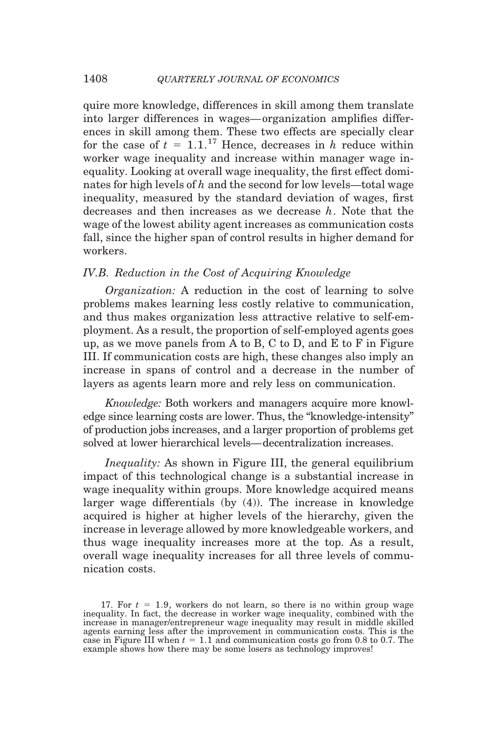quire more knowledge, differences in skill among them translate into larger differences in wages—organization amplifies differences in skill among them. These two effects are specially clear for the case of $t = 1.1$.[17] Hence, decreases in $h$ reduce within worker wage inequality and increase within manager wage inequality. Looking at overall wage inequality, the first effect dominates for high levels of $h$ and the second for low levels—total wage inequality, measured by the standard deviation of wages, first decreases and then increases as we decrease $h$. Note that the wage of the lowest ability agent increases as communication costs fall, since the higher span of control results in higher demand for workers.

### *IV.B. Reduction in the Cost of Acquiring Knowledge*

*Organization:* A reduction in the cost of learning to solve problems makes learning less costly relative to communication, and thus makes organization less attractive relative to self-employment. As a result, the proportion of self-employed agents goes up, as we move panels from A to B, C to D, and E to F in Figure III. If communication costs are high, these changes also imply an increase in spans of control and a decrease in the number of layers as agents learn more and rely less on communication.

*Knowledge:* Both workers and managers acquire more knowledge since learning costs are lower. Thus, the "knowledge-intensity" of production jobs increases, and a larger proportion of problems get solved at lower hierarchical levels—decentralization increases.

*Inequality:* As shown in Figure III, the general equilibrium impact of this technological change is a substantial increase in wage inequality within groups. More knowledge acquired means larger wage differentials (by (4)). The increase in knowledge acquired is higher at higher levels of the hierarchy, given the increase in leverage allowed by more knowledgeable workers, and thus wage inequality increases more at the top. As a result, overall wage inequality increases for all three levels of communication costs.

17. For $t = 1.9$, workers do not learn, so there is no within group wage inequality. In fact, the decrease in worker wage inequality, combined with the increase in manager/entrepreneur wage inequality may result in middle skilled agents earning less after the improvement in communication costs. This is the case in Figure III when $t = 1.1$ and communication costs go from 0.8 to 0.7. The example shows how there may be some losers as technology improves!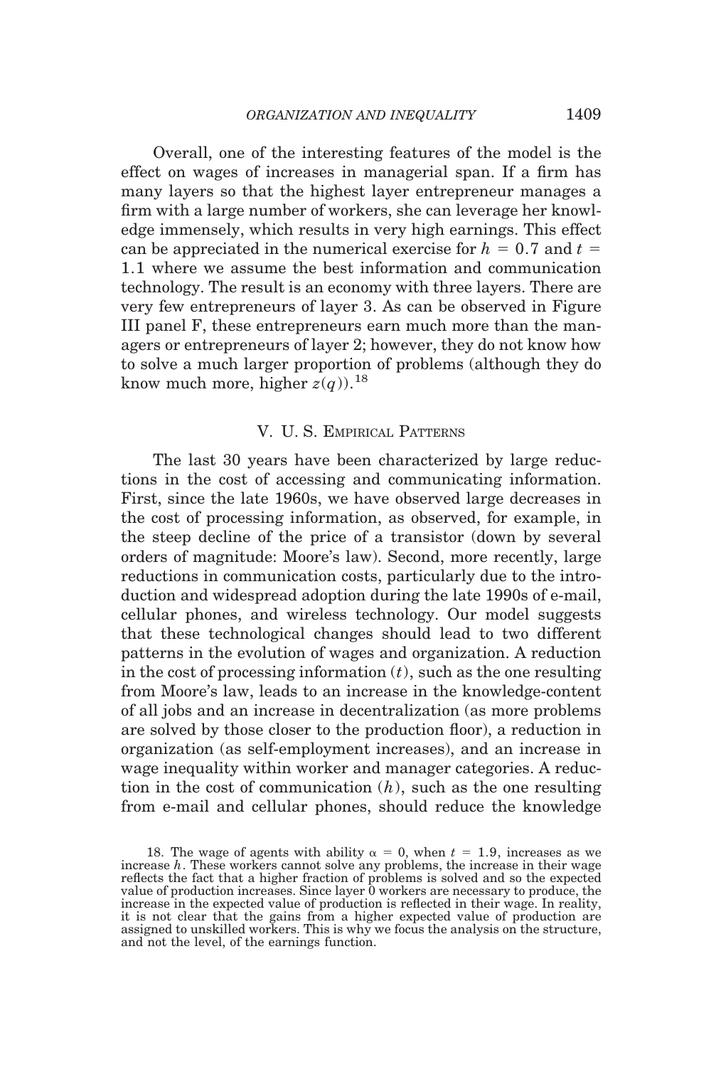Overall, one of the interesting features of the model is the effect on wages of increases in managerial span. If a firm has many layers so that the highest layer entrepreneur manages a firm with a large number of workers, she can leverage her knowledge immensely, which results in very high earnings. This effect can be appreciated in the numerical exercise for $h = 0.7$ and $t = 1.1$ where we assume the best information and communication technology. The result is an economy with three layers. There are very few entrepreneurs of layer 3. As can be observed in Figure III panel F, these entrepreneurs earn much more than the managers or entrepreneurs of layer 2; however, they do not know how to solve a much larger proportion of problems (although they do know much more, higher $z(q)$).[18]

## V. U. S. Empirical Patterns

The last 30 years have been characterized by large reductions in the cost of accessing and communicating information. First, since the late 1960s, we have observed large decreases in the cost of processing information, as observed, for example, in the steep decline of the price of a transistor (down by several orders of magnitude: Moore's law). Second, more recently, large reductions in communication costs, particularly due to the introduction and widespread adoption during the late 1990s of e-mail, cellular phones, and wireless technology. Our model suggests that these technological changes should lead to two different patterns in the evolution of wages and organization. A reduction in the cost of processing information ($t$), such as the one resulting from Moore's law, leads to an increase in the knowledge-content of all jobs and an increase in decentralization (as more problems are solved by those closer to the production floor), a reduction in organization (as self-employment increases), and an increase in wage inequality within worker and manager categories. A reduction in the cost of communication ($h$), such as the one resulting from e-mail and cellular phones, should reduce the knowledge

18. The wage of agents with ability $\alpha = 0$, when $t = 1.9$, increases as we increase $h$. These workers cannot solve any problems, the increase in their wage reflects the fact that a higher fraction of problems is solved and so the expected value of production increases. Since layer 0 workers are necessary to produce, the increase in the expected value of production is reflected in their wage. In reality, it is not clear that the gains from a higher expected value of production are assigned to unskilled workers. This is why we focus the analysis on the structure, and not the level, of the earnings function.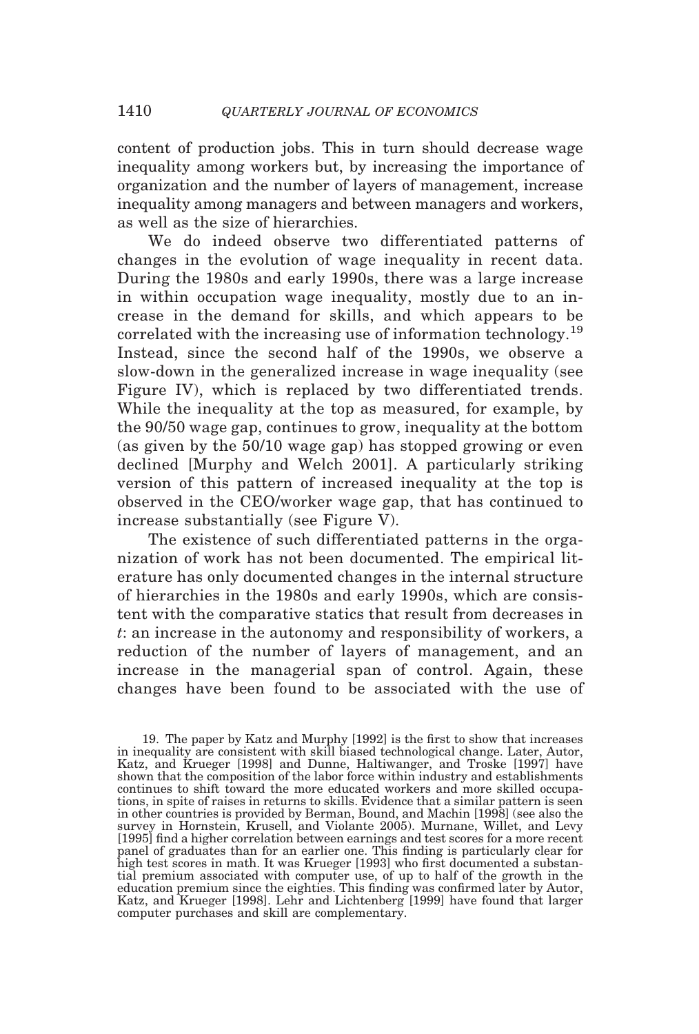content of production jobs. This in turn should decrease wage inequality among workers but, by increasing the importance of organization and the number of layers of management, increase inequality among managers and between managers and workers, as well as the size of hierarchies.

We do indeed observe two differentiated patterns of changes in the evolution of wage inequality in recent data. During the 1980s and early 1990s, there was a large increase in within occupation wage inequality, mostly due to an increase in the demand for skills, and which appears to be correlated with the increasing use of information technology.[19] Instead, since the second half of the 1990s, we observe a slow-down in the generalized increase in wage inequality (see Figure IV), which is replaced by two differentiated trends. While the inequality at the top as measured, for example, by the 90/50 wage gap, continues to grow, inequality at the bottom (as given by the 50/10 wage gap) has stopped growing or even declined [Murphy and Welch 2001]. A particularly striking version of this pattern of increased inequality at the top is observed in the CEO/worker wage gap, that has continued to increase substantially (see Figure V).

The existence of such differentiated patterns in the organization of work has not been documented. The empirical literature has only documented changes in the internal structure of hierarchies in the 1980s and early 1990s, which are consistent with the comparative statics that result from decreases in $t$: an increase in the autonomy and responsibility of workers, a reduction of the number of layers of management, and an increase in the managerial span of control. Again, these changes have been found to be associated with the use of

19. The paper by Katz and Murphy [1992] is the first to show that increases in inequality are consistent with skill biased technological change. Later, Autor, Katz, and Krueger [1998] and Dunne, Haltiwanger, and Troske [1997] have shown that the composition of the labor force within industry and establishments continues to shift toward the more educated workers and more skilled occupations, in spite of raises in returns to skills. Evidence that a similar pattern is seen in other countries is provided by Berman, Bound, and Machin [1998] (see also the survey in Hornstein, Krusell, and Violante 2005). Murnane, Willet, and Levy [1995] find a higher correlation between earnings and test scores for a more recent panel of graduates than for an earlier one. This finding is particularly clear for high test scores in math. It was Krueger [1993] who first documented a substantial premium associated with computer use, of up to half of the growth in the education premium since the eighties. This finding was confirmed later by Autor, Katz, and Krueger [1998]. Lehr and Lichtenberg [1999] have found that larger computer purchases and skill are complementary.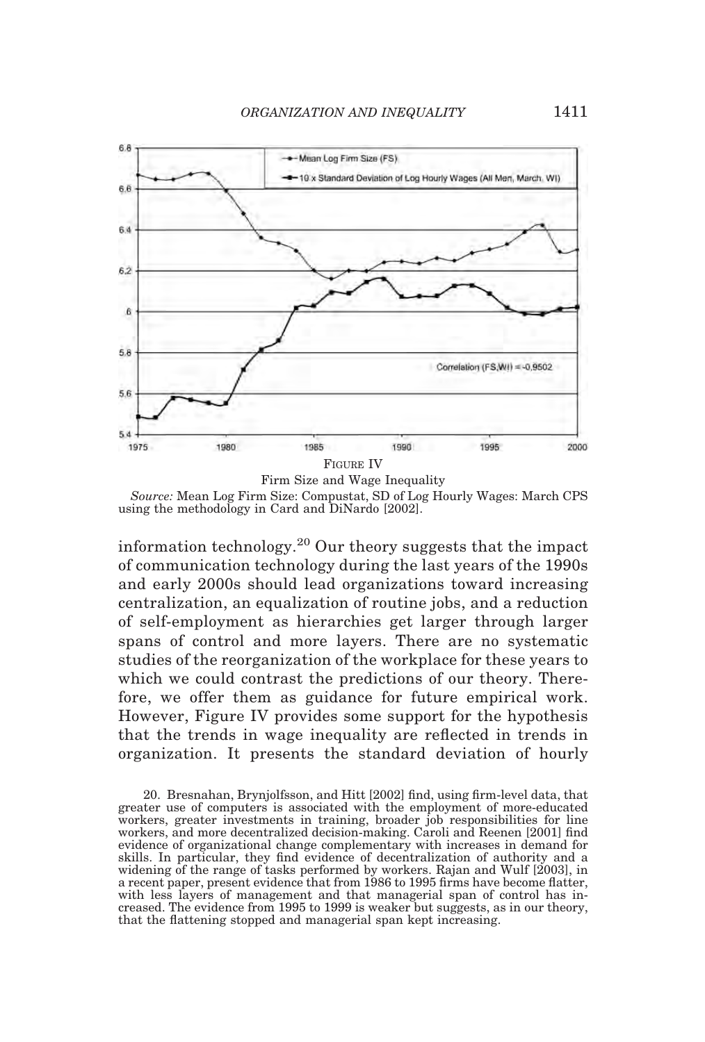FIGURE IV

Firm Size and Wage Inequality

*Source:* Mean Log Firm Size: Compustat, SD of Log Hourly Wages: March CPS using the methodology in Card and DiNardo [2002].

information technology.[20] Our theory suggests that the impact of communication technology during the last years of the 1990s and early 2000s should lead organizations toward increasing centralization, an equalization of routine jobs, and a reduction of self-employment as hierarchies get larger through larger spans of control and more layers. There are no systematic studies of the reorganization of the workplace for these years to which we could contrast the predictions of our theory. Therefore, we offer them as guidance for future empirical work. However, Figure IV provides some support for the hypothesis that the trends in wage inequality are reflected in trends in organization. It presents the standard deviation of hourly

20. Bresnahan, Brynjolfsson, and Hitt [2002] find, using firm-level data, that greater use of computers is associated with the employment of more-educated workers, greater investments in training, broader job responsibilities for line workers, and more decentralized decision-making. Caroli and Reenen [2001] find evidence of organizational change complementary with increases in demand for skills. In particular, they find evidence of decentralization of authority and a widening of the range of tasks performed by workers. Rajan and Wulf [2003], in a recent paper, present evidence that from 1986 to 1995 firms have become flatter, with less layers of management and that managerial span of control has increased. The evidence from 1995 to 1999 is weaker but suggests, as in our theory, that the flattening stopped and managerial span kept increasing.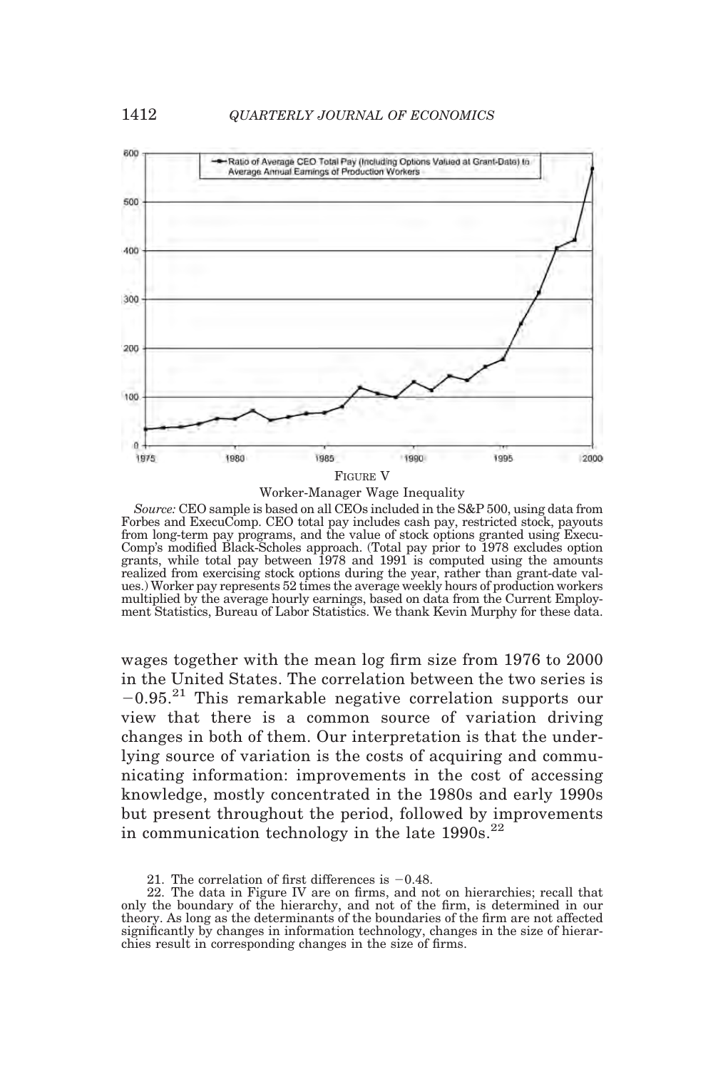FIGURE V

Worker-Manager Wage Inequality

*Source:* CEO sample is based on all CEOs included in the S&P 500, using data from Forbes and ExecuComp. CEO total pay includes cash pay, restricted stock, payouts from long-term pay programs, and the value of stock options granted using ExecuComp's modified Black-Scholes approach. (Total pay prior to 1978 excludes option grants, while total pay between 1978 and 1991 is computed using the amounts realized from exercising stock options during the year, rather than grant-date values.) Worker pay represents 52 times the average weekly hours of production workers multiplied by the average hourly earnings, based on data from the Current Employment Statistics, Bureau of Labor Statistics. We thank Kevin Murphy for these data.

wages together with the mean log firm size from 1976 to 2000 in the United States. The correlation between the two series is $-0.95$.[21] This remarkable negative correlation supports our view that there is a common source of variation driving changes in both of them. Our interpretation is that the underlying source of variation is the costs of acquiring and communicating information: improvements in the cost of accessing knowledge, mostly concentrated in the 1980s and early 1990s but present throughout the period, followed by improvements in communication technology in the late 1990s.[22]

21. The correlation of first differences is $-0.48$.

22. The data in Figure IV are on firms, and not on hierarchies; recall that only the boundary of the hierarchy, and not of the firm, is determined in our theory. As long as the determinants of the boundaries of the firm are not affected significantly by changes in information technology, changes in the size of hierarchies result in corresponding changes in the size of firms.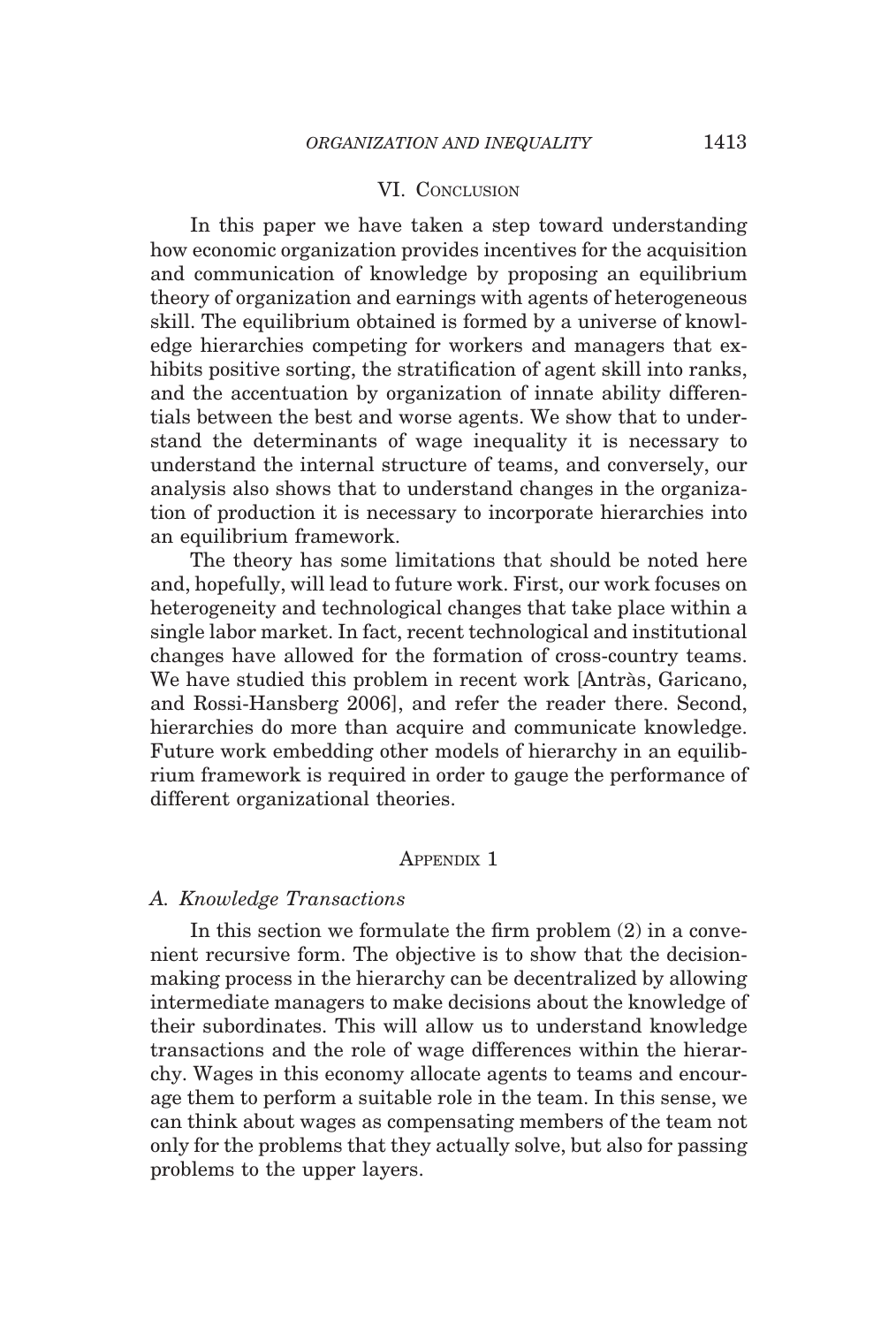## VI. Conclusion

In this paper we have taken a step toward understanding how economic organization provides incentives for the acquisition and communication of knowledge by proposing an equilibrium theory of organization and earnings with agents of heterogeneous skill. The equilibrium obtained is formed by a universe of knowledge hierarchies competing for workers and managers that exhibits positive sorting, the stratification of agent skill into ranks, and the accentuation by organization of innate ability differentials between the best and worse agents. We show that to understand the determinants of wage inequality it is necessary to understand the internal structure of teams, and conversely, our analysis also shows that to understand changes in the organization of production it is necessary to incorporate hierarchies into an equilibrium framework.

The theory has some limitations that should be noted here and, hopefully, will lead to future work. First, our work focuses on heterogeneity and technological changes that take place within a single labor market. In fact, recent technological and institutional changes have allowed for the formation of cross-country teams. We have studied this problem in recent work [Antràs, Garicano, and Rossi-Hansberg 2006], and refer the reader there. Second, hierarchies do more than acquire and communicate knowledge. Future work embedding other models of hierarchy in an equilibrium framework is required in order to gauge the performance of different organizational theories.

## Appendix 1

### A. Knowledge Transactions

In this section we formulate the firm problem (2) in a convenient recursive form. The objective is to show that the decision-making process in the hierarchy can be decentralized by allowing intermediate managers to make decisions about the knowledge of their subordinates. This will allow us to understand knowledge transactions and the role of wage differences within the hierarchy. Wages in this economy allocate agents to teams and encourage them to perform a suitable role in the team. In this sense, we can think about wages as compensating members of the team not only for the problems that they actually solve, but also for passing problems to the upper layers.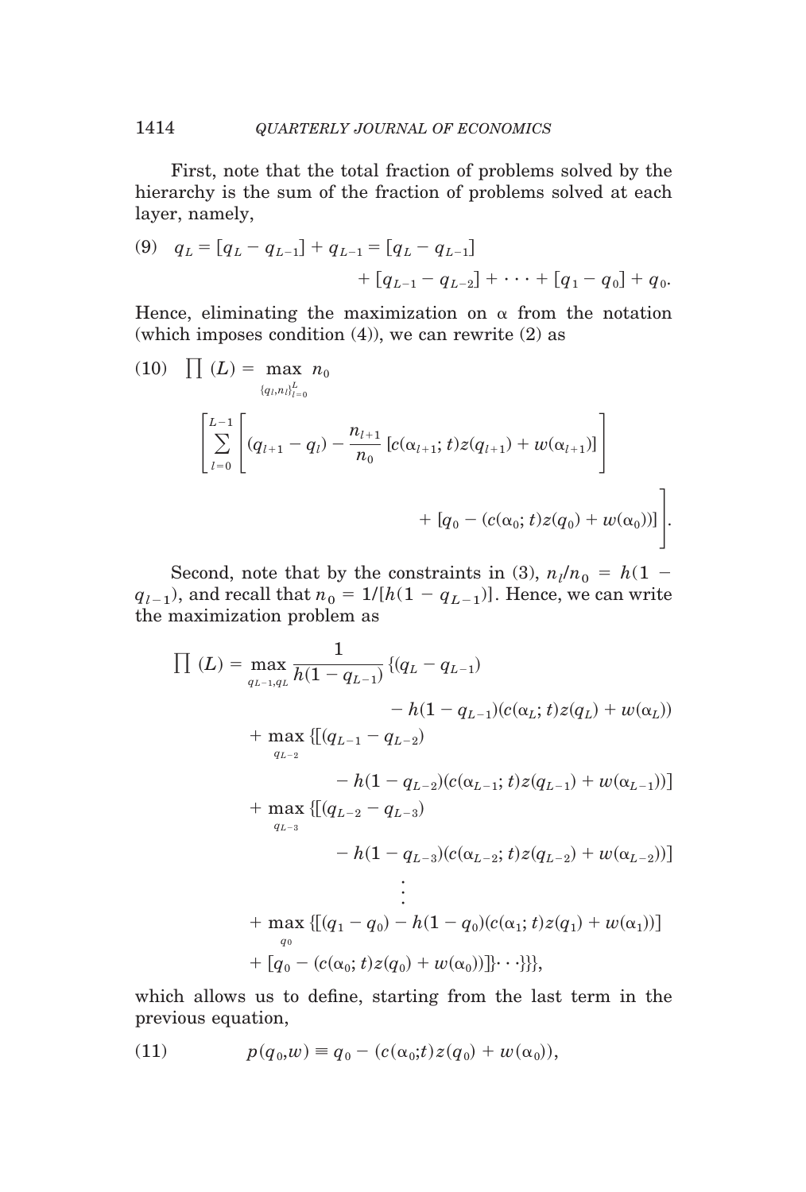First, note that the total fraction of problems solved by the hierarchy is the sum of the fraction of problems solved at each layer, namely,

$$(9) \quad q_L = [q_L - q_{L-1}] + q_{L-1} = [q_L - q_{L-1}] + [q_{L-1} - q_{L-2}] + \cdots + [q_1 - q_0] + q_0.$$

Hence, eliminating the maximization on $\alpha$ from the notation (which imposes condition (4)), we can rewrite (2) as

$$(10) \quad \prod (L) = \max_{\{q_l, n_l\}_{l=0}^{L}} n_0 \left[ \sum_{l=0}^{L-1} \left[ (q_{l+1} - q_l) - \frac{n_{l+1}}{n_0} [c(\alpha_{l+1}; t) z(q_{l+1}) + w(\alpha_{l+1})] \right] + [q_0 - (c(\alpha_0; t) z(q_0) + w(\alpha_0))] \right].$$

Second, note that by the constraints in (3), $n_l/n_0 = h(1 - q_{l-1})$, and recall that $n_0 = 1/[h(1 - q_{L-1})]$. Hence, we can write the maximization problem as

$$\begin{aligned}
\prod (L) = \max_{q_{L-1}, q_L} \frac{1}{h(1 - q_{L-1})} \{ &(q_L - q_{L-1}) \\
&- h(1 - q_{L-1})(c(\alpha_L; t) z(q_L) + w(\alpha_L)) \\
&+ \max_{q_{L-2}} \{ [(q_{L-1} - q_{L-2}) \\
&\quad - h(1 - q_{L-2})(c(\alpha_{L-1}; t) z(q_{L-1}) + w(\alpha_{L-1}))] \\
&+ \max_{q_{L-3}} \{ [(q_{L-2} - q_{L-3}) \\
&\quad - h(1 - q_{L-3})(c(\alpha_{L-2}; t) z(q_{L-2}) + w(\alpha_{L-2}))] \\
&\quad \vdots \\
&+ \max_{q_0} \{ [(q_1 - q_0) - h(1 - q_0)(c(\alpha_1; t) z(q_1) + w(\alpha_1))] \\
&+ [q_0 - (c(\alpha_0; t) z(q_0) + w(\alpha_0))] \} \cdots \} \} \},
\end{aligned}$$

which allows us to define, starting from the last term in the previous equation,

$$(11) \quad p(q_0, w) \equiv q_0 - (c(\alpha_0; t) z(q_0) + w(\alpha_0)),$$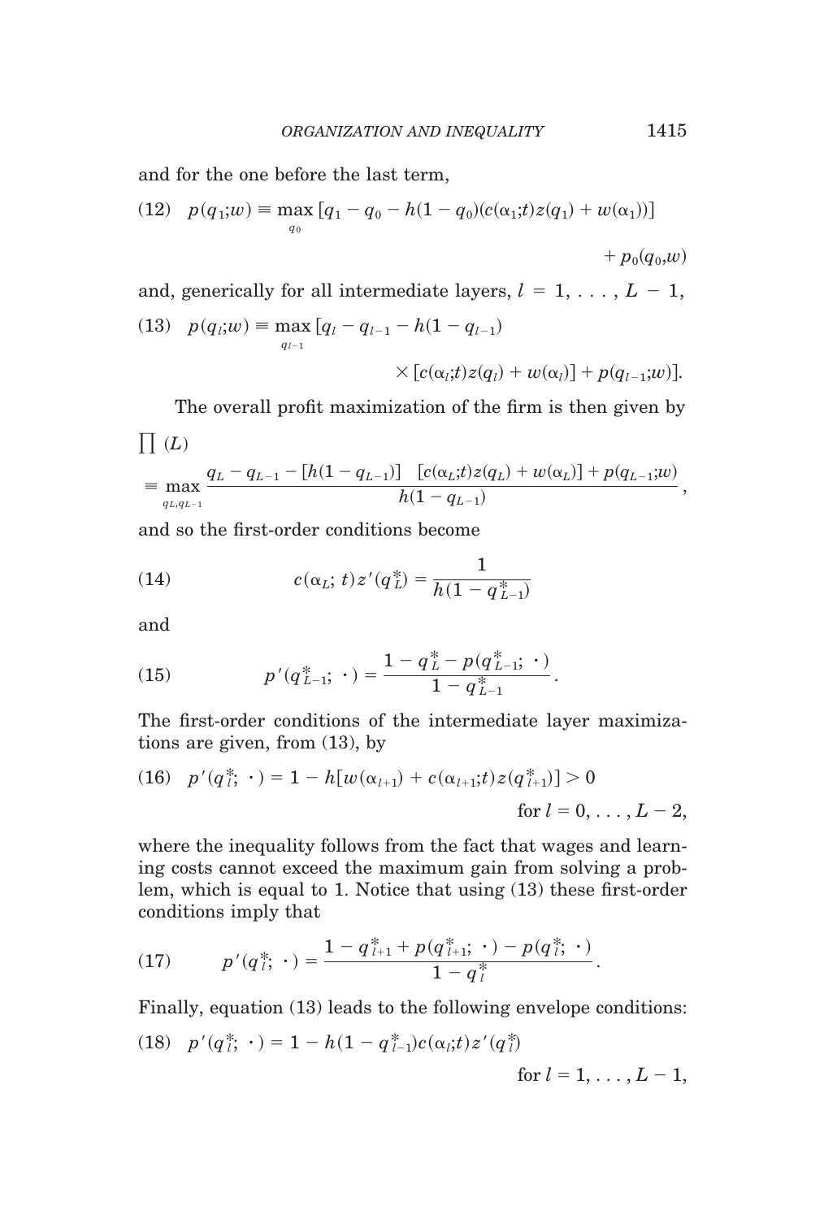and for the one before the last term,

$$(12) \quad p(q_1;w) \equiv \max_{q_0} [q_1 - q_0 - h(1 - q_0)(c(\alpha_1;t)z(q_1) + w(\alpha_1))] + p_0(q_0,w)$$

and, generically for all intermediate layers, $l = 1, \ldots, L - 1$,

$$(13) \quad p(q_l;w) \equiv \max_{q_{l-1}} [q_l - q_{l-1} - h(1 - q_{l-1}) \times [c(\alpha_l;t)z(q_l) + w(\alpha_l)] + p(q_{l-1};w)].$$

The overall profit maximization of the firm is then given by

$$\prod(L) \equiv \max_{q_L, q_{L-1}} \frac{q_L - q_{L-1} - [h(1 - q_{L-1})] \quad [c(\alpha_L;t)z(q_L) + w(\alpha_L)] + p(q_{L-1};w)}{h(1 - q_{L-1})},$$

and so the first-order conditions become

$$(14) \qquad c(\alpha_L;\, t)z'(q_L^*) = \frac{1}{h(1 - q_{L-1}^*)}$$

and

$$(15) \qquad p'(q_{L-1}^*;\, \cdot\,) = \frac{1 - q_L^* - p(q_{L-1}^*;\, \cdot\,)}{1 - q_{L-1}^*}.$$

The first-order conditions of the intermediate layer maximizations are given, from (13), by

$$(16) \quad p'(q_l^*;\, \cdot\,) = 1 - h[w(\alpha_{l+1}) + c(\alpha_{l+1};t)z(q_{l+1}^*)] > 0 \qquad \text{for } l = 0, \ldots, L - 2,$$

where the inequality follows from the fact that wages and learning costs cannot exceed the maximum gain from solving a problem, which is equal to 1. Notice that using (13) these first-order conditions imply that

$$(17) \qquad p'(q_l^*;\, \cdot\,) = \frac{1 - q_{l+1}^* + p(q_{l+1}^*;\, \cdot\,) - p(q_l^*;\, \cdot\,)}{1 - q_l^*}.$$

Finally, equation (13) leads to the following envelope conditions:

$$(18) \quad p'(q_l^*;\, \cdot\,) = 1 - h(1 - q_{l-1}^*)c(\alpha_l;t)z'(q_l^*) \qquad \text{for } l = 1, \ldots, L - 1,$$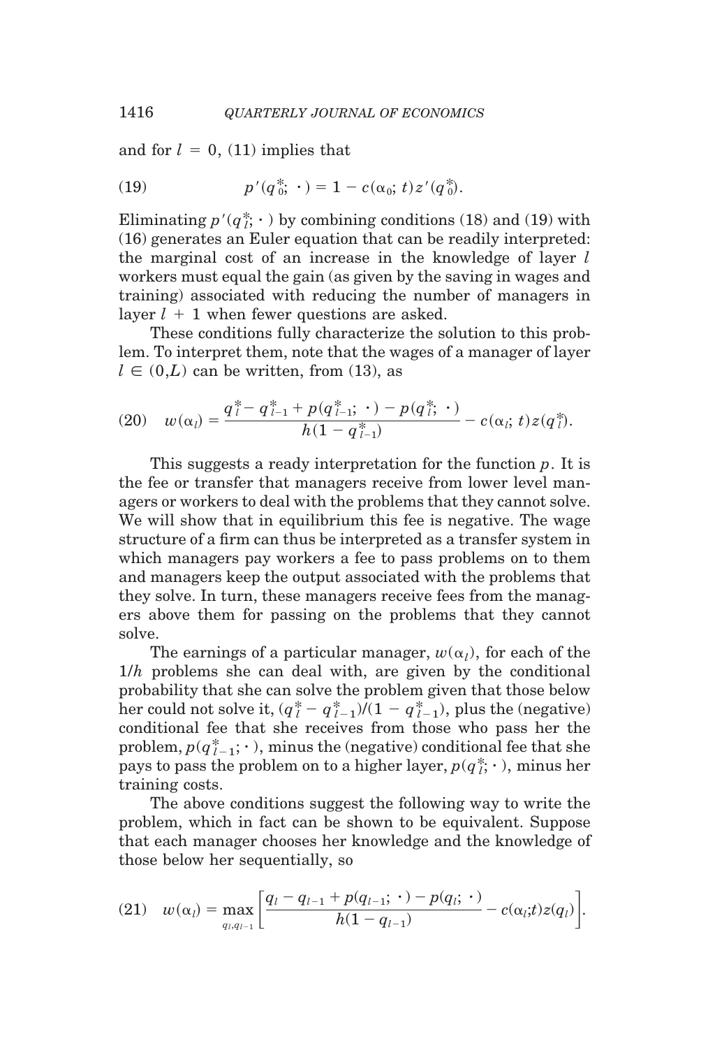and for $l = 0$, (11) implies that

$$p'(q_0^*; \cdot) = 1 - c(\alpha_0; t)z'(q_0^*). \tag{19}$$

Eliminating $p'(q_l^*; \cdot)$ by combining conditions (18) and (19) with (16) generates an Euler equation that can be readily interpreted: the marginal cost of an increase in the knowledge of layer $l$ workers must equal the gain (as given by the saving in wages and training) associated with reducing the number of managers in layer $l + 1$ when fewer questions are asked.

These conditions fully characterize the solution to this problem. To interpret them, note that the wages of a manager of layer $l \in (0,L)$ can be written, from (13), as

$$w(\alpha_l) = \frac{q_l^* - q_{l-1}^* + p(q_{l-1}^*; \cdot) - p(q_l^*; \cdot)}{h(1 - q_{l-1}^*)} - c(\alpha_l; t)z(q_l^*). \tag{20}$$

This suggests a ready interpretation for the function $p$. It is the fee or transfer that managers receive from lower level managers or workers to deal with the problems that they cannot solve. We will show that in equilibrium this fee is negative. The wage structure of a firm can thus be interpreted as a transfer system in which managers pay workers a fee to pass problems on to them and managers keep the output associated with the problems that they solve. In turn, these managers receive fees from the managers above them for passing on the problems that they cannot solve.

The earnings of a particular manager, $w(\alpha_l)$, for each of the $1/h$ problems she can deal with, are given by the conditional probability that she can solve the problem given that those below her could not solve it, $(q_l^* - q_{l-1}^*)/(1 - q_{l-1}^*)$, plus the (negative) conditional fee that she receives from those who pass her the problem, $p(q_{l-1}^*; \cdot)$, minus the (negative) conditional fee that she pays to pass the problem on to a higher layer, $p(q_l^*; \cdot)$, minus her training costs.

The above conditions suggest the following way to write the problem, which in fact can be shown to be equivalent. Suppose that each manager chooses her knowledge and the knowledge of those below her sequentially, so

$$w(\alpha_l) = \max_{q_l, q_{l-1}} \left[ \frac{q_l - q_{l-1} + p(q_{l-1}; \cdot) - p(q_l; \cdot)}{h(1 - q_{l-1})} - c(\alpha_l; t)z(q_l) \right]. \tag{21}$$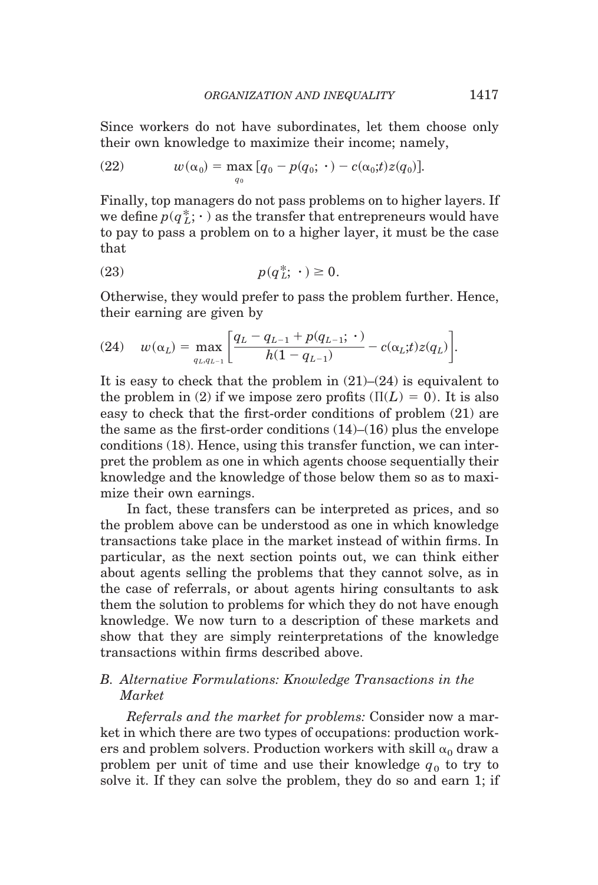Since workers do not have subordinates, let them choose only their own knowledge to maximize their income; namely,

$$w(\alpha_0) = \max_{q_0} \left[ q_0 - p(q_0;\, \cdot\,) - c(\alpha_0;t) z(q_0) \right]. \tag{22}$$

Finally, top managers do not pass problems on to higher layers. If we define $p(q_L^*;\, \cdot\,)$ as the transfer that entrepreneurs would have to pay to pass a problem on to a higher layer, it must be the case that

$$p(q_L^*;\ \cdot\,) \geq 0. \tag{23}$$

Otherwise, they would prefer to pass the problem further. Hence, their earning are given by

$$w(\alpha_L) = \max_{q_L, q_{L-1}} \left[ \frac{q_L - q_{L-1} + p(q_{L-1};\ \cdot\,)}{h(1 - q_{L-1})} - c(\alpha_L;t) z(q_L) \right]. \tag{24}$$

It is easy to check that the problem in (21)–(24) is equivalent to the problem in (2) if we impose zero profits ($\Pi(L) = 0$). It is also easy to check that the first-order conditions of problem (21) are the same as the first-order conditions (14)–(16) plus the envelope conditions (18). Hence, using this transfer function, we can interpret the problem as one in which agents choose sequentially their knowledge and the knowledge of those below them so as to maximize their own earnings.

In fact, these transfers can be interpreted as prices, and so the problem above can be understood as one in which knowledge transactions take place in the market instead of within firms. In particular, as the next section points out, we can think either about agents selling the problems that they cannot solve, as in the case of referrals, or about agents hiring consultants to ask them the solution to problems for which they do not have enough knowledge. We now turn to a description of these markets and show that they are simply reinterpretations of the knowledge transactions within firms described above.

### B. *Alternative Formulations: Knowledge Transactions in the Market*

*Referrals and the market for problems:* Consider now a market in which there are two types of occupations: production workers and problem solvers. Production workers with skill $\alpha_0$ draw a problem per unit of time and use their knowledge $q_0$ to try to solve it. If they can solve the problem, they do so and earn 1; if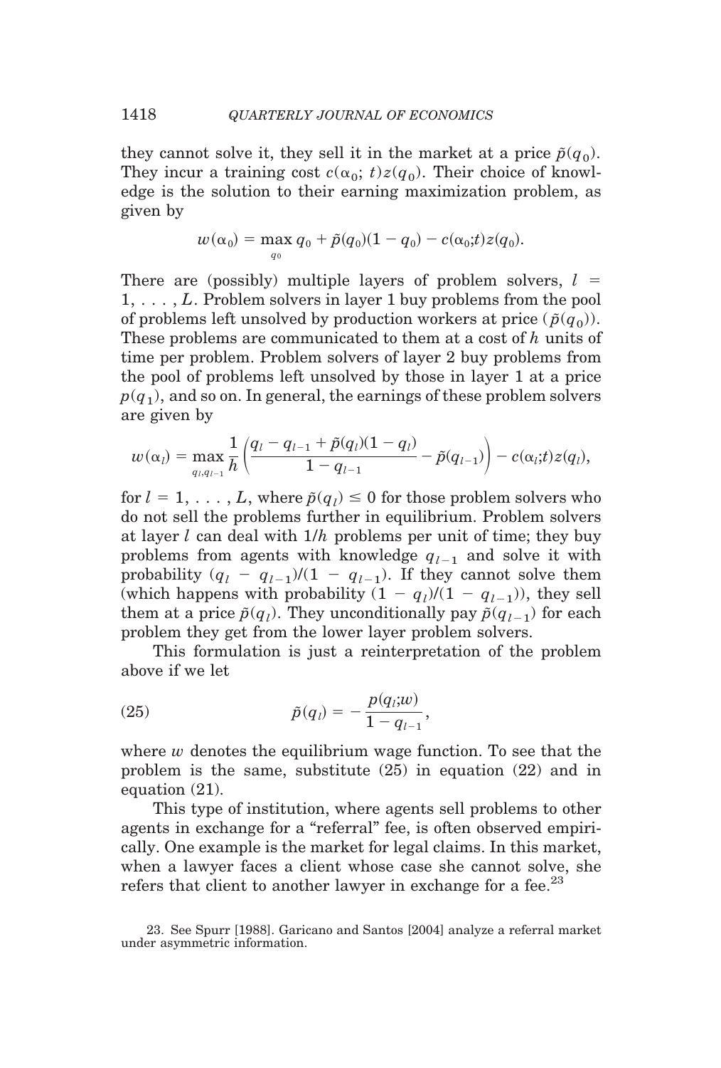they cannot solve it, they sell it in the market at a price $\tilde{p}(q_0)$. They incur a training cost $c(\alpha_0; t)z(q_0)$. Their choice of knowledge is the solution to their earning maximization problem, as given by

$$w(\alpha_0) = \max_{q_0} q_0 + \tilde{p}(q_0)(1 - q_0) - c(\alpha_0;t)z(q_0).$$

There are (possibly) multiple layers of problem solvers, $l = 1, \ldots, L$. Problem solvers in layer 1 buy problems from the pool of problems left unsolved by production workers at price $(\tilde{p}(q_0))$. These problems are communicated to them at a cost of $h$ units of time per problem. Problem solvers of layer 2 buy problems from the pool of problems left unsolved by those in layer 1 at a price $p(q_1)$, and so on. In general, the earnings of these problem solvers are given by

$$w(\alpha_l) = \max_{q_l, q_{l-1}} \frac{1}{h}\left(\frac{q_l - q_{l-1} + \tilde{p}(q_l)(1 - q_l)}{1 - q_{l-1}} - \tilde{p}(q_{l-1})\right) - c(\alpha_l;t)z(q_l),$$

for $l = 1, \ldots, L$, where $\tilde{p}(q_l) \leq 0$ for those problem solvers who do not sell the problems further in equilibrium. Problem solvers at layer $l$ can deal with $1/h$ problems per unit of time; they buy problems from agents with knowledge $q_{l-1}$ and solve it with probability $(q_l - q_{l-1})/(1 - q_{l-1})$. If they cannot solve them (which happens with probability $(1 - q_l)/(1 - q_{l-1})$), they sell them at a price $\tilde{p}(q_l)$. They unconditionally pay $\tilde{p}(q_{l-1})$ for each problem they get from the lower layer problem solvers.

This formulation is just a reinterpretation of the problem above if we let

$$\tilde{p}(q_l) = -\frac{p(q_l;w)}{1 - q_{l-1}}, \tag{25}$$

where $w$ denotes the equilibrium wage function. To see that the problem is the same, substitute (25) in equation (22) and in equation (21).

This type of institution, where agents sell problems to other agents in exchange for a "referral" fee, is often observed empirically. One example is the market for legal claims. In this market, when a lawyer faces a client whose case she cannot solve, she refers that client to another lawyer in exchange for a fee.[23]

23. See Spurr [1988]. Garicano and Santos [2004] analyze a referral market under asymmetric information.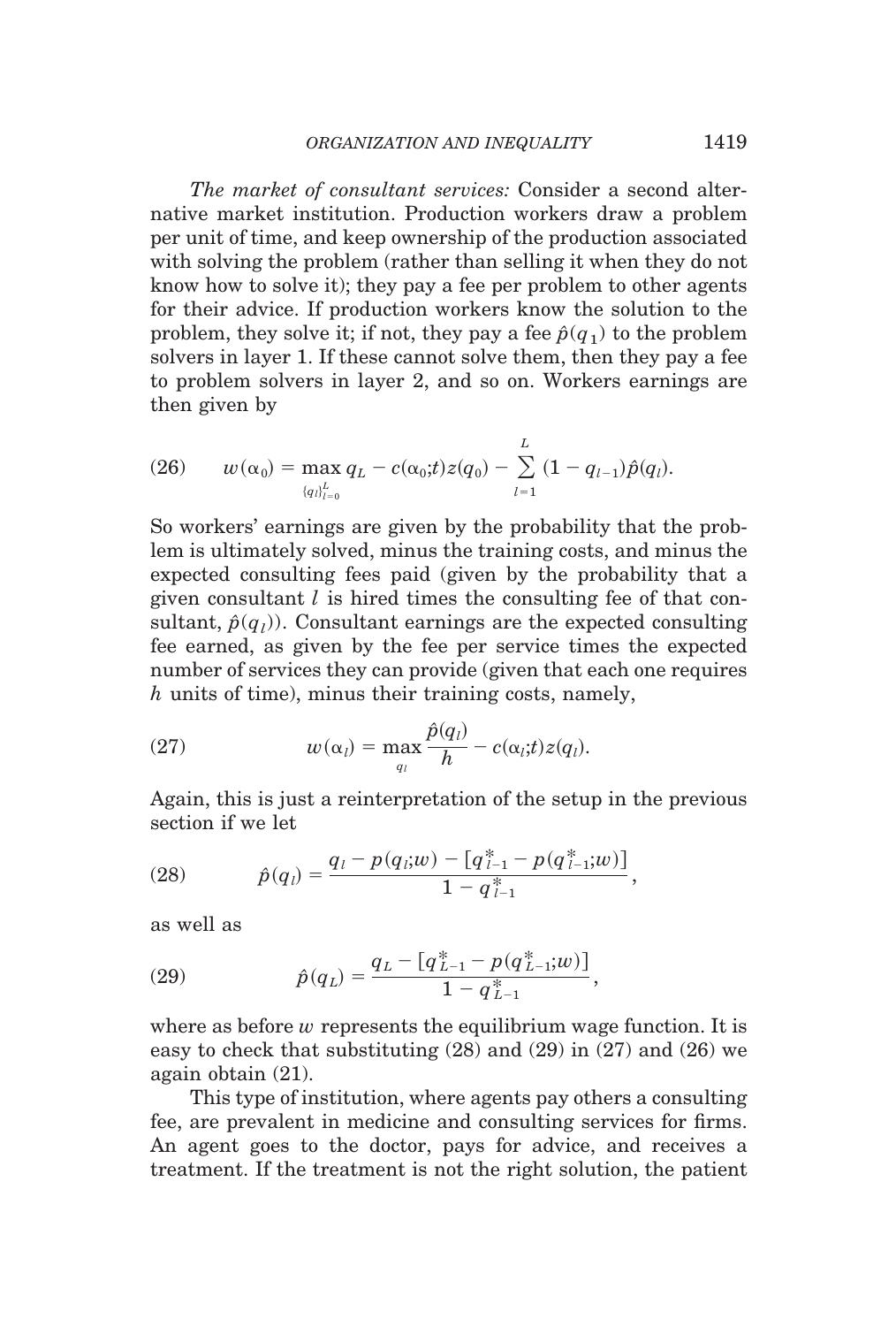*The market of consultant services:* Consider a second alternative market institution. Production workers draw a problem per unit of time, and keep ownership of the production associated with solving the problem (rather than selling it when they do not know how to solve it); they pay a fee per problem to other agents for their advice. If production workers know the solution to the problem, they solve it; if not, they pay a fee $\hat{p}(q_1)$ to the problem solvers in layer 1. If these cannot solve them, then they pay a fee to problem solvers in layer 2, and so on. Workers earnings are then given by

$$w(\alpha_0) = \max_{\{q_l\}_{l=0}^{L}} q_L - c(\alpha_0;t)z(q_0) - \sum_{l=1}^{L} (1 - q_{l-1})\hat{p}(q_l). \tag{26}$$

So workers' earnings are given by the probability that the problem is ultimately solved, minus the training costs, and minus the expected consulting fees paid (given by the probability that a given consultant $l$ is hired times the consulting fee of that consultant, $\hat{p}(q_l)$). Consultant earnings are the expected consulting fee earned, as given by the fee per service times the expected number of services they can provide (given that each one requires $h$ units of time), minus their training costs, namely,

$$w(\alpha_l) = \max_{q_l} \frac{\hat{p}(q_l)}{h} - c(\alpha_l;t)z(q_l). \tag{27}$$

Again, this is just a reinterpretation of the setup in the previous section if we let

$$\hat{p}(q_l) = \frac{q_l - p(q_l;w) - [q_{l-1}^* - p(q_{l-1}^*;w)]}{1 - q_{l-1}^*}, \tag{28}$$

as well as

$$\hat{p}(q_L) = \frac{q_L - [q_{L-1}^* - p(q_{L-1}^*;w)]}{1 - q_{L-1}^*}, \tag{29}$$

where as before $w$ represents the equilibrium wage function. It is easy to check that substituting (28) and (29) in (27) and (26) we again obtain (21).

This type of institution, where agents pay others a consulting fee, are prevalent in medicine and consulting services for firms. An agent goes to the doctor, pays for advice, and receives a treatment. If the treatment is not the right solution, the patient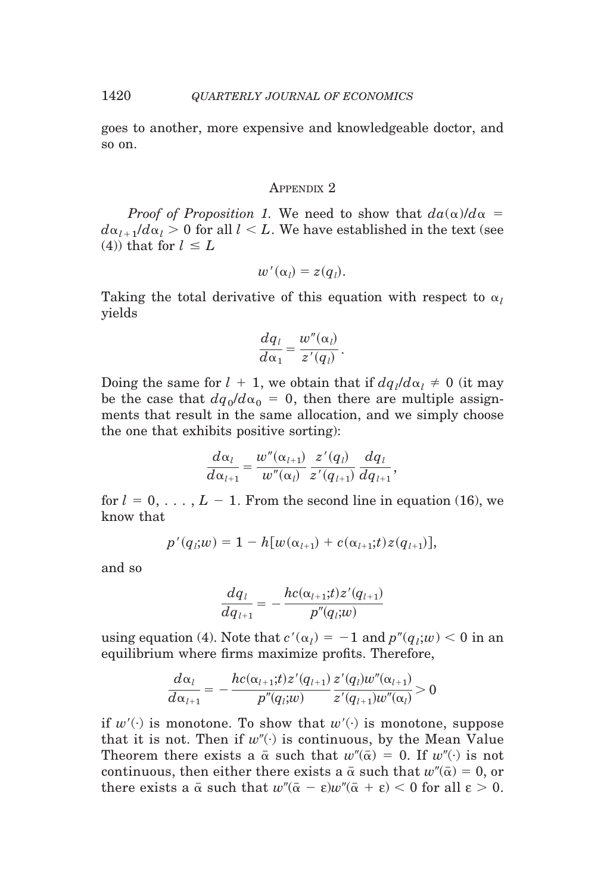goes to another, more expensive and knowledgeable doctor, and so on.

## Appendix 2

*Proof of Proposition 1.* We need to show that $da(\alpha)/d\alpha = d\alpha_{l+1}/d\alpha_l > 0$ for all $l < L$. We have established in the text (see (4)) that for $l \leq L$

$$w'(\alpha_l) = z(q_l).$$

Taking the total derivative of this equation with respect to $\alpha_l$ yields

$$\frac{dq_l}{d\alpha_1} = \frac{w''(\alpha_l)}{z'(q_l)}.$$

Doing the same for $l + 1$, we obtain that if $dq_l/d\alpha_l \neq 0$ (it may be the case that $dq_0/d\alpha_0 = 0$, then there are multiple assignments that result in the same allocation, and we simply choose the one that exhibits positive sorting):

$$\frac{d\alpha_l}{d\alpha_{l+1}} = \frac{w''(\alpha_{l+1})}{w''(\alpha_l)} \frac{z'(q_l)}{z'(q_{l+1})} \frac{dq_l}{dq_{l+1}},$$

for $l = 0, \ldots, L - 1$. From the second line in equation (16), we know that

$$p'(q_l;w) = 1 - h[w(\alpha_{l+1}) + c(\alpha_{l+1};t)z(q_{l+1})],$$

and so

$$\frac{dq_l}{dq_{l+1}} = -\frac{hc(\alpha_{l+1};t)z'(q_{l+1})}{p''(q_l;w)}$$

using equation (4). Note that $c'(\alpha_l) = -1$ and $p''(q_l;w) < 0$ in an equilibrium where firms maximize profits. Therefore,

$$\frac{d\alpha_l}{d\alpha_{l+1}} = -\frac{hc(\alpha_{l+1};t)z'(q_{l+1})}{p''(q_l;w)} \frac{z'(q_l)w''(\alpha_{l+1})}{z'(q_{l+1})w''(\alpha_l)} > 0$$

if $w'(\cdot)$ is monotone. To show that $w'(\cdot)$ is monotone, suppose that it is not. Then if $w''(\cdot)$ is continuous, by the Mean Value Theorem there exists a $\bar{\alpha}$ such that $w''(\bar{\alpha}) = 0$. If $w''(\cdot)$ is not continuous, then either there exists a $\bar{\alpha}$ such that $w''(\bar{\alpha}) = 0$, or there exists a $\bar{\alpha}$ such that $w''(\bar{\alpha} - \varepsilon)w''(\bar{\alpha} + \varepsilon) < 0$ for all $\varepsilon > 0$.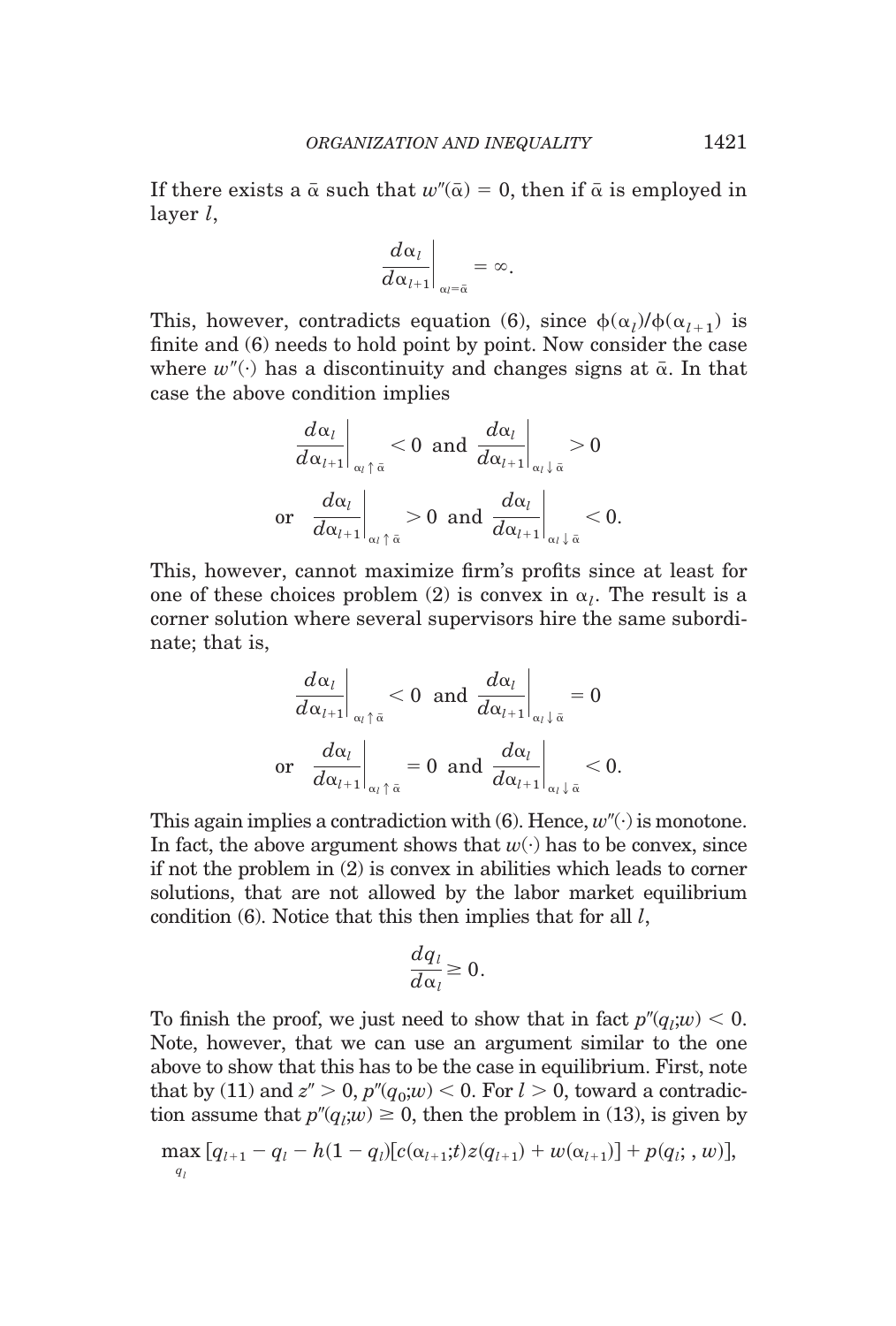If there exists a $\bar{\alpha}$ such that $w''(\bar{\alpha}) = 0$, then if $\bar{\alpha}$ is employed in layer $l$,

$$\left.\frac{d\alpha_l}{d\alpha_{l+1}}\right|_{\alpha_l = \bar{\alpha}} = \infty.$$

This, however, contradicts equation (6), since $\phi(\alpha_l)/\phi(\alpha_{l+1})$ is finite and (6) needs to hold point by point. Now consider the case where $w''(\cdot)$ has a discontinuity and changes signs at $\bar{\alpha}$. In that case the above condition implies

$$\left.\frac{d\alpha_l}{d\alpha_{l+1}}\right|_{\alpha_l \uparrow \bar{\alpha}} < 0 \text{ and } \left.\frac{d\alpha_l}{d\alpha_{l+1}}\right|_{\alpha_l \downarrow \bar{\alpha}} > 0$$

$$\text{or } \left.\frac{d\alpha_l}{d\alpha_{l+1}}\right|_{\alpha_l \uparrow \bar{\alpha}} > 0 \text{ and } \left.\frac{d\alpha_l}{d\alpha_{l+1}}\right|_{\alpha_l \downarrow \bar{\alpha}} < 0.$$

This, however, cannot maximize firm's profits since at least for one of these choices problem (2) is convex in $\alpha_l$. The result is a corner solution where several supervisors hire the same subordinate; that is,

$$\left.\frac{d\alpha_l}{d\alpha_{l+1}}\right|_{\alpha_l \uparrow \bar{\alpha}} < 0 \text{ and } \left.\frac{d\alpha_l}{d\alpha_{l+1}}\right|_{\alpha_l \downarrow \bar{\alpha}} = 0$$

$$\text{or } \left.\frac{d\alpha_l}{d\alpha_{l+1}}\right|_{\alpha_l \uparrow \bar{\alpha}} = 0 \text{ and } \left.\frac{d\alpha_l}{d\alpha_{l+1}}\right|_{\alpha_l \downarrow \bar{\alpha}} < 0.$$

This again implies a contradiction with (6). Hence, $w''(\cdot)$ is monotone. In fact, the above argument shows that $w(\cdot)$ has to be convex, since if not the problem in (2) is convex in abilities which leads to corner solutions, that are not allowed by the labor market equilibrium condition (6). Notice that this then implies that for all $l$,

$$\frac{dq_l}{d\alpha_l} \geq 0.$$

To finish the proof, we just need to show that in fact $p''(q_l;w) < 0$. Note, however, that we can use an argument similar to the one above to show that this has to be the case in equilibrium. First, note that by (11) and $z'' > 0$, $p''(q_0;w) < 0$. For $l > 0$, toward a contradiction assume that $p''(q_l;w) \geq 0$, then the problem in (13), is given by

$$\max_{q_l} \left[q_{l+1} - q_l - h(1 - q_l)[c(\alpha_{l+1};t)z(q_{l+1}) + w(\alpha_{l+1})] + p(q_l; , w)\right],$$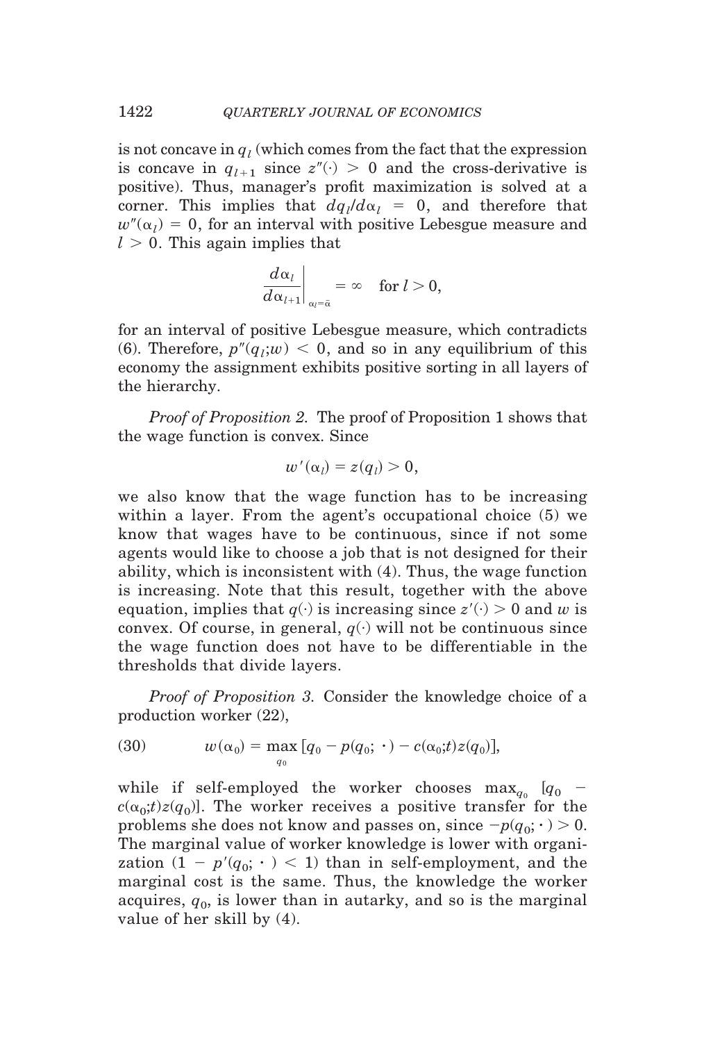is not concave in $q_l$ (which comes from the fact that the expression is concave in $q_{l+1}$ since $z''(\cdot) > 0$ and the cross-derivative is positive). Thus, manager's profit maximization is solved at a corner. This implies that $dq_l/d\alpha_l = 0$, and therefore that $w''(\alpha_l) = 0$, for an interval with positive Lebesgue measure and $l > 0$. This again implies that

$$\left.\frac{d\alpha_l}{d\alpha_{l+1}}\right|_{\alpha_l = \bar{\alpha}} = \infty \quad \text{for } l > 0,$$

for an interval of positive Lebesgue measure, which contradicts (6). Therefore, $p''(q_l;w) < 0$, and so in any equilibrium of this economy the assignment exhibits positive sorting in all layers of the hierarchy.

*Proof of Proposition 2.* The proof of Proposition 1 shows that the wage function is convex. Since

$$w'(\alpha_l) = z(q_l) > 0,$$

we also know that the wage function has to be increasing within a layer. From the agent's occupational choice (5) we know that wages have to be continuous, since if not some agents would like to choose a job that is not designed for their ability, which is inconsistent with (4). Thus, the wage function is increasing. Note that this result, together with the above equation, implies that $q(\cdot)$ is increasing since $z'(\cdot) > 0$ and $w$ is convex. Of course, in general, $q(\cdot)$ will not be continuous since the wage function does not have to be differentiable in the thresholds that divide layers.

*Proof of Proposition 3.* Consider the knowledge choice of a production worker (22),

$$w(\alpha_0) = \max_{q_0} \left[q_0 - p(q_0;\,\cdot\,) - c(\alpha_0;t)z(q_0)\right], \tag{30}$$

while if self-employed the worker chooses $\max_{q_0}$ $[q_0 - c(\alpha_0;t)z(q_0)]$. The worker receives a positive transfer for the problems she does not know and passes on, since $-p(q_0;\,\cdot\,) > 0$. The marginal value of worker knowledge is lower with organization $(1 - p'(q_0;\,\cdot\,) < 1)$ than in self-employment, and the marginal cost is the same. Thus, the knowledge the worker acquires, $q_0$, is lower than in autarky, and so is the marginal value of her skill by (4).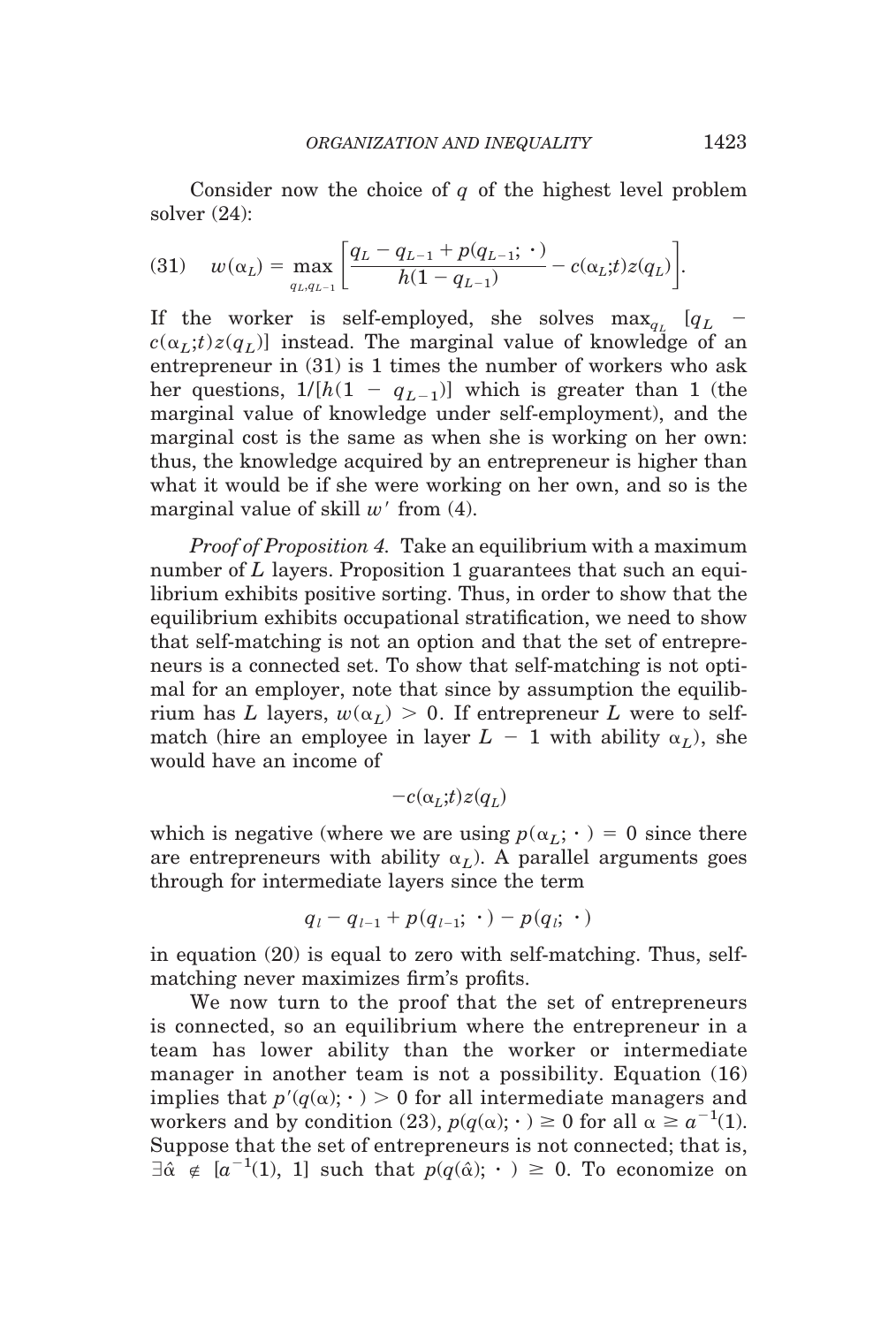Consider now the choice of $q$ of the highest level problem solver (24):

$$w(\alpha_L) = \max_{q_L, q_{L-1}} \left[ \frac{q_L - q_{L-1} + p(q_{L-1};\ \cdot\ )}{h(1 - q_{L-1})} - c(\alpha_L;t)z(q_L) \right]. \tag{31}$$

If the worker is self-employed, she solves $\max_{q_L} [q_L - c(\alpha_L;t)z(q_L)]$ instead. The marginal value of knowledge of an entrepreneur in (31) is 1 times the number of workers who ask her questions, $1/[h(1 - q_{L-1})]$ which is greater than 1 (the marginal value of knowledge under self-employment), and the marginal cost is the same as when she is working on her own: thus, the knowledge acquired by an entrepreneur is higher than what it would be if she were working on her own, and so is the marginal value of skill $w'$ from (4).

*Proof of Proposition 4.* Take an equilibrium with a maximum number of $L$ layers. Proposition 1 guarantees that such an equilibrium exhibits positive sorting. Thus, in order to show that the equilibrium exhibits occupational stratification, we need to show that self-matching is not an option and that the set of entrepreneurs is a connected set. To show that self-matching is not optimal for an employer, note that since by assumption the equilibrium has $L$ layers, $w(\alpha_L) > 0$. If entrepreneur $L$ were to self-match (hire an employee in layer $L - 1$ with ability $\alpha_L$), she would have an income of

$$-c(\alpha_L;t)z(q_L)$$

which is negative (where we are using $p(\alpha_L;\ \cdot\ ) = 0$ since there are entrepreneurs with ability $\alpha_L$). A parallel arguments goes through for intermediate layers since the term

$$q_l - q_{l-1} + p(q_{l-1};\ \cdot\ ) - p(q_l;\ \cdot\ )$$

in equation (20) is equal to zero with self-matching. Thus, self-matching never maximizes firm's profits.

We now turn to the proof that the set of entrepreneurs is connected, so an equilibrium where the entrepreneur in a team has lower ability than the worker or intermediate manager in another team is not a possibility. Equation (16) implies that $p'(q(\alpha);\ \cdot\ ) > 0$ for all intermediate managers and workers and by condition (23), $p(q(\alpha);\ \cdot\ ) \geq 0$ for all $\alpha \geq a^{-1}(1)$. Suppose that the set of entrepreneurs is not connected; that is, $\exists \hat{\alpha} \notin [a^{-1}(1), 1]$ such that $p(q(\hat{\alpha});\ \cdot\ ) \geq 0$. To economize on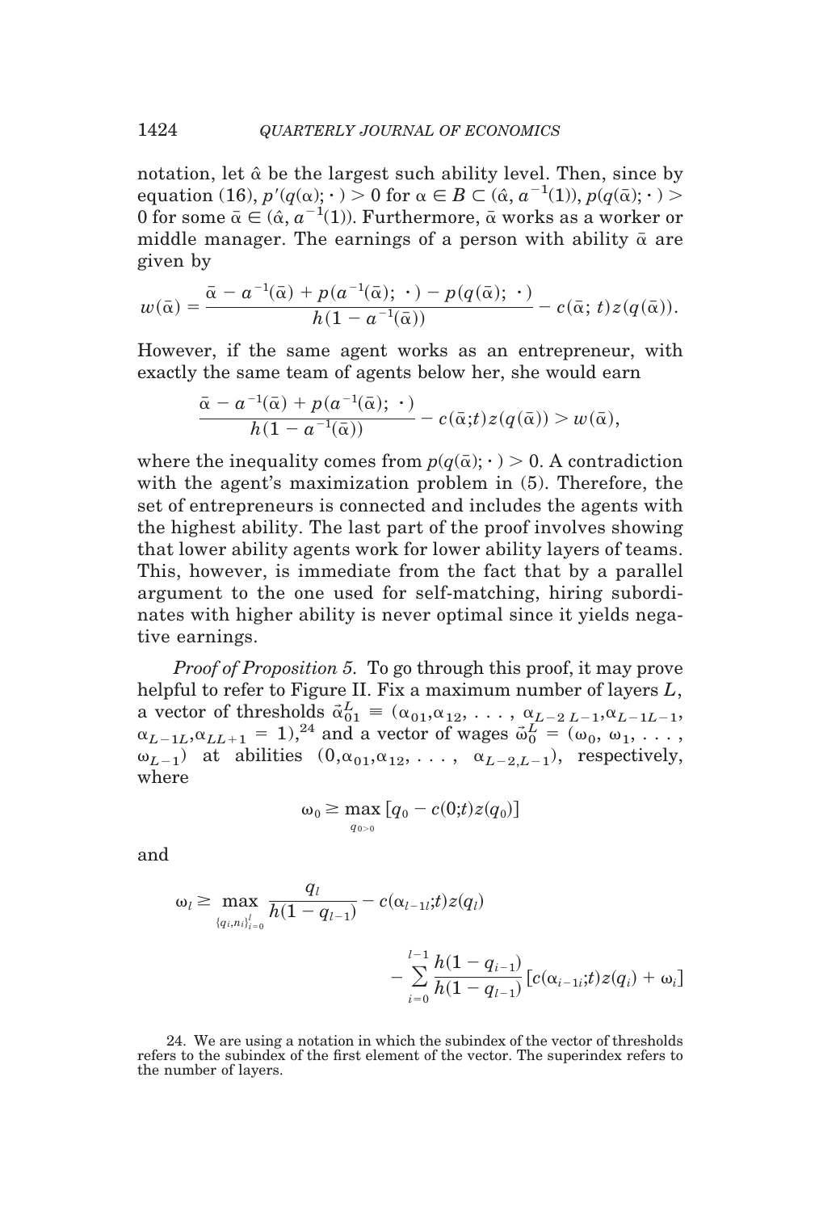notation, let $\hat{\alpha}$ be the largest such ability level. Then, since by equation (16), $p'(q(\alpha); \cdot) > 0$ for $\alpha \in B \subset (\hat{\alpha}, a^{-1}(1))$, $p(q(\bar{\alpha}); \cdot) > 0$ for some $\bar{\alpha} \in (\hat{\alpha}, a^{-1}(1))$. Furthermore, $\bar{\alpha}$ works as a worker or middle manager. The earnings of a person with ability $\bar{\alpha}$ are given by

$$w(\bar{\alpha}) = \frac{\bar{\alpha} - a^{-1}(\bar{\alpha}) + p(a^{-1}(\bar{\alpha}); \cdot) - p(q(\bar{\alpha}); \cdot)}{h(1 - a^{-1}(\bar{\alpha}))} - c(\bar{\alpha}; t)z(q(\bar{\alpha})).$$

However, if the same agent works as an entrepreneur, with exactly the same team of agents below her, she would earn

$$\frac{\bar{\alpha} - a^{-1}(\bar{\alpha}) + p(a^{-1}(\bar{\alpha}); \cdot)}{h(1 - a^{-1}(\bar{\alpha}))} - c(\bar{\alpha}; t)z(q(\bar{\alpha})) > w(\bar{\alpha}),$$

where the inequality comes from $p(q(\bar{\alpha}); \cdot) > 0$. A contradiction with the agent's maximization problem in (5). Therefore, the set of entrepreneurs is connected and includes the agents with the highest ability. The last part of the proof involves showing that lower ability agents work for lower ability layers of teams. This, however, is immediate from the fact that by a parallel argument to the one used for self-matching, hiring subordinates with higher ability is never optimal since it yields negative earnings.

*Proof of Proposition 5.* To go through this proof, it may prove helpful to refer to Figure II. Fix a maximum number of layers $L$, a vector of thresholds $\vec{\alpha}_{01}^{L} \equiv (\alpha_{01}, \alpha_{12}, \ldots, \alpha_{L-2\,L-1}, \alpha_{L-1L-1}, \alpha_{L-1L}, \alpha_{LL+1} = 1)$,[24] and a vector of wages $\vec{\omega}_0^L = (\omega_0, \omega_1, \ldots, \omega_{L-1})$ at abilities $(0, \alpha_{01}, \alpha_{12}, \ldots, \alpha_{L-2,L-1})$, respectively, where

$$\omega_0 \geq \max_{q_0 > 0} \left[q_0 - c(0;t)z(q_0)\right]$$

and

$$\omega_l \geq \max_{\{q_i, n_i\}_{i=0}^{l}} \frac{q_l}{h(1 - q_{l-1})} - c(\alpha_{l-1l};t)z(q_l) - \sum_{i=0}^{l-1} \frac{h(1 - q_{i-1})}{h(1 - q_{l-1})}\left[c(\alpha_{i-1i};t)z(q_i) + \omega_i\right]$$

24. We are using a notation in which the subindex of the vector of thresholds refers to the subindex of the first element of the vector. The superindex refers to the number of layers.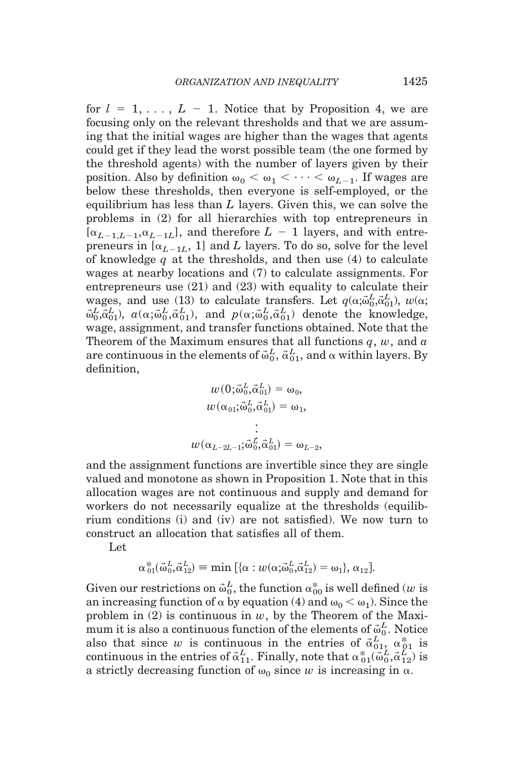for $l = 1, \ldots, L-1$. Notice that by Proposition 4, we are focusing only on the relevant thresholds and that we are assuming that the initial wages are higher than the wages that agents could get if they lead the worst possible team (the one formed by the threshold agents) with the number of layers given by their position. Also by definition $\omega_0 < \omega_1 < \cdots < \omega_{L-1}$. If wages are below these thresholds, then everyone is self-employed, or the equilibrium has less than $L$ layers. Given this, we can solve the problems in (2) for all hierarchies with top entrepreneurs in $[\alpha_{L-1,L-1}, \alpha_{L-1L}]$, and therefore $L-1$ layers, and with entrepreneurs in $[\alpha_{L-1L}, 1]$ and $L$ layers. To do so, solve for the level of knowledge $q$ at the thresholds, and then use (4) to calculate wages at nearby locations and (7) to calculate assignments. For entrepreneurs use (21) and (23) with equality to calculate their wages, and use (13) to calculate transfers. Let $q(\alpha;\vec{\omega}_0^L,\vec{\alpha}_{01}^L)$, $w(\alpha;\vec{\omega}_0^L,\vec{\alpha}_{01}^L)$, $a(\alpha;\vec{\omega}_0^L,\vec{\alpha}_{01}^L)$, and $p(\alpha;\vec{\omega}_0^L,\vec{\alpha}_{01}^L)$ denote the knowledge, wage, assignment, and transfer functions obtained. Note that the Theorem of the Maximum ensures that all functions $q$, $w$, and $a$ are continuous in the elements of $\vec{\omega}_0^L$, $\vec{\alpha}_{01}^L$, and $\alpha$ within layers. By definition,

$$w(0;\vec{\omega}_0^L,\vec{\alpha}_{01}^L) = \omega_0,$$
$$w(\alpha_{01};\vec{\omega}_0^L,\vec{\alpha}_{01}^L) = \omega_1,$$
$$\vdots$$
$$w(\alpha_{L-2L-1};\vec{\omega}_0^L,\vec{\alpha}_{01}^L) = \omega_{L-2},$$

and the assignment functions are invertible since they are single valued and monotone as shown in Proposition 1. Note that in this allocation wages are not continuous and supply and demand for workers do not necessarily equalize at the thresholds (equilibrium conditions (i) and (iv) are not satisfied). We now turn to construct an allocation that satisfies all of them.

Let

$$\alpha_{01}^*(\vec{\omega}_0^L,\vec{\alpha}_{12}^L) \equiv \min\,[\{\alpha : w(\alpha;\vec{\omega}_0^L,\vec{\alpha}_{12}^L) = \omega_1\}, \alpha_{12}].$$

Given our restrictions on $\vec{\omega}_0^L$, the function $\alpha_{00}^*$ is well defined ($w$ is an increasing function of $\alpha$ by equation (4) and $\omega_0 < \omega_1$). Since the problem in (2) is continuous in $w$, by the Theorem of the Maximum it is also a continuous function of the elements of $\vec{\omega}_0^L$. Notice also that since $w$ is continuous in the entries of $\vec{\alpha}_{01}^L$, $\alpha_{01}^*$ is continuous in the entries of $\vec{\alpha}_{11}^L$. Finally, note that $\alpha_{01}^*(\vec{\omega}_0^L,\vec{\alpha}_{12}^L)$ is a strictly decreasing function of $\omega_0$ since $w$ is increasing in $\alpha$.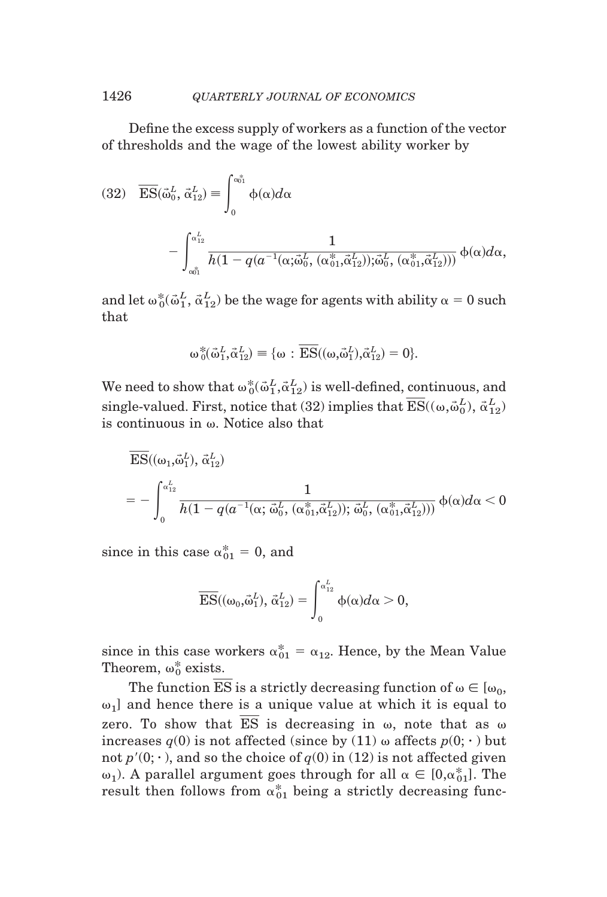Define the excess supply of workers as a function of the vector of thresholds and the wage of the lowest ability worker by

$$
(32)\quad \overline{\text{ES}}(\vec{\omega}_0^L, \vec{\alpha}_{12}^L) \equiv \int_0^{\alpha_{01}^*} \phi(\alpha)d\alpha - \int_{\alpha_{01}^*}^{\alpha_{12}^L} \frac{1}{h(1 - q(a^{-1}(\alpha;\vec{\omega}_0^L, (\alpha_{01}^*,\vec{\alpha}_{12}^L));\vec{\omega}_0^L, (\alpha_{01}^*,\vec{\alpha}_{12}^L)))} \phi(\alpha)d\alpha,
$$

and let $\omega_0^*(\vec{\omega}_1^L, \vec{\alpha}_{12}^L)$ be the wage for agents with ability $\alpha = 0$ such that

$$
\omega_0^*(\vec{\omega}_1^L,\vec{\alpha}_{12}^L) \equiv \{\omega : \overline{\text{ES}}((\omega,\vec{\omega}_1^L),\vec{\alpha}_{12}^L) = 0\}.
$$

We need to show that $\omega_0^*(\vec{\omega}_1^L,\vec{\alpha}_{12}^L)$ is well-defined, continuous, and single-valued. First, notice that (32) implies that $\overline{\text{ES}}((\omega,\vec{\omega}_0^L), \vec{\alpha}_{12}^L)$ is continuous in $\omega$. Notice also that

$$
\overline{\text{ES}}((\omega_1,\vec{\omega}_1^L), \vec{\alpha}_{12}^L) = -\int_0^{\alpha_{12}^L} \frac{1}{h(1 - q(a^{-1}(\alpha; \vec{\omega}_0^L, (\alpha_{01}^*,\vec{\alpha}_{12}^L)); \vec{\omega}_0^L, (\alpha_{01}^*,\vec{\alpha}_{12}^L)))} \phi(\alpha)d\alpha < 0
$$

since in this case $\alpha_{01}^* = 0$, and

$$
\overline{\text{ES}}((\omega_0,\vec{\omega}_1^L), \vec{\alpha}_{12}^L) = \int_0^{\alpha_{12}^L} \phi(\alpha)d\alpha > 0,
$$

since in this case workers $\alpha_{01}^* = \alpha_{12}$. Hence, by the Mean Value Theorem, $\omega_0^*$ exists.

The function $\overline{\text{ES}}$ is a strictly decreasing function of $\omega \in [\omega_0, \omega_1]$ and hence there is a unique value at which it is equal to zero. To show that $\overline{\text{ES}}$ is decreasing in $\omega$, note that as $\omega$ increases $q(0)$ is not affected (since by (11) $\omega$ affects $p(0;\cdot)$ but not $p'(0;\cdot)$, and so the choice of $q(0)$ in (12) is not affected given $\omega_1$). A parallel argument goes through for all $\alpha \in [0,\alpha_{01}^*]$. The result then follows from $\alpha_{01}^*$ being a strictly decreasing func-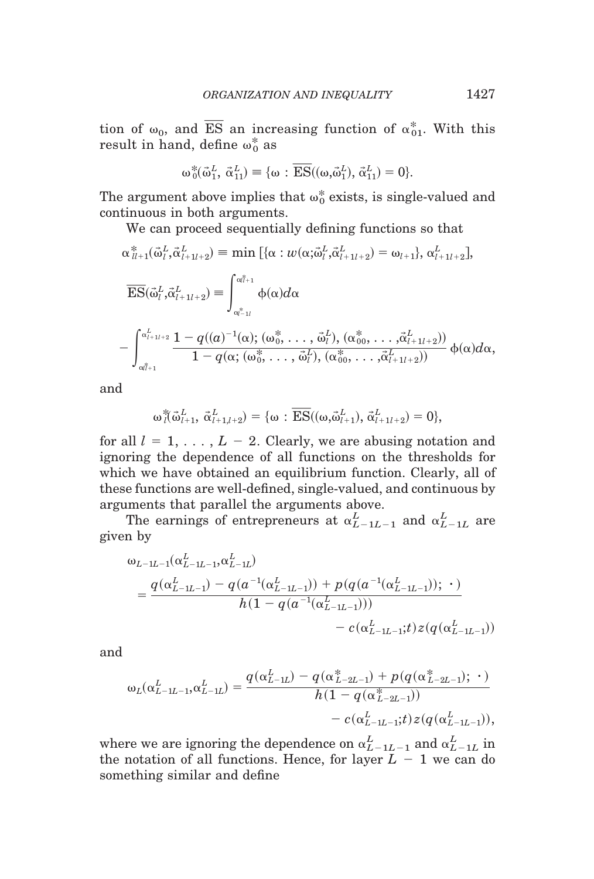tion of $\omega_0$, and $\overline{\mathrm{ES}}$ an increasing function of $\alpha^*_{01}$. With this result in hand, define $\omega^*_0$ as

$$\omega^*_0(\vec{\omega}^L_1, \vec{\alpha}^L_{11}) \equiv \{\omega : \overline{\mathrm{ES}}((\omega, \vec{\omega}^L_1), \vec{\alpha}^L_{11}) = 0\}.$$

The argument above implies that $\omega^*_0$ exists, is single-valued and continuous in both arguments.

We can proceed sequentially defining functions so that

$$\alpha^*_{ll+1}(\vec{\omega}^L_l, \vec{\alpha}^L_{l+1l+2}) \equiv \min\,[\{\alpha : w(\alpha; \vec{\omega}^L_l, \vec{\alpha}^L_{l+1l+2}) = \omega_{l+1}\}, \alpha^L_{l+1l+2}],$$

$$\overline{\mathrm{ES}}(\vec{\omega}^L_l, \vec{\alpha}^L_{l+1l+2}) \equiv \int_{\alpha^*_{l-1l}}^{\alpha^*_{ll+1}} \phi(\alpha)\,d\alpha$$

$$- \int_{\alpha^*_{ll+1}}^{\alpha^L_{l+1l+2}} \frac{1 - q((a)^{-1}(\alpha); (\omega^*_0, \ldots, \vec{\omega}^L_l), (\alpha^*_{00}, \ldots, \vec{\alpha}^L_{l+1l+2}))}{1 - q(\alpha; (\omega^*_0, \ldots, \vec{\omega}^L_l), (\alpha^*_{00}, \ldots, \vec{\alpha}^L_{l+1l+2}))}\,\phi(\alpha)\,d\alpha,$$

and

$$\omega^*_l(\vec{\omega}^L_{l+1}, \vec{\alpha}^L_{l+1,l+2}) = \{\omega : \overline{\mathrm{ES}}((\omega, \vec{\omega}^L_{l+1}), \vec{\alpha}^L_{l+1l+2}) = 0\},$$

for all $l = 1, \ldots, L - 2$. Clearly, we are abusing notation and ignoring the dependence of all functions on the thresholds for which we have obtained an equilibrium function. Clearly, all of these functions are well-defined, single-valued, and continuous by arguments that parallel the arguments above.

The earnings of entrepreneurs at $\alpha^L_{L-1L-1}$ and $\alpha^L_{L-1L}$ are given by

$$\omega_{L-1L-1}(\alpha^L_{L-1L-1}, \alpha^L_{L-1L}) = \frac{q(\alpha^L_{L-1L-1}) - q(a^{-1}(\alpha^L_{L-1L-1})) + p(q(a^{-1}(\alpha^L_{L-1L-1}));\ \cdot\,)}{h(1 - q(a^{-1}(\alpha^L_{L-1L-1})))} - c(\alpha^L_{L-1L-1}; t)\,z(q(\alpha^L_{L-1L-1}))$$

and

$$\omega_L(\alpha^L_{L-1L-1}, \alpha^L_{L-1L}) = \frac{q(\alpha^L_{L-1L}) - q(\alpha^*_{L-2L-1}) + p(q(\alpha^*_{L-2L-1});\ \cdot\,)}{h(1 - q(\alpha^*_{L-2L-1}))} - c(\alpha^L_{L-1L-1}; t)\,z(q(\alpha^L_{L-1L-1})),$$

where we are ignoring the dependence on $\alpha^L_{L-1L-1}$ and $\alpha^L_{L-1L}$ in the notation of all functions. Hence, for layer $L - 1$ we can do something similar and define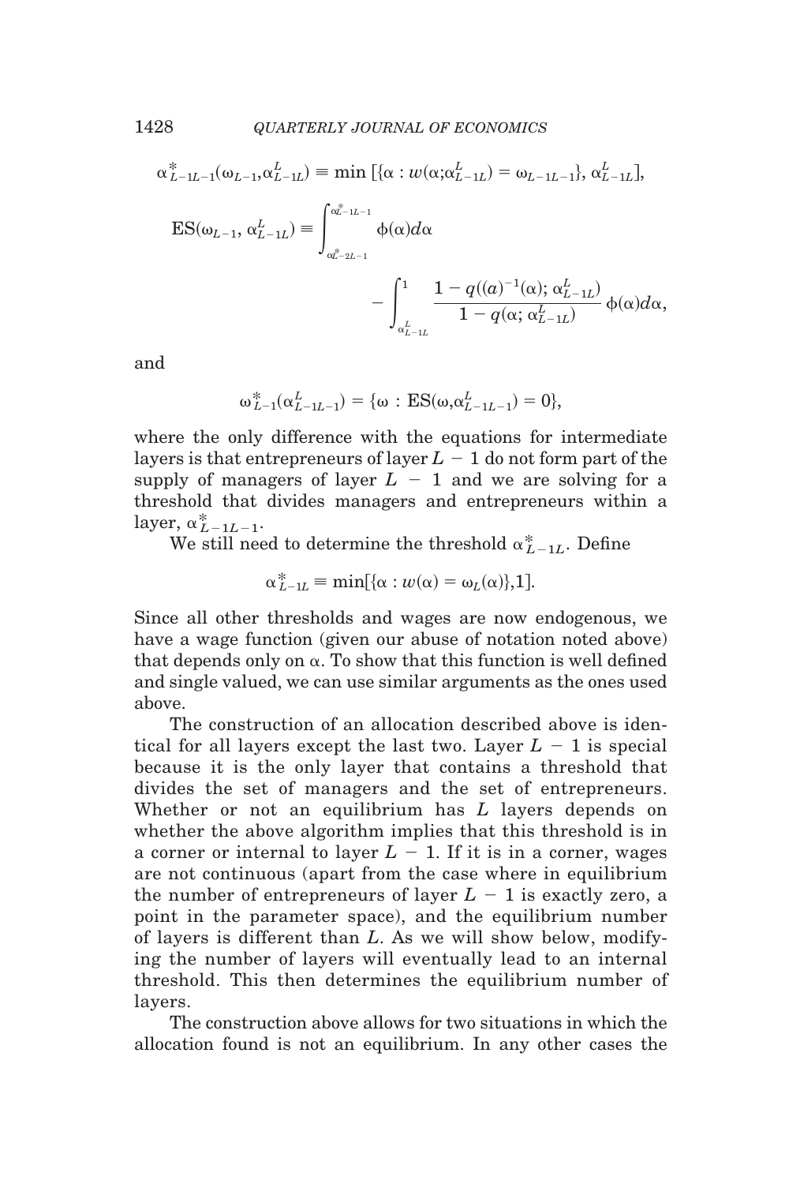$$\alpha^*_{L-1L-1}(\omega_{L-1},\alpha^L_{L-1L}) \equiv \min\,[\{\alpha : w(\alpha;\alpha^L_{L-1L}) = \omega_{L-1L-1}\},\, \alpha^L_{L-1L}],$$

$$\mathrm{ES}(\omega_{L-1},\, \alpha^L_{L-1L}) \equiv \int_{\alpha^*_{L-2L-1}}^{\alpha^*_{L-1L-1}} \phi(\alpha)d\alpha - \int_{\alpha^L_{L-1L}}^{1} \frac{1 - q((a)^{-1}(\alpha);\, \alpha^L_{L-1L})}{1 - q(\alpha;\, \alpha^L_{L-1L})}\, \phi(\alpha)d\alpha,$$

and

$$\omega^*_{L-1}(\alpha^L_{L-1L-1}) = \{\omega : \mathrm{ES}(\omega,\alpha^L_{L-1L-1}) = 0\},$$

where the only difference with the equations for intermediate layers is that entrepreneurs of layer $L - 1$ do not form part of the supply of managers of layer $L - 1$ and we are solving for a threshold that divides managers and entrepreneurs within a layer, $\alpha^*_{L-1L-1}$.

We still need to determine the threshold $\alpha^*_{L-1L}$. Define

$$\alpha^*_{L-1L} \equiv \min[\{\alpha : w(\alpha) = \omega_L(\alpha)\},1].$$

Since all other thresholds and wages are now endogenous, we have a wage function (given our abuse of notation noted above) that depends only on $\alpha$. To show that this function is well defined and single valued, we can use similar arguments as the ones used above.

The construction of an allocation described above is identical for all layers except the last two. Layer $L - 1$ is special because it is the only layer that contains a threshold that divides the set of managers and the set of entrepreneurs. Whether or not an equilibrium has $L$ layers depends on whether the above algorithm implies that this threshold is in a corner or internal to layer $L - 1$. If it is in a corner, wages are not continuous (apart from the case where in equilibrium the number of entrepreneurs of layer $L - 1$ is exactly zero, a point in the parameter space), and the equilibrium number of layers is different than $L$. As we will show below, modifying the number of layers will eventually lead to an internal threshold. This then determines the equilibrium number of layers.

The construction above allows for two situations in which the allocation found is not an equilibrium. In any other cases the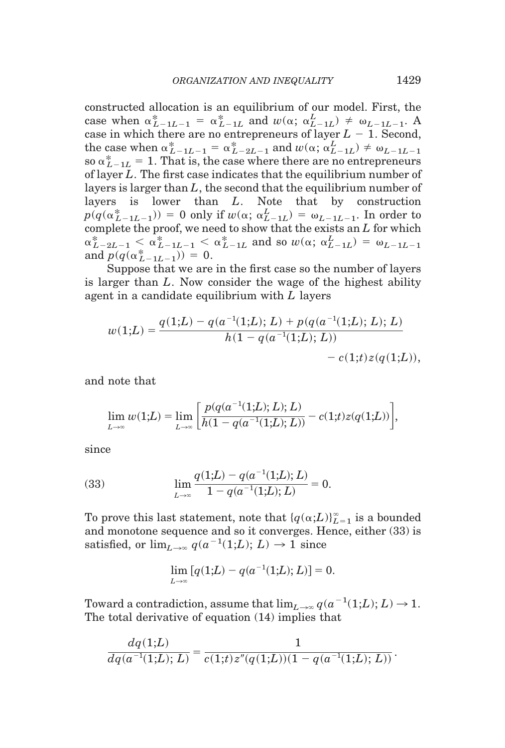constructed allocation is an equilibrium of our model. First, the case when $\alpha^*_{L-1L-1} = \alpha^*_{L-1L}$ and $w(\alpha;\ \alpha^L_{L-1L}) \neq \omega_{L-1L-1}$. A case in which there are no entrepreneurs of layer $L - 1$. Second, the case when $\alpha^*_{L-1L-1} = \alpha^*_{L-2L-1}$ and $w(\alpha;\ \alpha^L_{L-1L}) \neq \omega_{L-1L-1}$ so $\alpha^*_{L-1L} = 1$. That is, the case where there are no entrepreneurs of layer $L$. The first case indicates that the equilibrium number of layers is larger than $L$, the second that the equilibrium number of layers is lower than $L$. Note that by construction $p(q(\alpha^*_{L-1L-1})) = 0$ only if $w(\alpha;\ \alpha^L_{L-1L}) = \omega_{L-1L-1}$. In order to complete the proof, we need to show that the exists an $L$ for which $\alpha^*_{L-2L-1} < \alpha^*_{L-1L-1} < \alpha^*_{L-1L}$ and so $w(\alpha;\ \alpha^L_{L-1L}) = \omega_{L-1L-1}$ and $p(q(\alpha^*_{L-1L-1})) = 0$.

Suppose that we are in the first case so the number of layers is larger than $L$. Now consider the wage of the highest ability agent in a candidate equilibrium with $L$ layers

$$w(1;L) = \frac{q(1;L) - q(a^{-1}(1;L);\ L) + p(q(a^{-1}(1;L);\ L);\ L)}{h(1 - q(a^{-1}(1;L);\ L))} - c(1;t)z(q(1;L)),$$

and note that

$$\lim_{L\to\infty} w(1;L) = \lim_{L\to\infty}\left[\frac{p(q(a^{-1}(1;L);\ L);\ L)}{h(1 - q(a^{-1}(1;L);\ L))} - c(1;t)z(q(1;L))\right],$$

since

$$\lim_{L\to\infty} \frac{q(1;L) - q(a^{-1}(1;L);\ L)}{1 - q(a^{-1}(1;L);\ L)} = 0. \tag{33}$$

To prove this last statement, note that $\{q(\alpha;L)\}_{L=1}^{\infty}$ is a bounded and monotone sequence and so it converges. Hence, either (33) is satisfied, or $\lim_{L\to\infty} q(a^{-1}(1;L);\ L) \to 1$ since

$$\lim_{L\to\infty} [q(1;L) - q(a^{-1}(1;L);\ L)] = 0.$$

Toward a contradiction, assume that $\lim_{L\to\infty} q(a^{-1}(1;L);\ L) \to 1$. The total derivative of equation (14) implies that

$$\frac{dq(1;L)}{dq(a^{-1}(1;L);\ L)} = \frac{1}{c(1;t)z''(q(1;L))(1 - q(a^{-1}(1;L);\ L))}.$$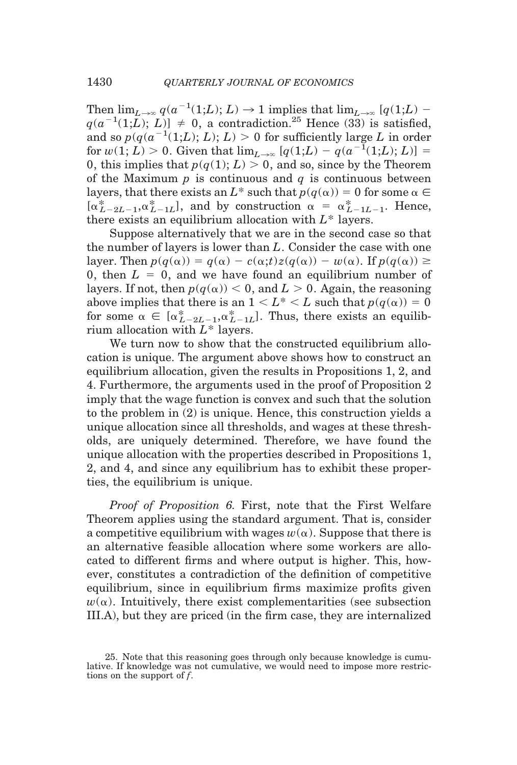Then $\lim_{L\to\infty} q(a^{-1}(1;L); L) \to 1$ implies that $\lim_{L\to\infty} [q(1;L) - q(a^{-1}(1;L); L)] \neq 0$, a contradiction.[25] Hence (33) is satisfied, and so $p(q(a^{-1}(1;L); L); L) > 0$ for sufficiently large $L$ in order for $w(1; L) > 0$. Given that $\lim_{L\to\infty} [q(1;L) - q(a^{-1}(1;L); L)] = 0$, this implies that $p(q(1); L) > 0$, and so, since by the Theorem of the Maximum $p$ is continuous and $q$ is continuous between layers, that there exists an $L^*$ such that $p(q(\alpha)) = 0$ for some $\alpha \in [\alpha^*_{L-2L-1}, \alpha^*_{L-1L}]$, and by construction $\alpha = \alpha^*_{L-1L-1}$. Hence, there exists an equilibrium allocation with $L^*$ layers.

Suppose alternatively that we are in the second case so that the number of layers is lower than $L$. Consider the case with one layer. Then $p(q(\alpha)) = q(\alpha) - c(\alpha;t)z(q(\alpha)) - w(\alpha)$. If $p(q(\alpha)) \geq 0$, then $L = 0$, and we have found an equilibrium number of layers. If not, then $p(q(\alpha)) < 0$, and $L > 0$. Again, the reasoning above implies that there is an $1 < L^* < L$ such that $p(q(\alpha)) = 0$ for some $\alpha \in [\alpha^*_{L-2L-1}, \alpha^*_{L-1L}]$. Thus, there exists an equilibrium allocation with $L^*$ layers.

We turn now to show that the constructed equilibrium allocation is unique. The argument above shows how to construct an equilibrium allocation, given the results in Propositions 1, 2, and 4. Furthermore, the arguments used in the proof of Proposition 2 imply that the wage function is convex and such that the solution to the problem in (2) is unique. Hence, this construction yields a unique allocation since all thresholds, and wages at these thresholds, are uniquely determined. Therefore, we have found the unique allocation with the properties described in Propositions 1, 2, and 4, and since any equilibrium has to exhibit these properties, the equilibrium is unique.

*Proof of Proposition 6.* First, note that the First Welfare Theorem applies using the standard argument. That is, consider a competitive equilibrium with wages $w(\alpha)$. Suppose that there is an alternative feasible allocation where some workers are allocated to different firms and where output is higher. This, however, constitutes a contradiction of the definition of competitive equilibrium, since in equilibrium firms maximize profits given $w(\alpha)$. Intuitively, there exist complementarities (see subsection III.A), but they are priced (in the firm case, they are internalized

25. Note that this reasoning goes through only because knowledge is cumulative. If knowledge was not cumulative, we would need to impose more restrictions on the support of $f$.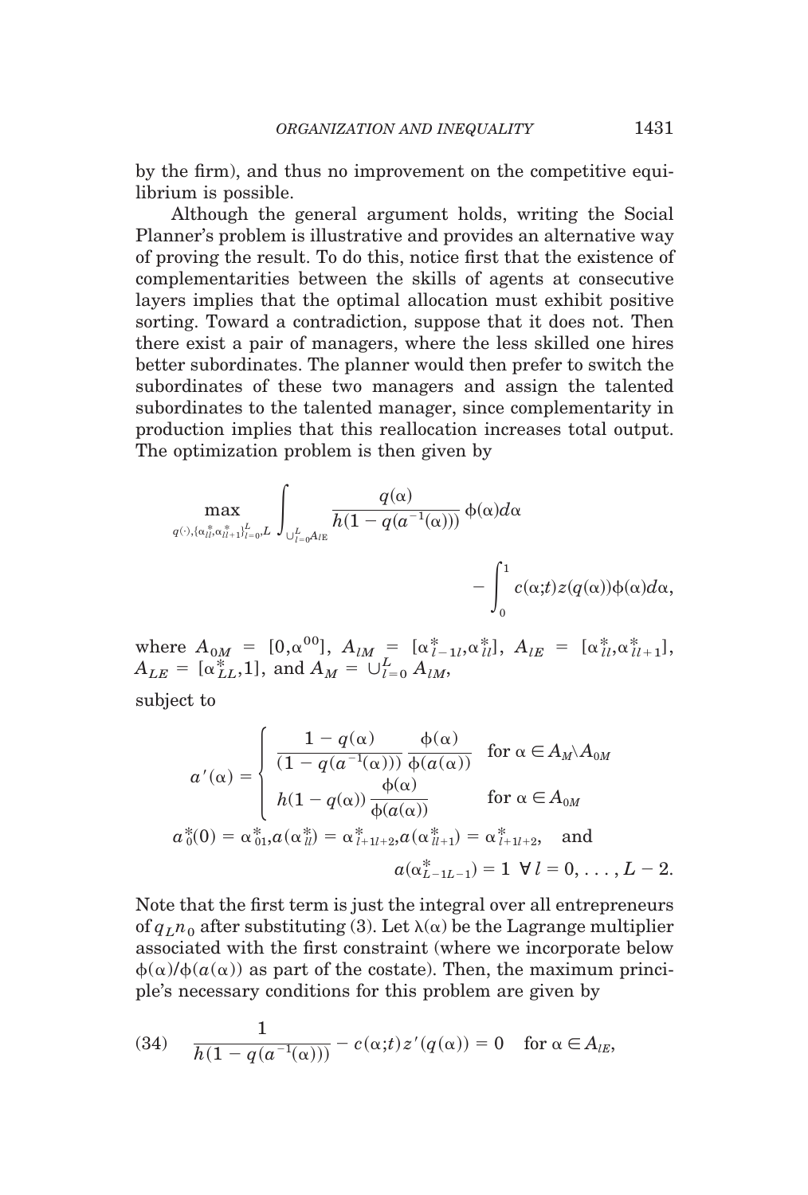by the firm), and thus no improvement on the competitive equilibrium is possible.

Although the general argument holds, writing the Social Planner's problem is illustrative and provides an alternative way of proving the result. To do this, notice first that the existence of complementarities between the skills of agents at consecutive layers implies that the optimal allocation must exhibit positive sorting. Toward a contradiction, suppose that it does not. Then there exist a pair of managers, where the less skilled one hires better subordinates. The planner would then prefer to switch the subordinates of these two managers and assign the talented subordinates to the talented manager, since complementarity in production implies that this reallocation increases total output. The optimization problem is then given by

$$\max_{q(\cdot),\{\alpha^*_{ll},\alpha^*_{ll+1}\}_{l=0}^{L},L} \int_{\cup_{l=0}^{L} A_{lE}} \frac{q(\alpha)}{h(1-q(a^{-1}(\alpha)))}\,\phi(\alpha)d\alpha - \int_0^1 c(\alpha;t)z(q(\alpha))\phi(\alpha)d\alpha,$$

where $A_{0M} = [0,\alpha^{00}]$, $A_{lM} = [\alpha^*_{l-1l},\alpha^*_{ll}]$, $A_{lE} = [\alpha^*_{ll},\alpha^*_{ll+1}]$, $A_{LE} = [\alpha^*_{LL},1]$, and $A_M = \cup_{l=0}^{L} A_{lM}$,

subject to

$$a'(\alpha) = \begin{cases} \dfrac{1-q(\alpha)}{(1-q(a^{-1}(\alpha)))}\dfrac{\phi(\alpha)}{\phi(a(\alpha))} & \text{for } \alpha \in A_M \backslash A_{0M} \\ h(1-q(\alpha))\dfrac{\phi(\alpha)}{\phi(a(\alpha))} & \text{for } \alpha \in A_{0M} \end{cases}$$

$$a^*_0(0) = \alpha^*_{01}, a(\alpha^*_{ll}) = \alpha^*_{l+1l+2}, a(\alpha^*_{ll+1}) = \alpha^*_{l+1l+2}, \quad \text{and}$$

$$a(\alpha^*_{L-1L-1}) = 1 \ \ \forall\, l = 0,\ldots,L-2.$$

Note that the first term is just the integral over all entrepreneurs of $q_L n_0$ after substituting (3). Let $\lambda(\alpha)$ be the Lagrange multiplier associated with the first constraint (where we incorporate below $\phi(\alpha)/\phi(a(\alpha))$ as part of the costate). Then, the maximum principle's necessary conditions for this problem are given by

$$\text{(34)} \quad \frac{1}{h(1-q(a^{-1}(\alpha)))} - c(\alpha;t)z'(q(\alpha)) = 0 \quad \text{for } \alpha \in A_{lE},$$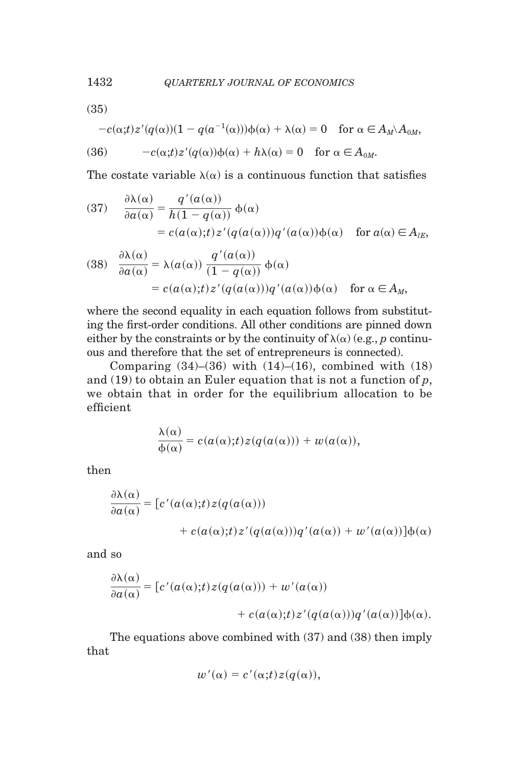(35)

$$-c(\alpha;t)z'(q(\alpha))(1-q(a^{-1}(\alpha)))\phi(\alpha)+\lambda(\alpha)=0 \quad \text{for } \alpha \in A_M \backslash A_{0M},$$

$$(36) \qquad -c(\alpha;t)z'(q(\alpha))\phi(\alpha)+h\lambda(\alpha)=0 \quad \text{for } \alpha \in A_{0M}.$$

The costate variable $\lambda(\alpha)$ is a continuous function that satisfies

$$(37) \quad \frac{\partial \lambda(\alpha)}{\partial a(\alpha)} = \frac{q'(a(\alpha))}{h(1-q(\alpha))}\phi(\alpha) = c(a(\alpha);t)z'(q(a(\alpha)))q'(a(\alpha))\phi(\alpha) \quad \text{for } a(\alpha) \in A_{lE},$$

$$(38) \quad \frac{\partial \lambda(\alpha)}{\partial a(\alpha)} = \lambda(a(\alpha))\frac{q'(a(\alpha))}{(1-q(\alpha))}\phi(\alpha) = c(a(\alpha);t)z'(q(a(\alpha)))q'(a(\alpha))\phi(\alpha) \quad \text{for } \alpha \in A_M,$$

where the second equality in each equation follows from substituting the first-order conditions. All other conditions are pinned down either by the constraints or by the continuity of $\lambda(\alpha)$ (e.g., $p$ continuous and therefore that the set of entrepreneurs is connected).

Comparing (34)–(36) with (14)–(16), combined with (18) and (19) to obtain an Euler equation that is not a function of $p$, we obtain that in order for the equilibrium allocation to be efficient

$$\frac{\lambda(\alpha)}{\phi(\alpha)} = c(a(\alpha);t)z(q(a(\alpha))) + w(a(\alpha)),$$

then

$$\frac{\partial \lambda(\alpha)}{\partial a(\alpha)} = [c'(a(\alpha);t)z(q(a(\alpha))) + c(a(\alpha);t)z'(q(a(\alpha)))q'(a(\alpha)) + w'(a(\alpha))]\phi(\alpha)$$

and so

$$\frac{\partial \lambda(\alpha)}{\partial a(\alpha)} = [c'(a(\alpha);t)z(q(a(\alpha))) + w'(a(\alpha)) + c(a(\alpha);t)z'(q(a(\alpha)))q'(a(\alpha))]\phi(\alpha).$$

The equations above combined with (37) and (38) then imply that

$$w'(\alpha) = c'(\alpha;t)z(q(\alpha)),$$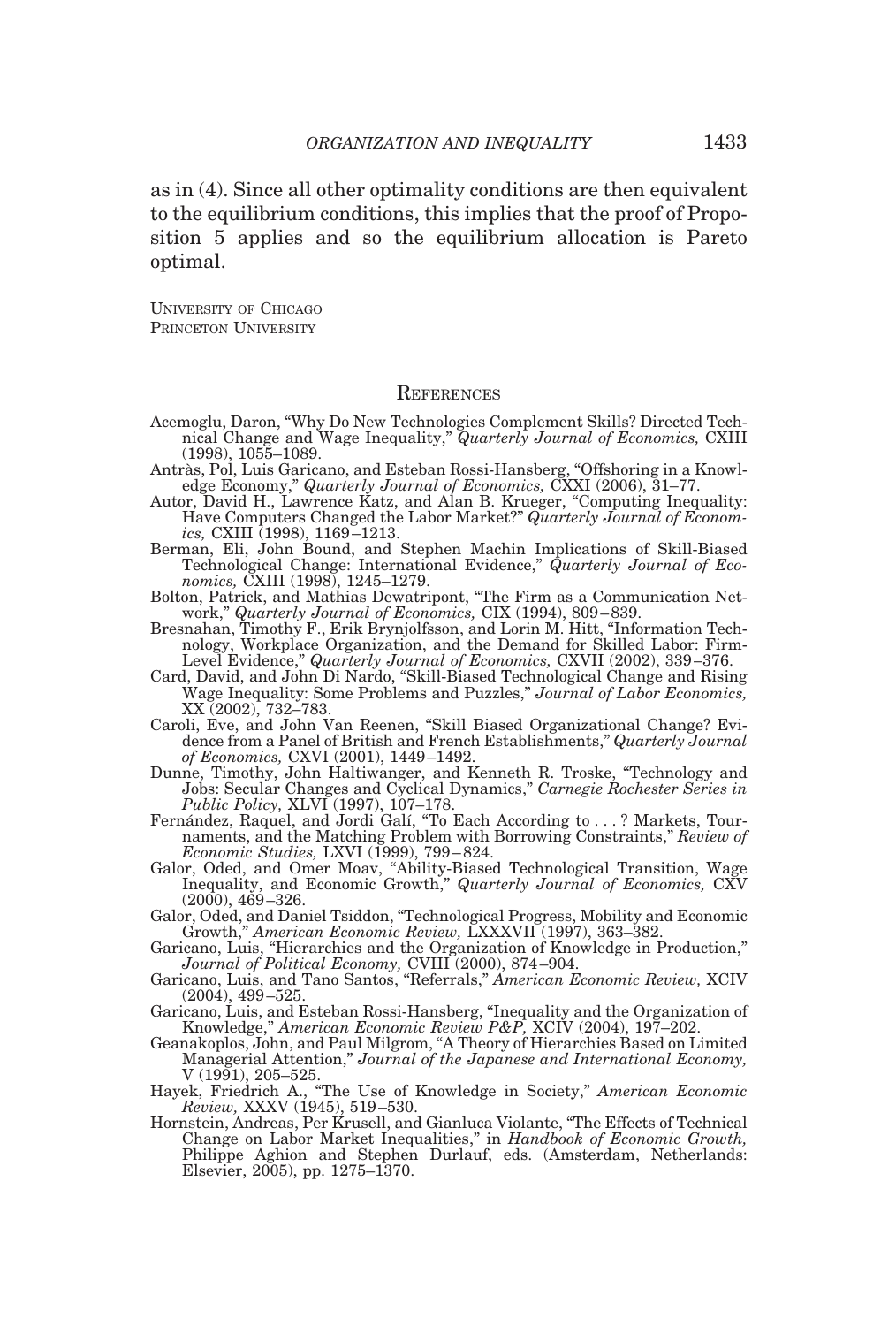as in (4). Since all other optimality conditions are then equivalent to the equilibrium conditions, this implies that the proof of Proposition 5 applies and so the equilibrium allocation is Pareto optimal.

University of Chicago
Princeton University

## References

Acemoglu, Daron, "Why Do New Technologies Complement Skills? Directed Technical Change and Wage Inequality," *Quarterly Journal of Economics,* CXIII (1998), 1055–1089.

Antràs, Pol, Luis Garicano, and Esteban Rossi-Hansberg, "Offshoring in a Knowledge Economy," *Quarterly Journal of Economics,* CXXI (2006), 31–77.

Autor, David H., Lawrence Katz, and Alan B. Krueger, "Computing Inequality: Have Computers Changed the Labor Market?" *Quarterly Journal of Economics,* CXIII (1998), 1169–1213.

Berman, Eli, John Bound, and Stephen Machin Implications of Skill-Biased Technological Change: International Evidence," *Quarterly Journal of Economics,* CXIII (1998), 1245–1279.

Bolton, Patrick, and Mathias Dewatripont, "The Firm as a Communication Network," *Quarterly Journal of Economics,* CIX (1994), 809–839.

Bresnahan, Timothy F., Erik Brynjolfsson, and Lorin M. Hitt, "Information Technology, Workplace Organization, and the Demand for Skilled Labor: Firm-Level Evidence," *Quarterly Journal of Economics,* CXVII (2002), 339–376.

Card, David, and John Di Nardo, "Skill-Biased Technological Change and Rising Wage Inequality: Some Problems and Puzzles," *Journal of Labor Economics,* XX (2002), 732–783.

Caroli, Eve, and John Van Reenen, "Skill Biased Organizational Change? Evidence from a Panel of British and French Establishments," *Quarterly Journal of Economics,* CXVI (2001), 1449–1492.

Dunne, Timothy, John Haltiwanger, and Kenneth R. Troske, "Technology and Jobs: Secular Changes and Cyclical Dynamics," *Carnegie Rochester Series in Public Policy,* XLVI (1997), 107–178.

Fernández, Raquel, and Jordi Galí, "To Each According to . . . ? Markets, Tournaments, and the Matching Problem with Borrowing Constraints," *Review of Economic Studies,* LXVI (1999), 799–824.

Galor, Oded, and Omer Moav, "Ability-Biased Technological Transition, Wage Inequality, and Economic Growth," *Quarterly Journal of Economics,* CXV (2000), 469–326.

Galor, Oded, and Daniel Tsiddon, "Technological Progress, Mobility and Economic Growth," *American Economic Review,* LXXXVII (1997), 363–382.

Garicano, Luis, "Hierarchies and the Organization of Knowledge in Production," *Journal of Political Economy,* CVIII (2000), 874–904.

Garicano, Luis, and Tano Santos, "Referrals," *American Economic Review,* XCIV (2004), 499–525.

Garicano, Luis, and Esteban Rossi-Hansberg, "Inequality and the Organization of Knowledge," *American Economic Review P&P,* XCIV (2004), 197–202.

Geanakoplos, John, and Paul Milgrom, "A Theory of Hierarchies Based on Limited Managerial Attention," *Journal of the Japanese and International Economy,* V (1991), 205–525.

Hayek, Friedrich A., "The Use of Knowledge in Society," *American Economic Review,* XXXV (1945), 519–530.

Hornstein, Andreas, Per Krusell, and Gianluca Violante, "The Effects of Technical Change on Labor Market Inequalities," in *Handbook of Economic Growth,* Philippe Aghion and Stephen Durlauf, eds. (Amsterdam, Netherlands: Elsevier, 2005), pp. 1275–1370.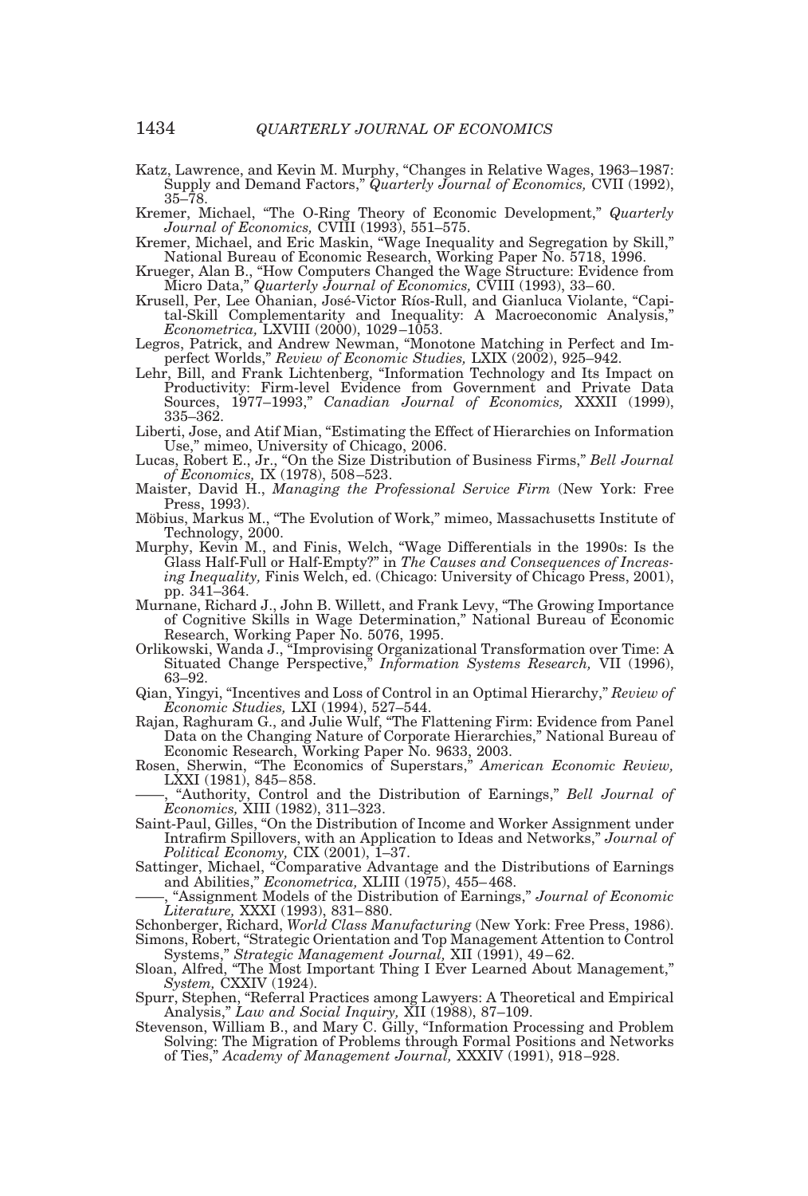Katz, Lawrence, and Kevin M. Murphy, "Changes in Relative Wages, 1963–1987: Supply and Demand Factors," *Quarterly Journal of Economics,* CVII (1992), 35–78.

Kremer, Michael, "The O-Ring Theory of Economic Development," *Quarterly Journal of Economics,* CVIII (1993), 551–575.

Kremer, Michael, and Eric Maskin, "Wage Inequality and Segregation by Skill," National Bureau of Economic Research, Working Paper No. 5718, 1996.

Krueger, Alan B., "How Computers Changed the Wage Structure: Evidence from Micro Data," *Quarterly Journal of Economics,* CVIII (1993), 33–60.

Krusell, Per, Lee Ohanian, José-Victor Ríos-Rull, and Gianluca Violante, "Capital-Skill Complementarity and Inequality: A Macroeconomic Analysis," *Econometrica,* LXVIII (2000), 1029–1053.

Legros, Patrick, and Andrew Newman, "Monotone Matching in Perfect and Imperfect Worlds," *Review of Economic Studies,* LXIX (2002), 925–942.

Lehr, Bill, and Frank Lichtenberg, "Information Technology and Its Impact on Productivity: Firm-level Evidence from Government and Private Data Sources, 1977–1993," *Canadian Journal of Economics,* XXXII (1999), 335–362.

Liberti, Jose, and Atif Mian, "Estimating the Effect of Hierarchies on Information Use," mimeo, University of Chicago, 2006.

Lucas, Robert E., Jr., "On the Size Distribution of Business Firms," *Bell Journal of Economics,* IX (1978), 508–523.

Maister, David H., *Managing the Professional Service Firm* (New York: Free Press, 1993).

Möbius, Markus M., "The Evolution of Work," mimeo, Massachusetts Institute of Technology, 2000.

Murphy, Kevin M., and Finis, Welch, "Wage Differentials in the 1990s: Is the Glass Half-Full or Half-Empty?" in *The Causes and Consequences of Increasing Inequality,* Finis Welch, ed. (Chicago: University of Chicago Press, 2001), pp. 341–364.

Murnane, Richard J., John B. Willett, and Frank Levy, "The Growing Importance of Cognitive Skills in Wage Determination," National Bureau of Economic Research, Working Paper No. 5076, 1995.

Orlikowski, Wanda J., "Improvising Organizational Transformation over Time: A Situated Change Perspective," *Information Systems Research,* VII (1996), 63–92.

Qian, Yingyi, "Incentives and Loss of Control in an Optimal Hierarchy," *Review of Economic Studies,* LXI (1994), 527–544.

Rajan, Raghuram G., and Julie Wulf, "The Flattening Firm: Evidence from Panel Data on the Changing Nature of Corporate Hierarchies," National Bureau of Economic Research, Working Paper No. 9633, 2003.

Rosen, Sherwin, "The Economics of Superstars," *American Economic Review,* LXXI (1981), 845–858.

——, "Authority, Control and the Distribution of Earnings," *Bell Journal of Economics,* XIII (1982), 311–323.

Saint-Paul, Gilles, "On the Distribution of Income and Worker Assignment under Intrafirm Spillovers, with an Application to Ideas and Networks," *Journal of Political Economy,* CIX (2001), 1–37.

Sattinger, Michael, "Comparative Advantage and the Distributions of Earnings and Abilities," *Econometrica,* XLIII (1975), 455–468.

——, "Assignment Models of the Distribution of Earnings," *Journal of Economic Literature,* XXXI (1993), 831–880.

Schonberger, Richard, *World Class Manufacturing* (New York: Free Press, 1986).

Simons, Robert, "Strategic Orientation and Top Management Attention to Control Systems," *Strategic Management Journal,* XII (1991), 49–62.

Sloan, Alfred, "The Most Important Thing I Ever Learned About Management," *System,* CXXIV (1924).

Spurr, Stephen, "Referral Practices among Lawyers: A Theoretical and Empirical Analysis," *Law and Social Inquiry,* XII (1988), 87–109.

Stevenson, William B., and Mary C. Gilly, "Information Processing and Problem Solving: The Migration of Problems through Formal Positions and Networks of Ties," *Academy of Management Journal,* XXXIV (1991), 918–928.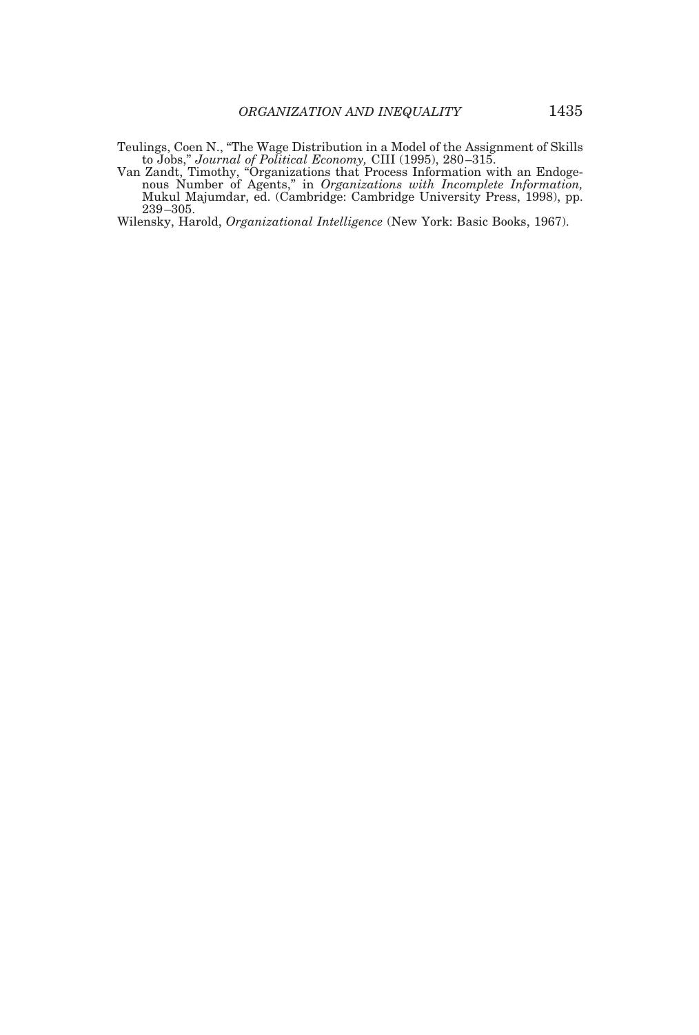Teulings, Coen N., "The Wage Distribution in a Model of the Assignment of Skills to Jobs," *Journal of Political Economy,* CIII (1995), 280–315.

Van Zandt, Timothy, "Organizations that Process Information with an Endogenous Number of Agents," in *Organizations with Incomplete Information,* Mukul Majumdar, ed. (Cambridge: Cambridge University Press, 1998), pp. 239–305.

Wilensky, Harold, *Organizational Intelligence* (New York: Basic Books, 1967).